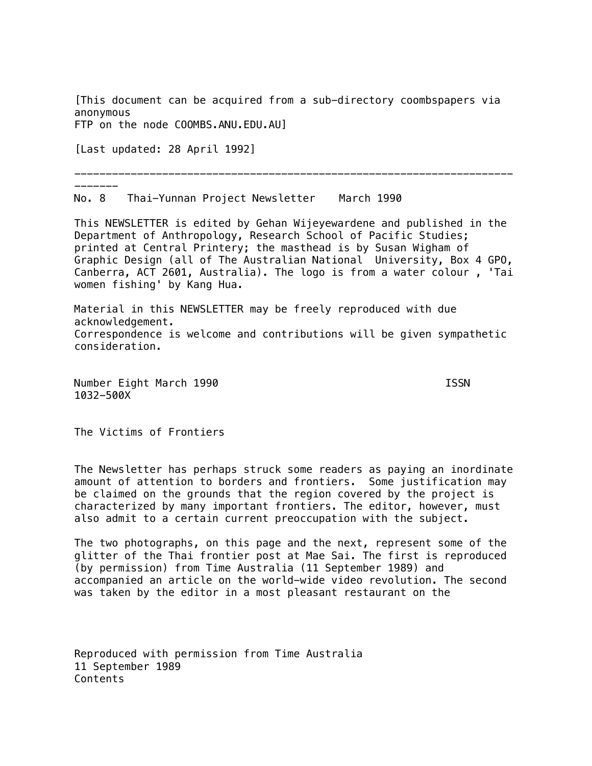[This document can be acquired from a sub-directory coombspapers via anonymous
FTP on the node COOMBS.ANU.EDU.AU]

[Last updated: 28 April 1992]

---

No. 8 Thai-Yunnan Project Newsletter March 1990

This NEWSLETTER is edited by Gehan Wijeyewardene and published in the Department of Anthropology, Research School of Pacific Studies; printed at Central Printery; the masthead is by Susan Wigham of Graphic Design (all of The Australian National University, Box 4 GPO, Canberra, ACT 2601, Australia). The logo is from a water colour , 'Tai women fishing' by Kang Hua.

Material in this NEWSLETTER may be freely reproduced with due acknowledgement.
Correspondence is welcome and contributions will be given sympathetic consideration.

Number Eight March 1990 ISSN 1032-500X

## The Victims of Frontiers

The Newsletter has perhaps struck some readers as paying an inordinate amount of attention to borders and frontiers. Some justification may be claimed on the grounds that the region covered by the project is characterized by many important frontiers. The editor, however, must also admit to a certain current preoccupation with the subject.

The two photographs, on this page and the next, represent some of the glitter of the Thai frontier post at Mae Sai. The first is reproduced (by permission) from Time Australia (11 September 1989) and accompanied an article on the world-wide video revolution. The second was taken by the editor in a most pleasant restaurant on the

Reproduced with permission from Time Australia
11 September 1989
Contents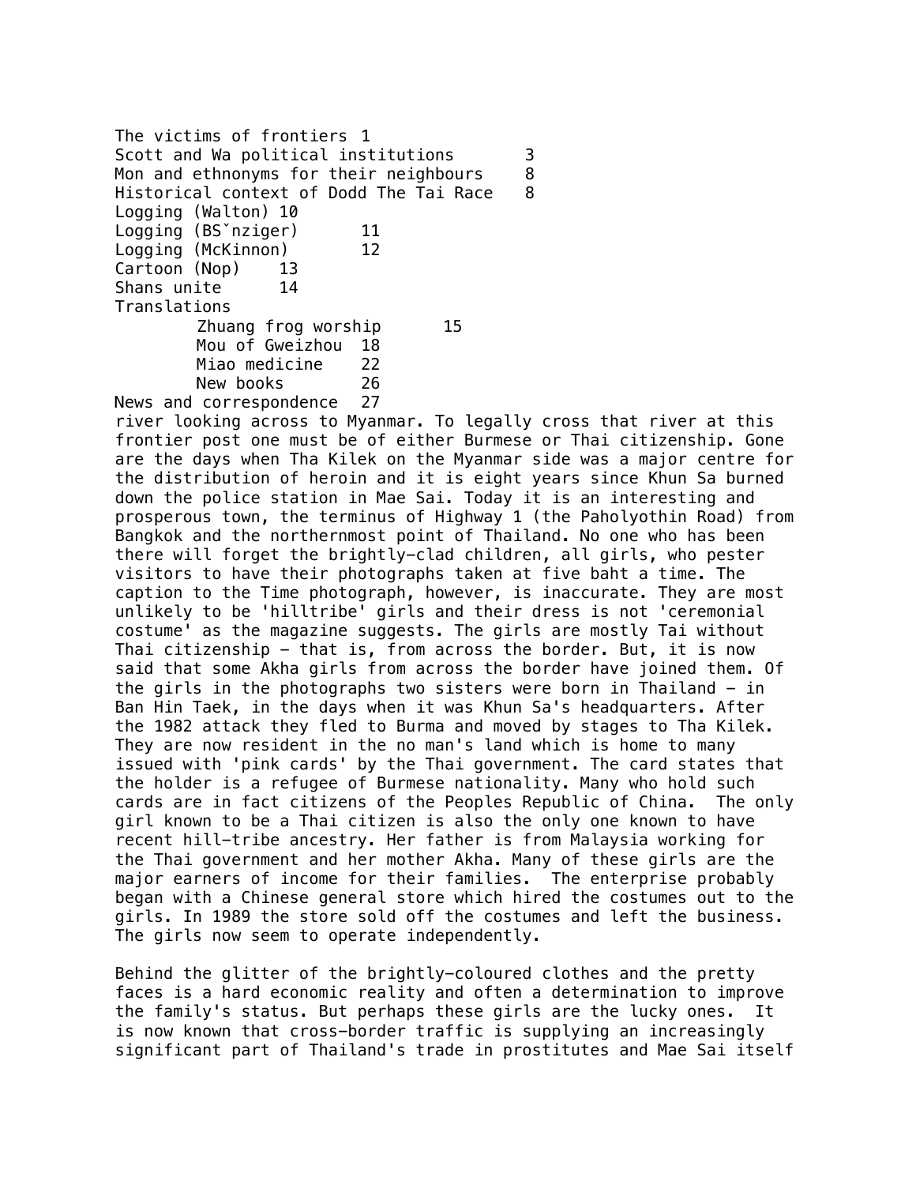The victims of frontiers 1
Scott and Wa political institutions 3
Mon and ethnonyms for their neighbours 8
Historical context of Dodd The Tai Race 8
Logging (Walton) 10
Logging (BSˇnziger) 11
Logging (McKinnon) 12
Cartoon (Nop) 13
Shans unite 14
Translations
- Zhuang frog worship 15
- Mou of Gweizhou 18
- Miao medicine 22
- New books 26

News and correspondence 27

river looking across to Myanmar. To legally cross that river at this frontier post one must be of either Burmese or Thai citizenship. Gone are the days when Tha Kilek on the Myanmar side was a major centre for the distribution of heroin and it is eight years since Khun Sa burned down the police station in Mae Sai. Today it is an interesting and prosperous town, the terminus of Highway 1 (the Paholyothin Road) from Bangkok and the northernmost point of Thailand. No one who has been there will forget the brightly-clad children, all girls, who pester visitors to have their photographs taken at five baht a time. The caption to the Time photograph, however, is inaccurate. They are most unlikely to be 'hilltribe' girls and their dress is not 'ceremonial costume' as the magazine suggests. The girls are mostly Tai without Thai citizenship - that is, from across the border. But, it is now said that some Akha girls from across the border have joined them. Of the girls in the photographs two sisters were born in Thailand - in Ban Hin Taek, in the days when it was Khun Sa's headquarters. After the 1982 attack they fled to Burma and moved by stages to Tha Kilek. They are now resident in the no man's land which is home to many issued with 'pink cards' by the Thai government. The card states that the holder is a refugee of Burmese nationality. Many who hold such cards are in fact citizens of the Peoples Republic of China. The only girl known to be a Thai citizen is also the only one known to have recent hill-tribe ancestry. Her father is from Malaysia working for the Thai government and her mother Akha. Many of these girls are the major earners of income for their families. The enterprise probably began with a Chinese general store which hired the costumes out to the girls. In 1989 the store sold off the costumes and left the business. The girls now seem to operate independently.

Behind the glitter of the brightly-coloured clothes and the pretty faces is a hard economic reality and often a determination to improve the family's status. But perhaps these girls are the lucky ones. It is now known that cross-border traffic is supplying an increasingly significant part of Thailand's trade in prostitutes and Mae Sai itself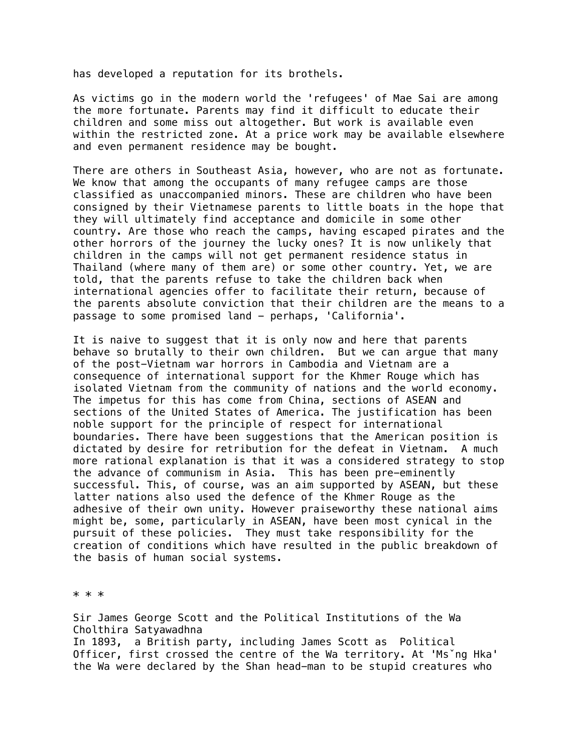has developed a reputation for its brothels.

As victims go in the modern world the 'refugees' of Mae Sai are among the more fortunate. Parents may find it difficult to educate their children and some miss out altogether. But work is available even within the restricted zone. At a price work may be available elsewhere and even permanent residence may be bought.

There are others in Southeast Asia, however, who are not as fortunate. We know that among the occupants of many refugee camps are those classified as unaccompanied minors. These are children who have been consigned by their Vietnamese parents to little boats in the hope that they will ultimately find acceptance and domicile in some other country. Are those who reach the camps, having escaped pirates and the other horrors of the journey the lucky ones? It is now unlikely that children in the camps will not get permanent residence status in Thailand (where many of them are) or some other country. Yet, we are told, that the parents refuse to take the children back when international agencies offer to facilitate their return, because of the parents absolute conviction that their children are the means to a passage to some promised land – perhaps, 'California'.

It is naive to suggest that it is only now and here that parents behave so brutally to their own children. But we can argue that many of the post-Vietnam war horrors in Cambodia and Vietnam are a consequence of international support for the Khmer Rouge which has isolated Vietnam from the community of nations and the world economy. The impetus for this has come from China, sections of ASEAN and sections of the United States of America. The justification has been noble support for the principle of respect for international boundaries. There have been suggestions that the American position is dictated by desire for retribution for the defeat in Vietnam. A much more rational explanation is that it was a considered strategy to stop the advance of communism in Asia. This has been pre-eminently successful. This, of course, was an aim supported by ASEAN, but these latter nations also used the defence of the Khmer Rouge as the adhesive of their own unity. However praiseworthy these national aims might be, some, particularly in ASEAN, have been most cynical in the pursuit of these policies. They must take responsibility for the creation of conditions which have resulted in the public breakdown of the basis of human social systems.

* * *

## Sir James George Scott and the Political Institutions of the Wa

Cholthira Satyawadhna

In 1893, a British party, including James Scott as Political Officer, first crossed the centre of the Wa territory. At 'Msˇng Hka' the Wa were declared by the Shan head-man to be stupid creatures who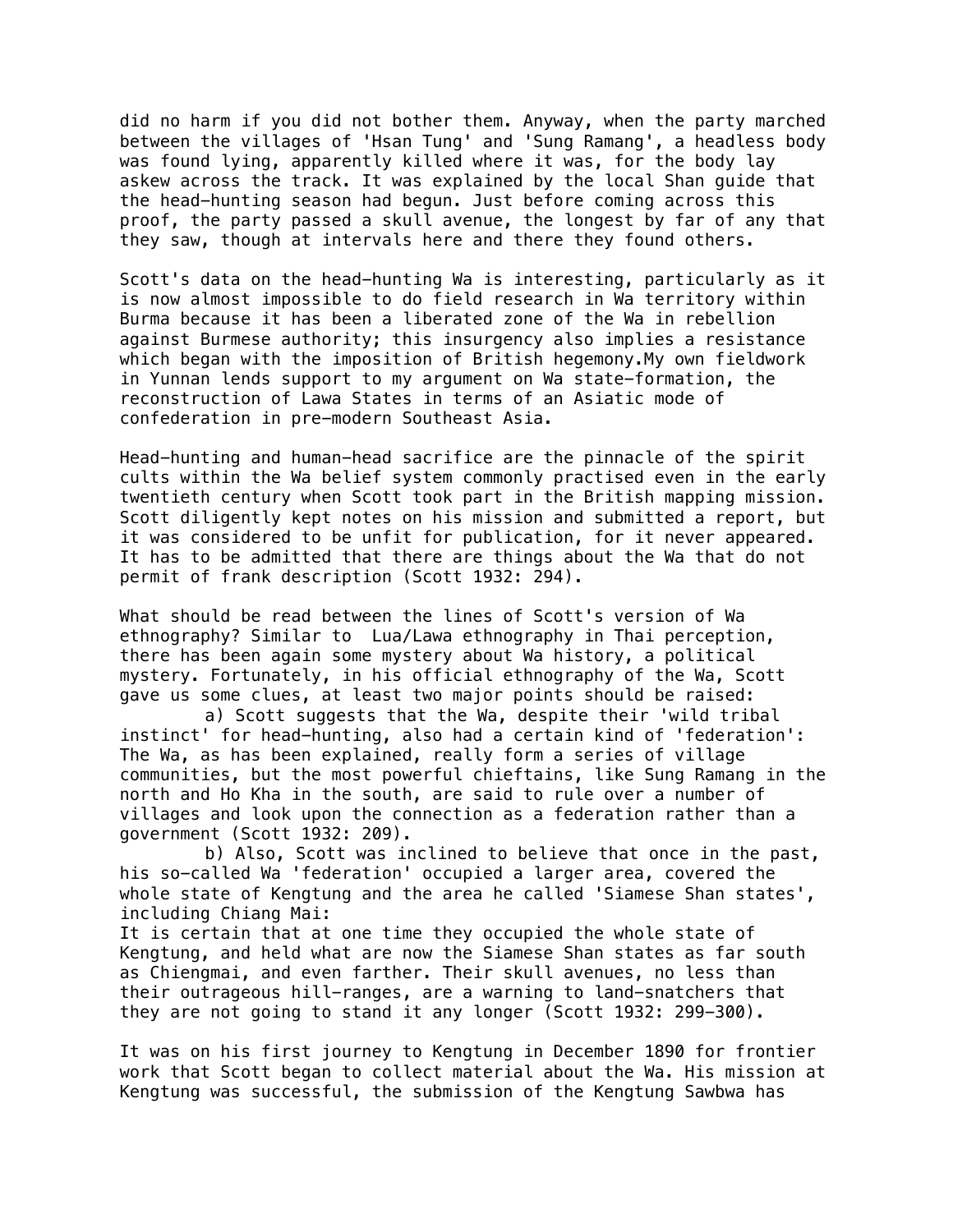did no harm if you did not bother them. Anyway, when the party marched between the villages of 'Hsan Tung' and 'Sung Ramang', a headless body was found lying, apparently killed where it was, for the body lay askew across the track. It was explained by the local Shan guide that the head-hunting season had begun. Just before coming across this proof, the party passed a skull avenue, the longest by far of any that they saw, though at intervals here and there they found others.

Scott's data on the head-hunting Wa is interesting, particularly as it is now almost impossible to do field research in Wa territory within Burma because it has been a liberated zone of the Wa in rebellion against Burmese authority; this insurgency also implies a resistance which began with the imposition of British hegemony.My own fieldwork in Yunnan lends support to my argument on Wa state-formation, the reconstruction of Lawa States in terms of an Asiatic mode of confederation in pre-modern Southeast Asia.

Head-hunting and human-head sacrifice are the pinnacle of the spirit cults within the Wa belief system commonly practised even in the early twentieth century when Scott took part in the British mapping mission. Scott diligently kept notes on his mission and submitted a report, but it was considered to be unfit for publication, for it never appeared. It has to be admitted that there are things about the Wa that do not permit of frank description (Scott 1932: 294).

What should be read between the lines of Scott's version of Wa ethnography? Similar to Lua/Lawa ethnography in Thai perception, there has been again some mystery about Wa history, a political mystery. Fortunately, in his official ethnography of the Wa, Scott gave us some clues, at least two major points should be raised:

a) Scott suggests that the Wa, despite their 'wild tribal instinct' for head-hunting, also had a certain kind of 'federation': The Wa, as has been explained, really form a series of village communities, but the most powerful chieftains, like Sung Ramang in the north and Ho Kha in the south, are said to rule over a number of villages and look upon the connection as a federation rather than a government (Scott 1932: 209).

b) Also, Scott was inclined to believe that once in the past, his so-called Wa 'federation' occupied a larger area, covered the whole state of Kengtung and the area he called 'Siamese Shan states', including Chiang Mai:

It is certain that at one time they occupied the whole state of Kengtung, and held what are now the Siamese Shan states as far south as Chiengmai, and even farther. Their skull avenues, no less than their outrageous hill-ranges, are a warning to land-snatchers that they are not going to stand it any longer (Scott 1932: 299-300).

It was on his first journey to Kengtung in December 1890 for frontier work that Scott began to collect material about the Wa. His mission at Kengtung was successful, the submission of the Kengtung Sawbwa has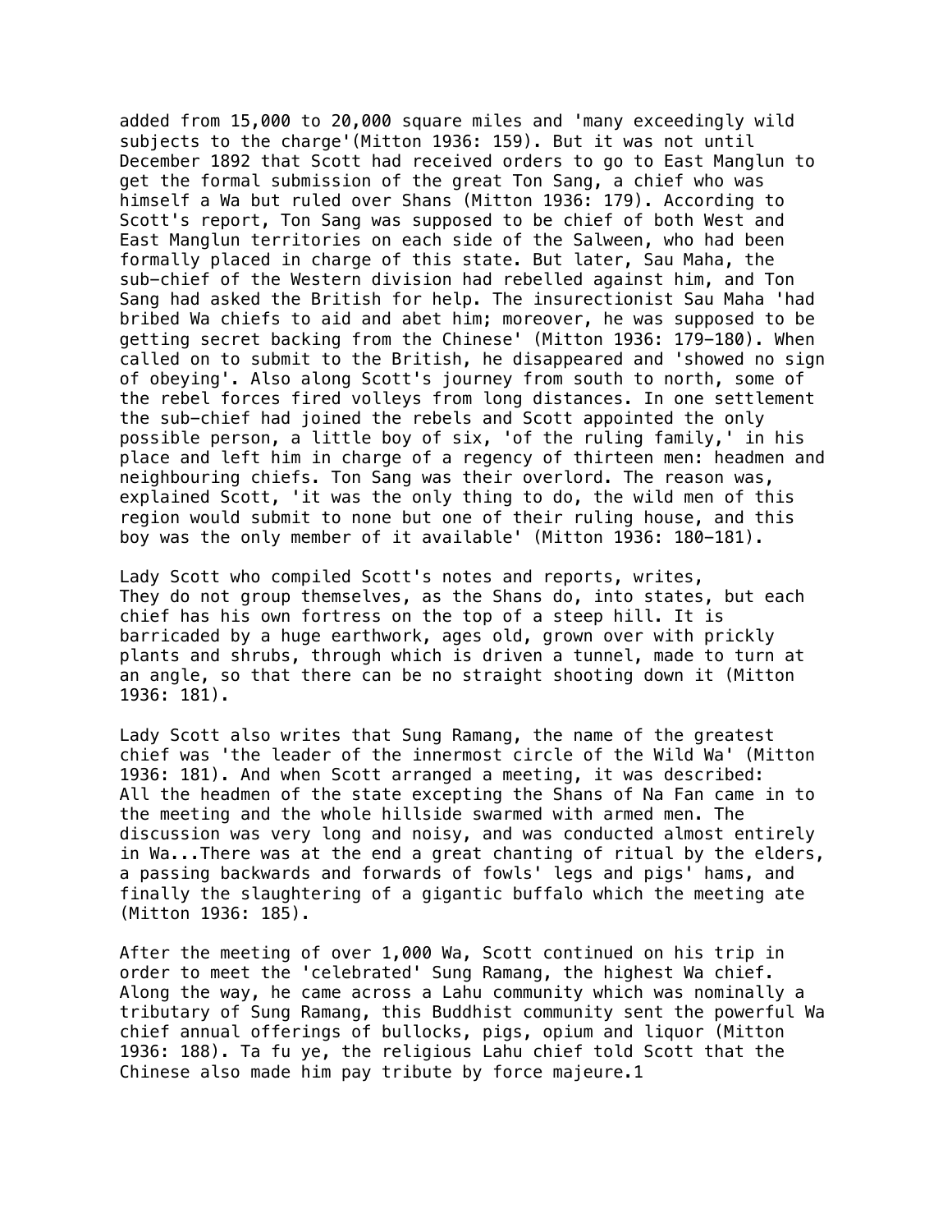added from 15,000 to 20,000 square miles and 'many exceedingly wild subjects to the charge'(Mitton 1936: 159). But it was not until December 1892 that Scott had received orders to go to East Manglun to get the formal submission of the great Ton Sang, a chief who was himself a Wa but ruled over Shans (Mitton 1936: 179). According to Scott's report, Ton Sang was supposed to be chief of both West and East Manglun territories on each side of the Salween, who had been formally placed in charge of this state. But later, Sau Maha, the sub-chief of the Western division had rebelled against him, and Ton Sang had asked the British for help. The insurectionist Sau Maha 'had bribed Wa chiefs to aid and abet him; moreover, he was supposed to be getting secret backing from the Chinese' (Mitton 1936: 179–180). When called on to submit to the British, he disappeared and 'showed no sign of obeying'. Also along Scott's journey from south to north, some of the rebel forces fired volleys from long distances. In one settlement the sub-chief had joined the rebels and Scott appointed the only possible person, a little boy of six, 'of the ruling family,' in his place and left him in charge of a regency of thirteen men: headmen and neighbouring chiefs. Ton Sang was their overlord. The reason was, explained Scott, 'it was the only thing to do, the wild men of this region would submit to none but one of their ruling house, and this boy was the only member of it available' (Mitton 1936: 180–181).

Lady Scott who compiled Scott's notes and reports, writes,

> They do not group themselves, as the Shans do, into states, but each chief has his own fortress on the top of a steep hill. It is barricaded by a huge earthwork, ages old, grown over with prickly plants and shrubs, through which is driven a tunnel, made to turn at an angle, so that there can be no straight shooting down it (Mitton 1936: 181).

Lady Scott also writes that Sung Ramang, the name of the greatest chief was 'the leader of the innermost circle of the Wild Wa' (Mitton 1936: 181). And when Scott arranged a meeting, it was described:

> All the headmen of the state excepting the Shans of Na Fan came in to the meeting and the whole hillside swarmed with armed men. The discussion was very long and noisy, and was conducted almost entirely in Wa...There was at the end a great chanting of ritual by the elders, a passing backwards and forwards of fowls' legs and pigs' hams, and finally the slaughtering of a gigantic buffalo which the meeting ate (Mitton 1936: 185).

After the meeting of over 1,000 Wa, Scott continued on his trip in order to meet the 'celebrated' Sung Ramang, the highest Wa chief. Along the way, he came across a Lahu community which was nominally a tributary of Sung Ramang, this Buddhist community sent the powerful Wa chief annual offerings of bullocks, pigs, opium and liquor (Mitton 1936: 188). Ta fu ye, the religious Lahu chief told Scott that the Chinese also made him pay tribute by force majeure.[1]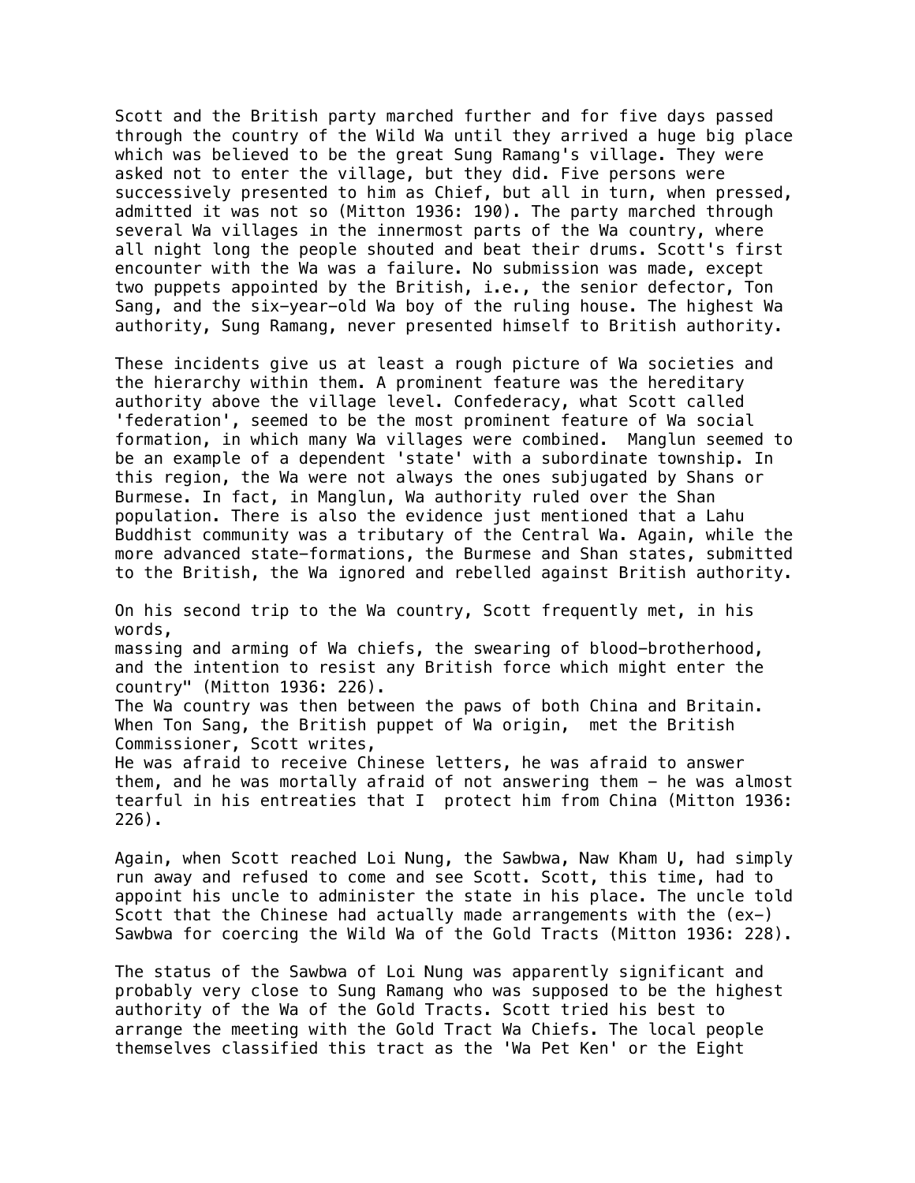Scott and the British party marched further and for five days passed through the country of the Wild Wa until they arrived a huge big place which was believed to be the great Sung Ramang's village. They were asked not to enter the village, but they did. Five persons were successively presented to him as Chief, but all in turn, when pressed, admitted it was not so (Mitton 1936: 190). The party marched through several Wa villages in the innermost parts of the Wa country, where all night long the people shouted and beat their drums. Scott's first encounter with the Wa was a failure. No submission was made, except two puppets appointed by the British, i.e., the senior defector, Ton Sang, and the six-year-old Wa boy of the ruling house. The highest Wa authority, Sung Ramang, never presented himself to British authority.

These incidents give us at least a rough picture of Wa societies and the hierarchy within them. A prominent feature was the hereditary authority above the village level. Confederacy, what Scott called 'federation', seemed to be the most prominent feature of Wa social formation, in which many Wa villages were combined. Manglun seemed to be an example of a dependent 'state' with a subordinate township. In this region, the Wa were not always the ones subjugated by Shans or Burmese. In fact, in Manglun, Wa authority ruled over the Shan population. There is also the evidence just mentioned that a Lahu Buddhist community was a tributary of the Central Wa. Again, while the more advanced state-formations, the Burmese and Shan states, submitted to the British, the Wa ignored and rebelled against British authority.

On his second trip to the Wa country, Scott frequently met, in his words,

massing and arming of Wa chiefs, the swearing of blood-brotherhood, and the intention to resist any British force which might enter the country" (Mitton 1936: 226).

The Wa country was then between the paws of both China and Britain. When Ton Sang, the British puppet of Wa origin, met the British Commissioner, Scott writes,

He was afraid to receive Chinese letters, he was afraid to answer them, and he was mortally afraid of not answering them – he was almost tearful in his entreaties that I protect him from China (Mitton 1936: 226).

Again, when Scott reached Loi Nung, the Sawbwa, Naw Kham U, had simply run away and refused to come and see Scott. Scott, this time, had to appoint his uncle to administer the state in his place. The uncle told Scott that the Chinese had actually made arrangements with the (ex-) Sawbwa for coercing the Wild Wa of the Gold Tracts (Mitton 1936: 228).

The status of the Sawbwa of Loi Nung was apparently significant and probably very close to Sung Ramang who was supposed to be the highest authority of the Wa of the Gold Tracts. Scott tried his best to arrange the meeting with the Gold Tract Wa Chiefs. The local people themselves classified this tract as the 'Wa Pet Ken' or the Eight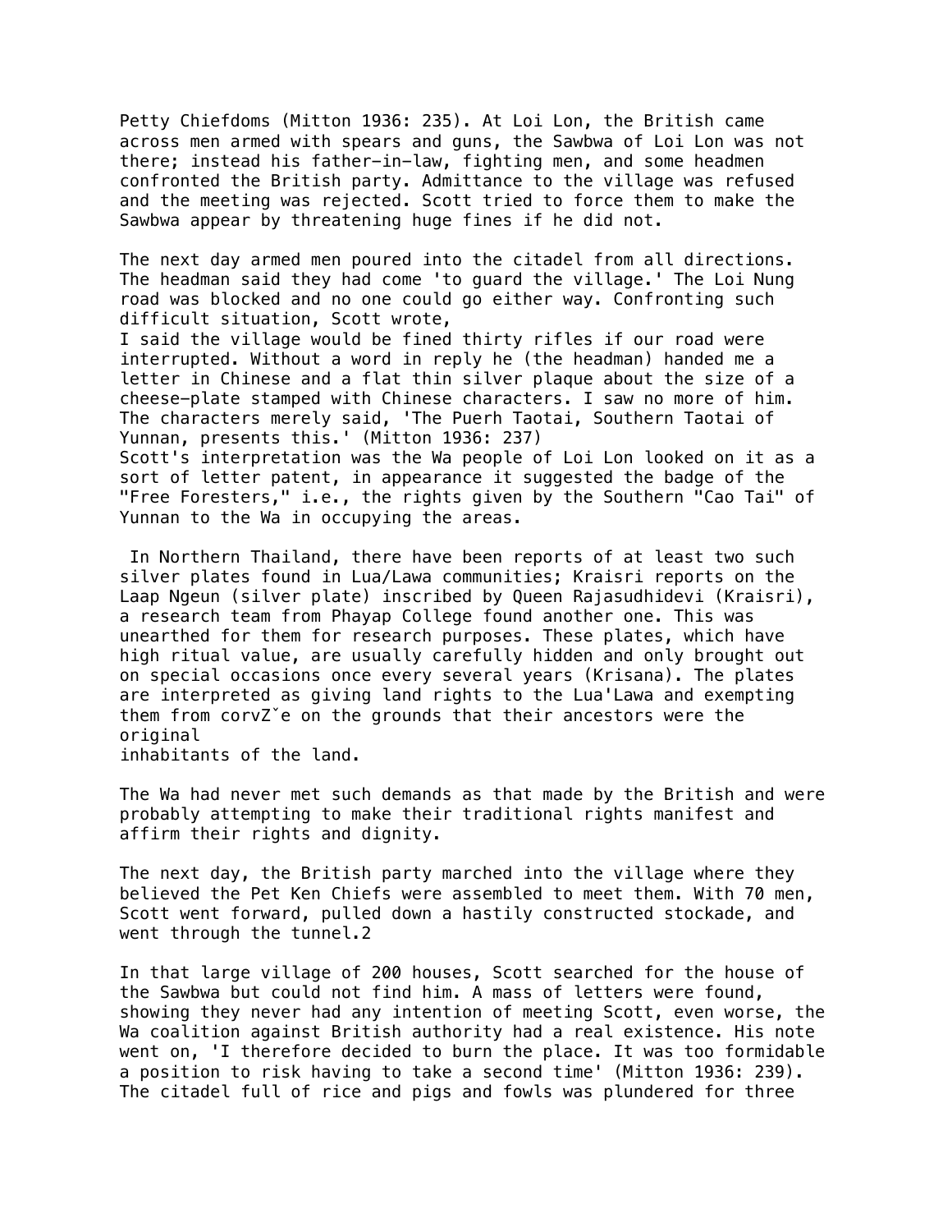Petty Chiefdoms (Mitton 1936: 235). At Loi Lon, the British came across men armed with spears and guns, the Sawbwa of Loi Lon was not there; instead his father-in-law, fighting men, and some headmen confronted the British party. Admittance to the village was refused and the meeting was rejected. Scott tried to force them to make the Sawbwa appear by threatening huge fines if he did not.

The next day armed men poured into the citadel from all directions. The headman said they had come 'to guard the village.' The Loi Nung road was blocked and no one could go either way. Confronting such difficult situation, Scott wrote,

I said the village would be fined thirty rifles if our road were interrupted. Without a word in reply he (the headman) handed me a letter in Chinese and a flat thin silver plaque about the size of a cheese-plate stamped with Chinese characters. I saw no more of him. The characters merely said, 'The Puerh Taotai, Southern Taotai of Yunnan, presents this.' (Mitton 1936: 237)

Scott's interpretation was the Wa people of Loi Lon looked on it as a sort of letter patent, in appearance it suggested the badge of the "Free Foresters," i.e., the rights given by the Southern "Cao Tai" of Yunnan to the Wa in occupying the areas.

In Northern Thailand, there have been reports of at least two such silver plates found in Lua/Lawa communities; Kraisri reports on the Laap Ngeun (silver plate) inscribed by Queen Rajasudhidevi (Kraisri), a research team from Phayap College found another one. This was unearthed for them for research purposes. These plates, which have high ritual value, are usually carefully hidden and only brought out on special occasions once every several years (Krisana). The plates are interpreted as giving land rights to the Lua'Lawa and exempting them from corvZˇe on the grounds that their ancestors were the original inhabitants of the land.

The Wa had never met such demands as that made by the British and were probably attempting to make their traditional rights manifest and affirm their rights and dignity.

The next day, the British party marched into the village where they believed the Pet Ken Chiefs were assembled to meet them. With 70 men, Scott went forward, pulled down a hastily constructed stockade, and went through the tunnel.2

In that large village of 200 houses, Scott searched for the house of the Sawbwa but could not find him. A mass of letters were found, showing they never had any intention of meeting Scott, even worse, the Wa coalition against British authority had a real existence. His note went on, 'I therefore decided to burn the place. It was too formidable a position to risk having to take a second time' (Mitton 1936: 239). The citadel full of rice and pigs and fowls was plundered for three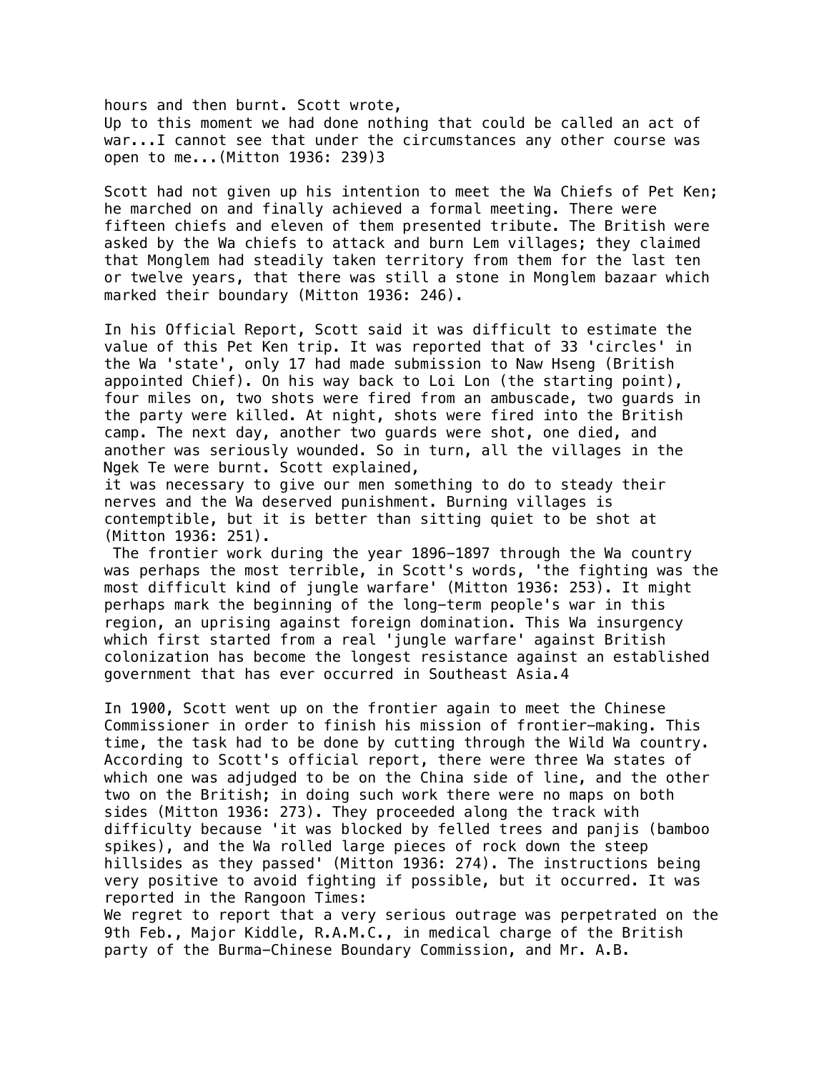hours and then burnt. Scott wrote,

Up to this moment we had done nothing that could be called an act of war...I cannot see that under the circumstances any other course was open to me...(Mitton 1936: 239)3

Scott had not given up his intention to meet the Wa Chiefs of Pet Ken; he marched on and finally achieved a formal meeting. There were fifteen chiefs and eleven of them presented tribute. The British were asked by the Wa chiefs to attack and burn Lem villages; they claimed that Monglem had steadily taken territory from them for the last ten or twelve years, that there was still a stone in Monglem bazaar which marked their boundary (Mitton 1936: 246).

In his Official Report, Scott said it was difficult to estimate the value of this Pet Ken trip. It was reported that of 33 'circles' in the Wa 'state', only 17 had made submission to Naw Hseng (British appointed Chief). On his way back to Loi Lon (the starting point), four miles on, two shots were fired from an ambuscade, two guards in the party were killed. At night, shots were fired into the British camp. The next day, another two guards were shot, one died, and another was seriously wounded. So in turn, all the villages in the Ngek Te were burnt. Scott explained,

it was necessary to give our men something to do to steady their nerves and the Wa deserved punishment. Burning villages is contemptible, but it is better than sitting quiet to be shot at (Mitton 1936: 251).

The frontier work during the year 1896-1897 through the Wa country was perhaps the most terrible, in Scott's words, 'the fighting was the most difficult kind of jungle warfare' (Mitton 1936: 253). It might perhaps mark the beginning of the long-term people's war in this region, an uprising against foreign domination. This Wa insurgency which first started from a real 'jungle warfare' against British colonization has become the longest resistance against an established government that has ever occurred in Southeast Asia.4

In 1900, Scott went up on the frontier again to meet the Chinese Commissioner in order to finish his mission of frontier-making. This time, the task had to be done by cutting through the Wild Wa country. According to Scott's official report, there were three Wa states of which one was adjudged to be on the China side of line, and the other two on the British; in doing such work there were no maps on both sides (Mitton 1936: 273). They proceeded along the track with difficulty because 'it was blocked by felled trees and panjis (bamboo spikes), and the Wa rolled large pieces of rock down the steep hillsides as they passed' (Mitton 1936: 274). The instructions being very positive to avoid fighting if possible, but it occurred. It was reported in the Rangoon Times:

We regret to report that a very serious outrage was perpetrated on the 9th Feb., Major Kiddle, R.A.M.C., in medical charge of the British party of the Burma-Chinese Boundary Commission, and Mr. A.B.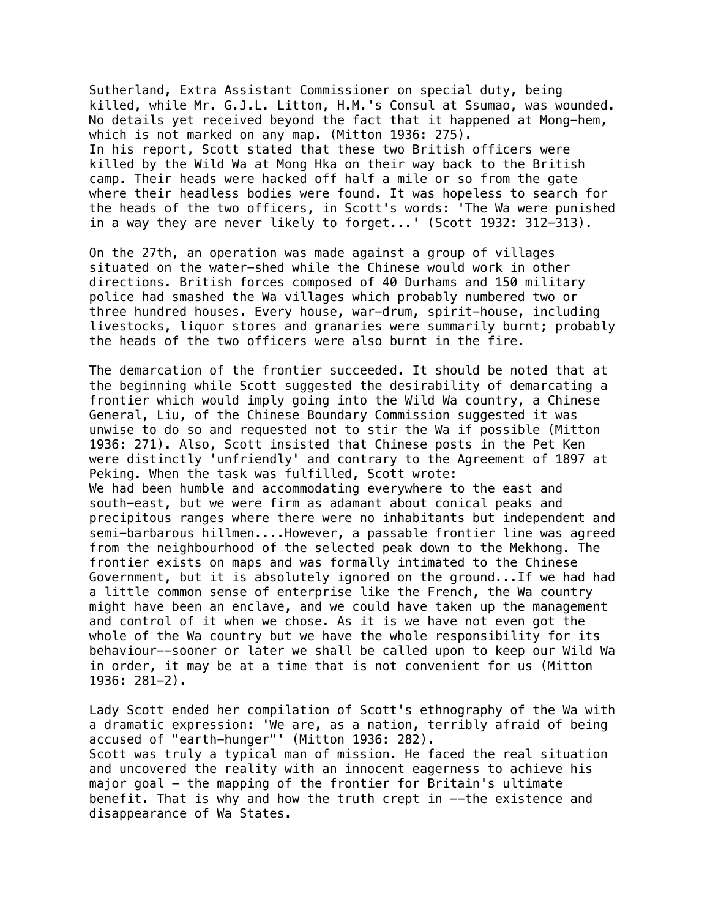Sutherland, Extra Assistant Commissioner on special duty, being killed, while Mr. G.J.L. Litton, H.M.'s Consul at Ssumao, was wounded. No details yet received beyond the fact that it happened at Mong-hem, which is not marked on any map. (Mitton 1936: 275).

In his report, Scott stated that these two British officers were killed by the Wild Wa at Mong Hka on their way back to the British camp. Their heads were hacked off half a mile or so from the gate where their headless bodies were found. It was hopeless to search for the heads of the two officers, in Scott's words: 'The Wa were punished in a way they are never likely to forget...' (Scott 1932: 312-313).

On the 27th, an operation was made against a group of villages situated on the water-shed while the Chinese would work in other directions. British forces composed of 40 Durhams and 150 military police had smashed the Wa villages which probably numbered two or three hundred houses. Every house, war-drum, spirit-house, including livestocks, liquor stores and granaries were summarily burnt; probably the heads of the two officers were also burnt in the fire.

The demarcation of the frontier succeeded. It should be noted that at the beginning while Scott suggested the desirability of demarcating a frontier which would imply going into the Wild Wa country, a Chinese General, Liu, of the Chinese Boundary Commission suggested it was unwise to do so and requested not to stir the Wa if possible (Mitton 1936: 271). Also, Scott insisted that Chinese posts in the Pet Ken were distinctly 'unfriendly' and contrary to the Agreement of 1897 at Peking. When the task was fulfilled, Scott wrote:

We had been humble and accommodating everywhere to the east and south-east, but we were firm as adamant about conical peaks and precipitous ranges where there were no inhabitants but independent and semi-barbarous hillmen....However, a passable frontier line was agreed from the neighbourhood of the selected peak down to the Mekhong. The frontier exists on maps and was formally intimated to the Chinese Government, but it is absolutely ignored on the ground...If we had had a little common sense of enterprise like the French, the Wa country might have been an enclave, and we could have taken up the management and control of it when we chose. As it is we have not even got the whole of the Wa country but we have the whole responsibility for its behaviour--sooner or later we shall be called upon to keep our Wild Wa in order, it may be at a time that is not convenient for us (Mitton 1936: 281-2).

Lady Scott ended her compilation of Scott's ethnography of the Wa with a dramatic expression: 'We are, as a nation, terribly afraid of being accused of "earth-hunger"' (Mitton 1936: 282).

Scott was truly a typical man of mission. He faced the real situation and uncovered the reality with an innocent eagerness to achieve his major goal - the mapping of the frontier for Britain's ultimate benefit. That is why and how the truth crept in --the existence and disappearance of Wa States.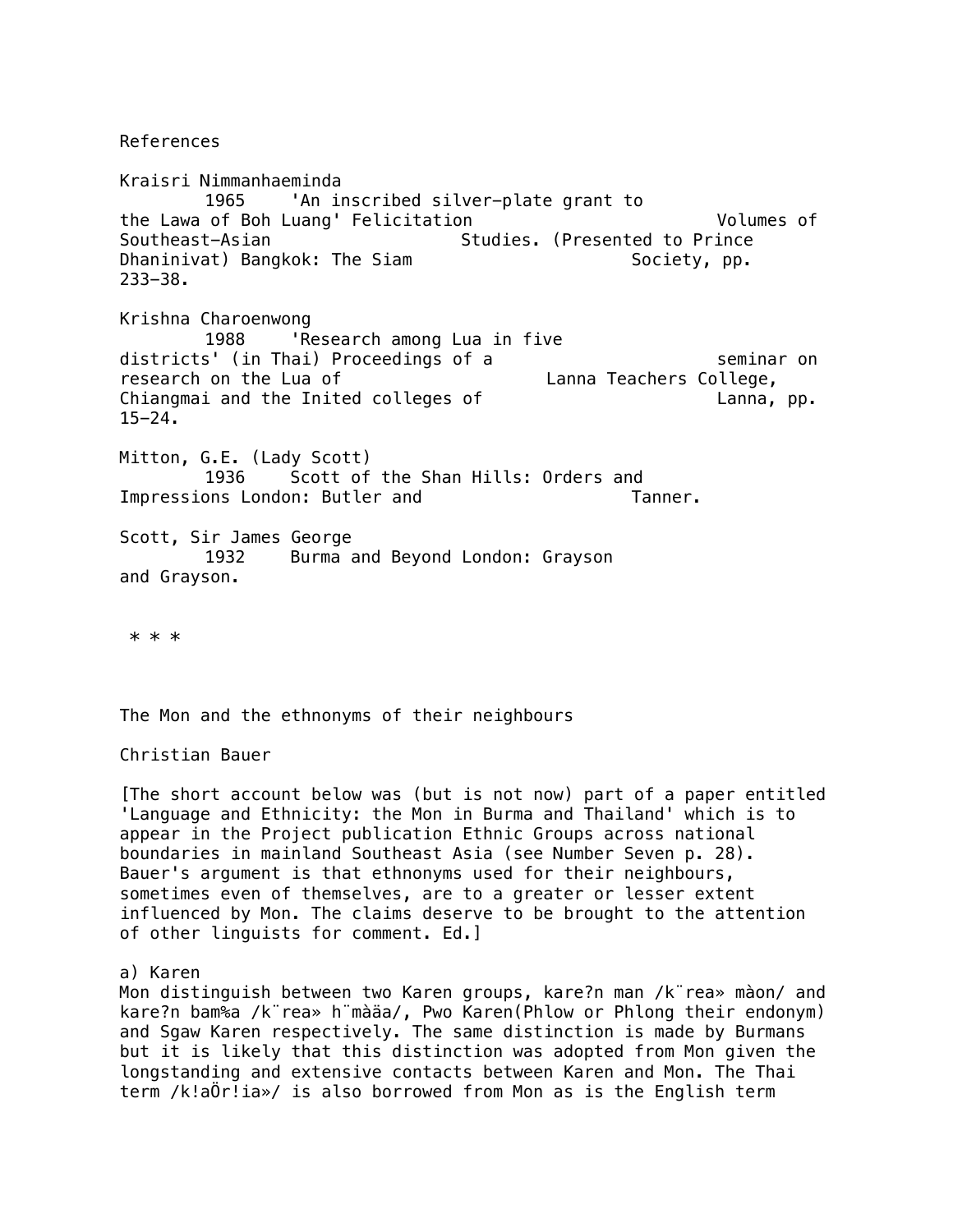References

Kraisri Nimmanhaeminda
1965 'An inscribed silver-plate grant to the Lawa of Boh Luang' Felicitation Volumes of Southeast-Asian Studies. (Presented to Prince Dhaninivat) Bangkok: The Siam Society, pp. 233-38.

Krishna Charoenwong
1988 'Research among Lua in five districts' (in Thai) Proceedings of a seminar on research on the Lua of Lanna Teachers College, Chiangmai and the Inited colleges of Lanna, pp. 15-24.

Mitton, G.E. (Lady Scott)
1936 Scott of the Shan Hills: Orders and Impressions London: Butler and Tanner.

Scott, Sir James George
1932 Burma and Beyond London: Grayson and Grayson.

* * *

## The Mon and the ethnonyms of their neighbours

Christian Bauer

[The short account below was (but is not now) part of a paper entitled 'Language and Ethnicity: the Mon in Burma and Thailand' which is to appear in the Project publication Ethnic Groups across national boundaries in mainland Southeast Asia (see Number Seven p. 28). Bauer's argument is that ethnonyms used for their neighbours, sometimes even of themselves, are to a greater or lesser extent influenced by Mon. The claims deserve to be brought to the attention of other linguists for comment. Ed.]

a) Karen

Mon distinguish between two Karen groups, kare?n man /k¨rea» màon/ and kare?n bam‰a /k¨rea» h¨màäa/, Pwo Karen(Phlow or Phlong their endonym) and Sgaw Karen respectively. The same distinction is made by Burmans but it is likely that this distinction was adopted from Mon given the longstanding and extensive contacts between Karen and Mon. The Thai term /k!aÖr!ia»/ is also borrowed from Mon as is the English term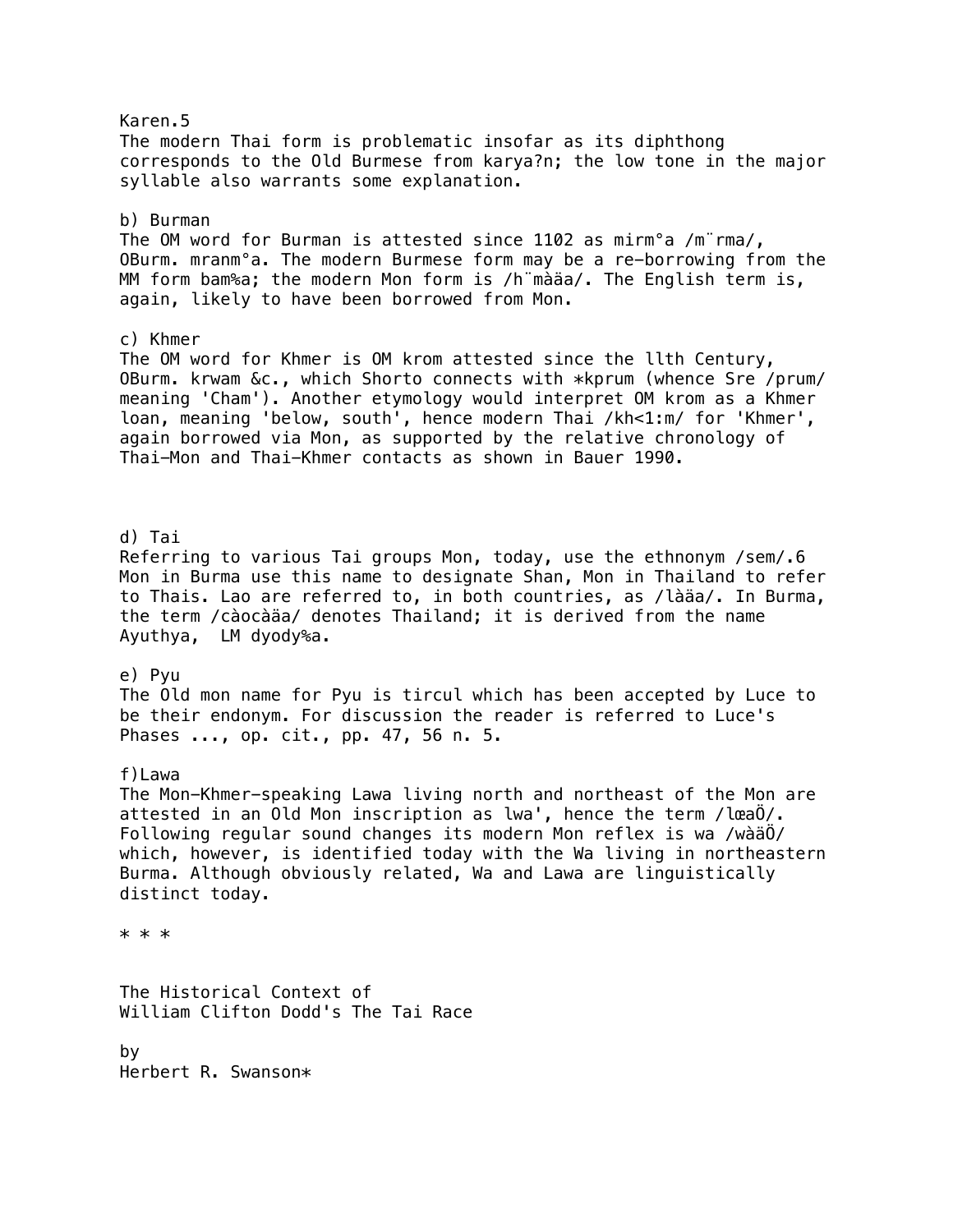Karen.5
The modern Thai form is problematic insofar as its diphthong corresponds to the Old Burmese from karya?n; the low tone in the major syllable also warrants some explanation.

b) Burman
The OM word for Burman is attested since 1102 as mirm°a /m¨rma/, OBurm. mranm°a. The modern Burmese form may be a re-borrowing from the MM form bam‰a; the modern Mon form is /h¨màäa/. The English term is, again, likely to have been borrowed from Mon.

c) Khmer
The OM word for Khmer is OM krom attested since the llth Century, OBurm. krwam &c., which Shorto connects with *kprum (whence Sre /prum/ meaning 'Cham'). Another etymology would interpret OM krom as a Khmer loan, meaning 'below, south', hence modern Thai /kh<1:m/ for 'Khmer', again borrowed via Mon, as supported by the relative chronology of Thai-Mon and Thai-Khmer contacts as shown in Bauer 1990.

d) Tai
Referring to various Tai groups Mon, today, use the ethnonym /sem/.6 Mon in Burma use this name to designate Shan, Mon in Thailand to refer to Thais. Lao are referred to, in both countries, as /làäa/. In Burma, the term /càocàäa/ denotes Thailand; it is derived from the name Ayuthya, LM dyody‰a.

e) Pyu
The Old mon name for Pyu is tircul which has been accepted by Luce to be their endonym. For discussion the reader is referred to Luce's Phases ..., op. cit., pp. 47, 56 n. 5.

f)Lawa
The Mon-Khmer-speaking Lawa living north and northeast of the Mon are attested in an Old Mon inscription as lwa', hence the term /lœaÖ/. Following regular sound changes its modern Mon reflex is wa /wàäÖ/ which, however, is identified today with the Wa living in northeastern Burma. Although obviously related, Wa and Lawa are linguistically distinct today.

* * *

## The Historical Context of William Clifton Dodd's The Tai Race

by
Herbert R. Swanson*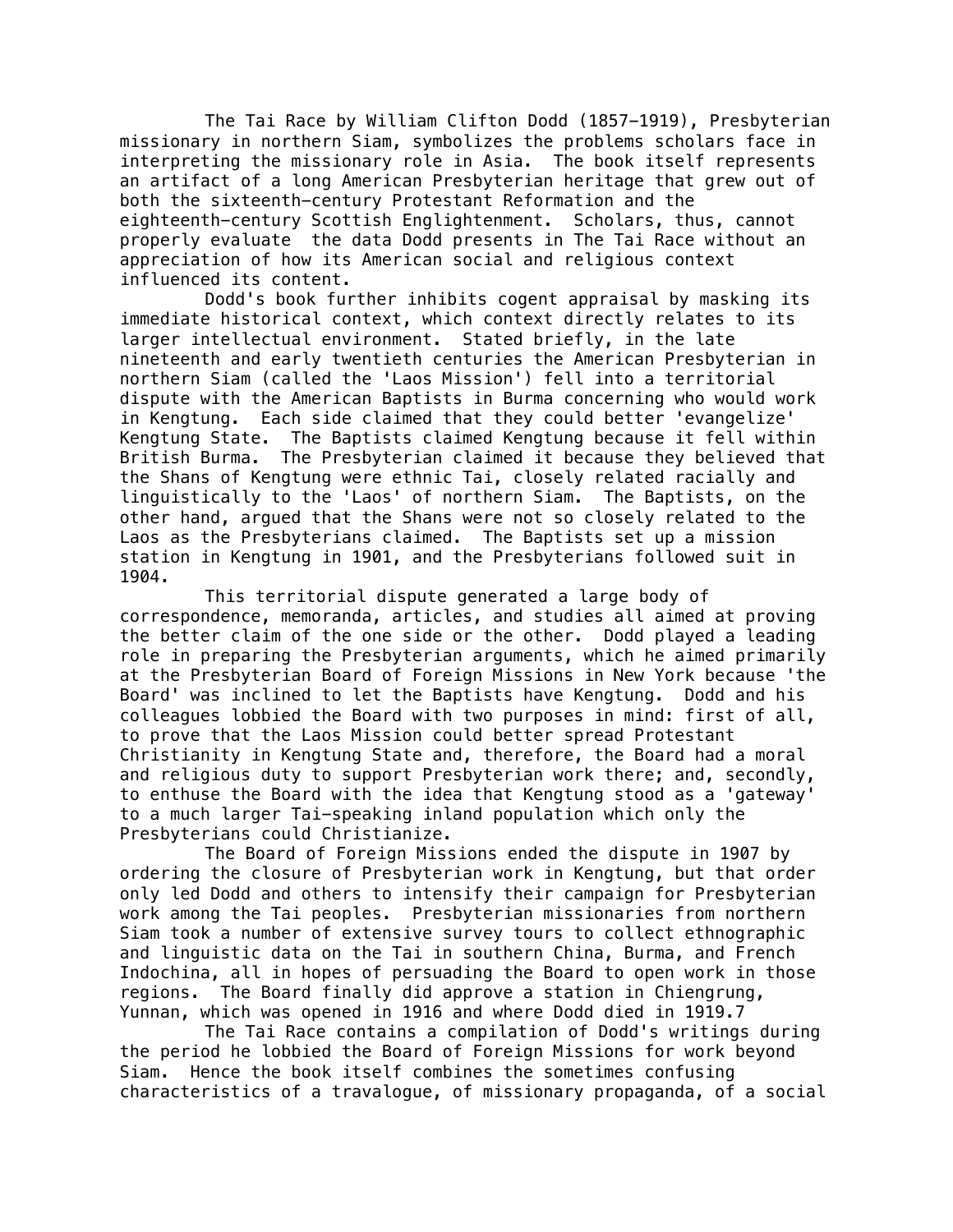The Tai Race by William Clifton Dodd (1857-1919), Presbyterian missionary in northern Siam, symbolizes the problems scholars face in interpreting the missionary role in Asia. The book itself represents an artifact of a long American Presbyterian heritage that grew out of both the sixteenth-century Protestant Reformation and the eighteenth-century Scottish Englightenment. Scholars, thus, cannot properly evaluate the data Dodd presents in The Tai Race without an appreciation of how its American social and religious context influenced its content.

Dodd's book further inhibits cogent appraisal by masking its immediate historical context, which context directly relates to its larger intellectual environment. Stated briefly, in the late nineteenth and early twentieth centuries the American Presbyterian in northern Siam (called the 'Laos Mission') fell into a territorial dispute with the American Baptists in Burma concerning who would work in Kengtung. Each side claimed that they could better 'evangelize' Kengtung State. The Baptists claimed Kengtung because it fell within British Burma. The Presbyterian claimed it because they believed that the Shans of Kengtung were ethnic Tai, closely related racially and linguistically to the 'Laos' of northern Siam. The Baptists, on the other hand, argued that the Shans were not so closely related to the Laos as the Presbyterians claimed. The Baptists set up a mission station in Kengtung in 1901, and the Presbyterians followed suit in 1904.

This territorial dispute generated a large body of correspondence, memoranda, articles, and studies all aimed at proving the better claim of the one side or the other. Dodd played a leading role in preparing the Presbyterian arguments, which he aimed primarily at the Presbyterian Board of Foreign Missions in New York because 'the Board' was inclined to let the Baptists have Kengtung. Dodd and his colleagues lobbied the Board with two purposes in mind: first of all, to prove that the Laos Mission could better spread Protestant Christianity in Kengtung State and, therefore, the Board had a moral and religious duty to support Presbyterian work there; and, secondly, to enthuse the Board with the idea that Kengtung stood as a 'gateway' to a much larger Tai-speaking inland population which only the Presbyterians could Christianize.

The Board of Foreign Missions ended the dispute in 1907 by ordering the closure of Presbyterian work in Kengtung, but that order only led Dodd and others to intensify their campaign for Presbyterian work among the Tai peoples. Presbyterian missionaries from northern Siam took a number of extensive survey tours to collect ethnographic and linguistic data on the Tai in southern China, Burma, and French Indochina, all in hopes of persuading the Board to open work in those regions. The Board finally did approve a station in Chiengrung, Yunnan, which was opened in 1916 and where Dodd died in 1919.[7]

The Tai Race contains a compilation of Dodd's writings during the period he lobbied the Board of Foreign Missions for work beyond Siam. Hence the book itself combines the sometimes confusing characteristics of a travalogue, of missionary propaganda, of a social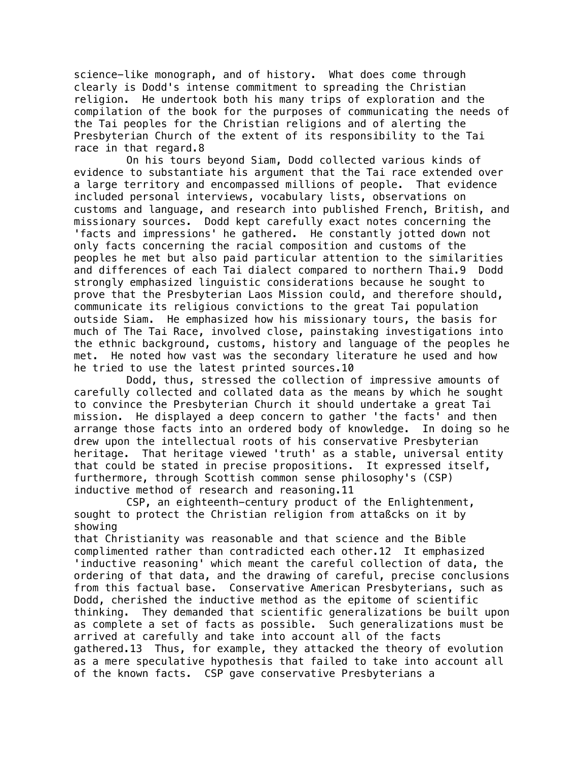science-like monograph, and of history. What does come through clearly is Dodd's intense commitment to spreading the Christian religion. He undertook both his many trips of exploration and the compilation of the book for the purposes of communicating the needs of the Tai peoples for the Christian religions and of alerting the Presbyterian Church of the extent of its responsibility to the Tai race in that regard.8

On his tours beyond Siam, Dodd collected various kinds of evidence to substantiate his argument that the Tai race extended over a large territory and encompassed millions of people. That evidence included personal interviews, vocabulary lists, observations on customs and language, and research into published French, British, and missionary sources. Dodd kept carefully exact notes concerning the 'facts and impressions' he gathered. He constantly jotted down not only facts concerning the racial composition and customs of the peoples he met but also paid particular attention to the similarities and differences of each Tai dialect compared to northern Thai.9 Dodd strongly emphasized linguistic considerations because he sought to prove that the Presbyterian Laos Mission could, and therefore should, communicate its religious convictions to the great Tai population outside Siam. He emphasized how his missionary tours, the basis for much of The Tai Race, involved close, painstaking investigations into the ethnic background, customs, history and language of the peoples he met. He noted how vast was the secondary literature he used and how he tried to use the latest printed sources.10

Dodd, thus, stressed the collection of impressive amounts of carefully collected and collated data as the means by which he sought to convince the Presbyterian Church it should undertake a great Tai mission. He displayed a deep concern to gather 'the facts' and then arrange those facts into an ordered body of knowledge. In doing so he drew upon the intellectual roots of his conservative Presbyterian heritage. That heritage viewed 'truth' as a stable, universal entity that could be stated in precise propositions. It expressed itself, furthermore, through Scottish common sense philosophy's (CSP) inductive method of research and reasoning.11

CSP, an eighteenth-century product of the Enlightenment, sought to protect the Christian religion from attaßcks on it by showing
that Christianity was reasonable and that science and the Bible complimented rather than contradicted each other.12 It emphasized 'inductive reasoning' which meant the careful collection of data, the ordering of that data, and the drawing of careful, precise conclusions from this factual base. Conservative American Presbyterians, such as Dodd, cherished the inductive method as the epitome of scientific thinking. They demanded that scientific generalizations be built upon as complete a set of facts as possible. Such generalizations must be arrived at carefully and take into account all of the facts gathered.13 Thus, for example, they attacked the theory of evolution as a mere speculative hypothesis that failed to take into account all of the known facts. CSP gave conservative Presbyterians a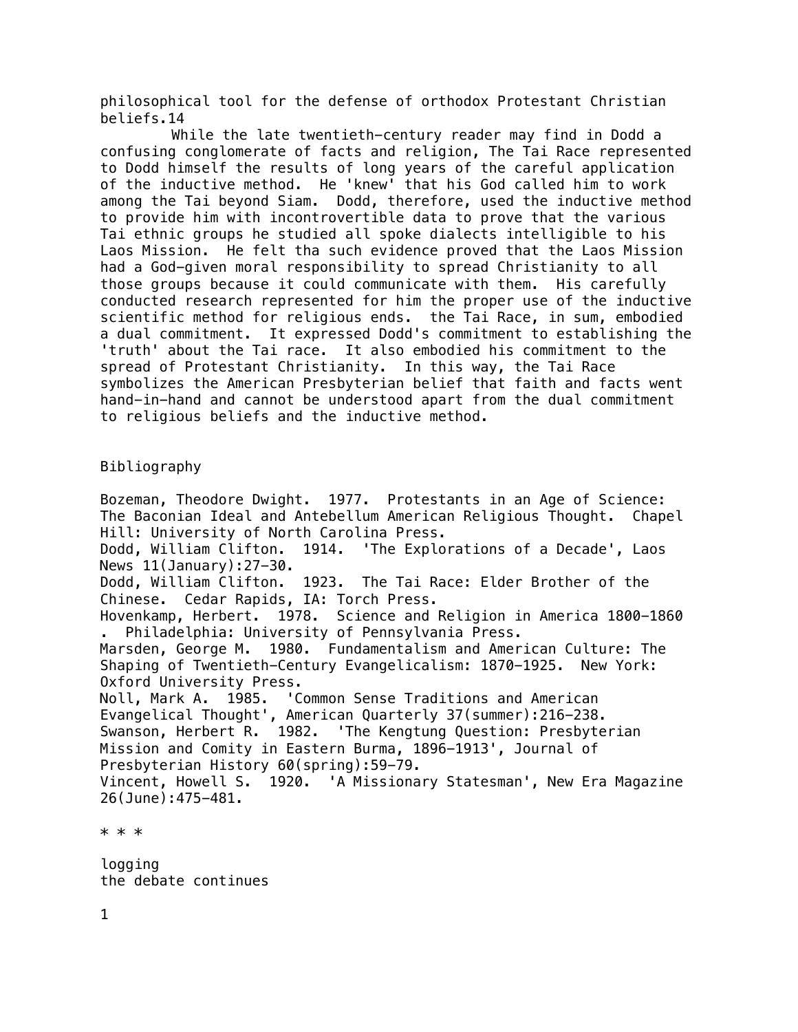philosophical tool for the defense of orthodox Protestant Christian beliefs.14

While the late twentieth-century reader may find in Dodd a confusing conglomerate of facts and religion, The Tai Race represented to Dodd himself the results of long years of the careful application of the inductive method. He 'knew' that his God called him to work among the Tai beyond Siam. Dodd, therefore, used the inductive method to provide him with incontrovertible data to prove that the various Tai ethnic groups he studied all spoke dialects intelligible to his Laos Mission. He felt tha such evidence proved that the Laos Mission had a God-given moral responsibility to spread Christianity to all those groups because it could communicate with them. His carefully conducted research represented for him the proper use of the inductive scientific method for religious ends. the Tai Race, in sum, embodied a dual commitment. It expressed Dodd's commitment to establishing the 'truth' about the Tai race. It also embodied his commitment to the spread of Protestant Christianity. In this way, the Tai Race symbolizes the American Presbyterian belief that faith and facts went hand-in-hand and cannot be understood apart from the dual commitment to religious beliefs and the inductive method.

## Bibliography

Bozeman, Theodore Dwight. 1977. Protestants in an Age of Science: The Baconian Ideal and Antebellum American Religious Thought. Chapel Hill: University of North Carolina Press.
Dodd, William Clifton. 1914. 'The Explorations of a Decade', Laos News 11(January):27-30.
Dodd, William Clifton. 1923. The Tai Race: Elder Brother of the Chinese. Cedar Rapids, IA: Torch Press.
Hovenkamp, Herbert. 1978. Science and Religion in America 1800-1860 . Philadelphia: University of Pennsylvania Press.
Marsden, George M. 1980. Fundamentalism and American Culture: The Shaping of Twentieth-Century Evangelicalism: 1870-1925. New York: Oxford University Press.
Noll, Mark A. 1985. 'Common Sense Traditions and American Evangelical Thought', American Quarterly 37(summer):216-238.
Swanson, Herbert R. 1982. 'The Kengtung Question: Presbyterian Mission and Comity in Eastern Burma, 1896-1913', Journal of Presbyterian History 60(spring):59-79.
Vincent, Howell S. 1920. 'A Missionary Statesman', New Era Magazine 26(June):475-481.

* * *

logging
the debate continues

1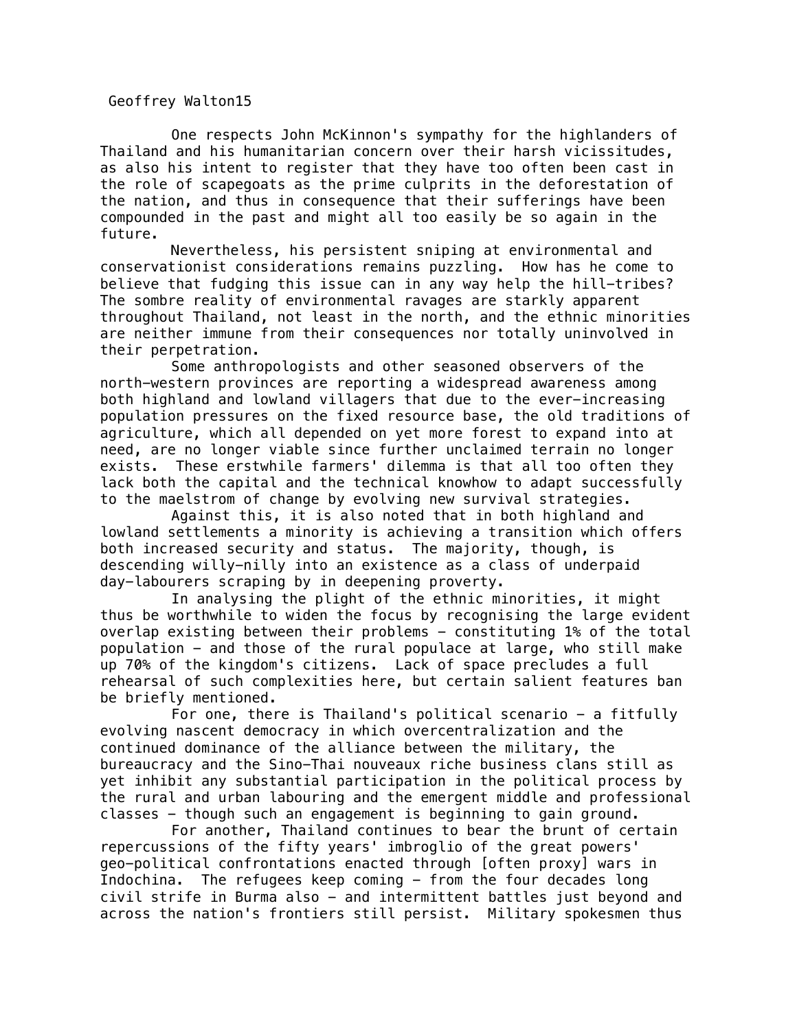One respects John McKinnon's sympathy for the highlanders of Thailand and his humanitarian concern over their harsh vicissitudes, as also his intent to register that they have too often been cast in the role of scapegoats as the prime culprits in the deforestation of the nation, and thus in consequence that their sufferings have been compounded in the past and might all too easily be so again in the future.

Nevertheless, his persistent sniping at environmental and conservationist considerations remains puzzling. How has he come to believe that fudging this issue can in any way help the hill-tribes? The sombre reality of environmental ravages are starkly apparent throughout Thailand, not least in the north, and the ethnic minorities are neither immune from their consequences nor totally uninvolved in their perpetration.

Some anthropologists and other seasoned observers of the north-western provinces are reporting a widespread awareness among both highland and lowland villagers that due to the ever-increasing population pressures on the fixed resource base, the old traditions of agriculture, which all depended on yet more forest to expand into at need, are no longer viable since further unclaimed terrain no longer exists. These erstwhile farmers' dilemma is that all too often they lack both the capital and the technical knowhow to adapt successfully to the maelstrom of change by evolving new survival strategies.

Against this, it is also noted that in both highland and lowland settlements a minority is achieving a transition which offers both increased security and status. The majority, though, is descending willy-nilly into an existence as a class of underpaid day-labourers scraping by in deepening proverty.

In analysing the plight of the ethnic minorities, it might thus be worthwhile to widen the focus by recognising the large evident overlap existing between their problems - constituting 1% of the total population - and those of the rural populace at large, who still make up 70% of the kingdom's citizens. Lack of space precludes a full rehearsal of such complexities here, but certain salient features ban be briefly mentioned.

For one, there is Thailand's political scenario - a fitfully evolving nascent democracy in which overcentralization and the continued dominance of the alliance between the military, the bureaucracy and the Sino-Thai nouveaux riche business clans still as yet inhibit any substantial participation in the political process by the rural and urban labouring and the emergent middle and professional classes - though such an engagement is beginning to gain ground.

For another, Thailand continues to bear the brunt of certain repercussions of the fifty years' imbroglio of the great powers' geo-political confrontations enacted through [often proxy] wars in Indochina. The refugees keep coming - from the four decades long civil strife in Burma also - and intermittent battles just beyond and across the nation's frontiers still persist. Military spokesmen thus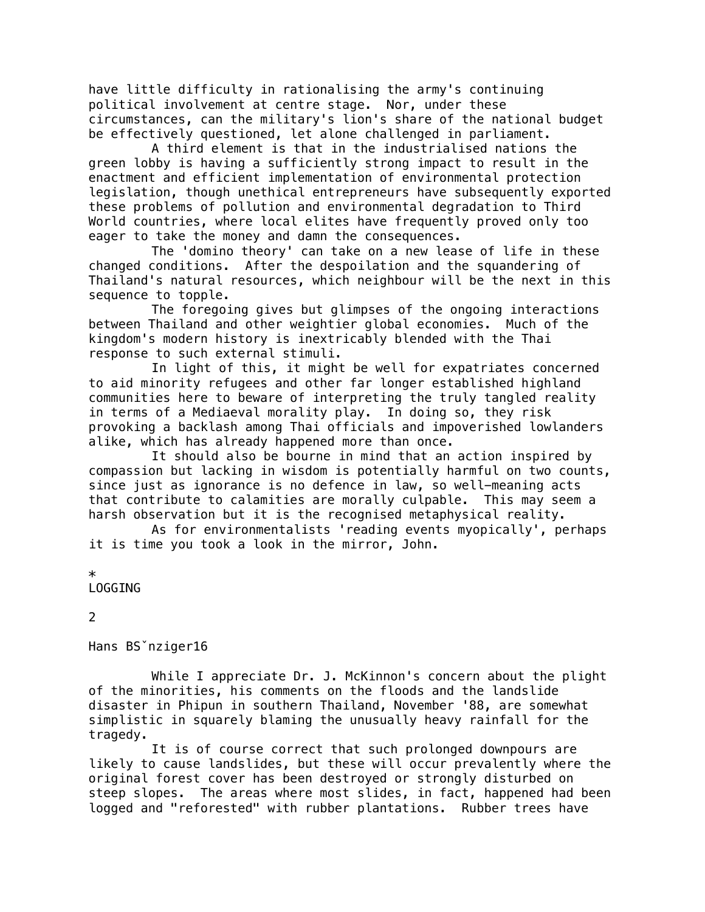have little difficulty in rationalising the army's continuing political involvement at centre stage. Nor, under these circumstances, can the military's lion's share of the national budget be effectively questioned, let alone challenged in parliament.

A third element is that in the industrialised nations the green lobby is having a sufficiently strong impact to result in the enactment and efficient implementation of environmental protection legislation, though unethical entrepreneurs have subsequently exported these problems of pollution and environmental degradation to Third World countries, where local elites have frequently proved only too eager to take the money and damn the consequences.

The 'domino theory' can take on a new lease of life in these changed conditions. After the despoilation and the squandering of Thailand's natural resources, which neighbour will be the next in this sequence to topple.

The foregoing gives but glimpses of the ongoing interactions between Thailand and other weightier global economies. Much of the kingdom's modern history is inextricably blended with the Thai response to such external stimuli.

In light of this, it might be well for expatriates concerned to aid minority refugees and other far longer established highland communities here to beware of interpreting the truly tangled reality in terms of a Mediaeval morality play. In doing so, they risk provoking a backlash among Thai officials and impoverished lowlanders alike, which has already happened more than once.

It should also be bourne in mind that an action inspired by compassion but lacking in wisdom is potentially harmful on two counts, since just as ignorance is no defence in law, so well-meaning acts that contribute to calamities are morally culpable. This may seem a harsh observation but it is the recognised metaphysical reality.

As for environmentalists 'reading events myopically', perhaps it is time you took a look in the mirror, John.

*

LOGGING

2

Hans BSˇnziger16

While I appreciate Dr. J. McKinnon's concern about the plight of the minorities, his comments on the floods and the landslide disaster in Phipun in southern Thailand, November '88, are somewhat simplistic in squarely blaming the unusually heavy rainfall for the tragedy.

It is of course correct that such prolonged downpours are likely to cause landslides, but these will occur prevalently where the original forest cover has been destroyed or strongly disturbed on steep slopes. The areas where most slides, in fact, happened had been logged and "reforested" with rubber plantations. Rubber trees have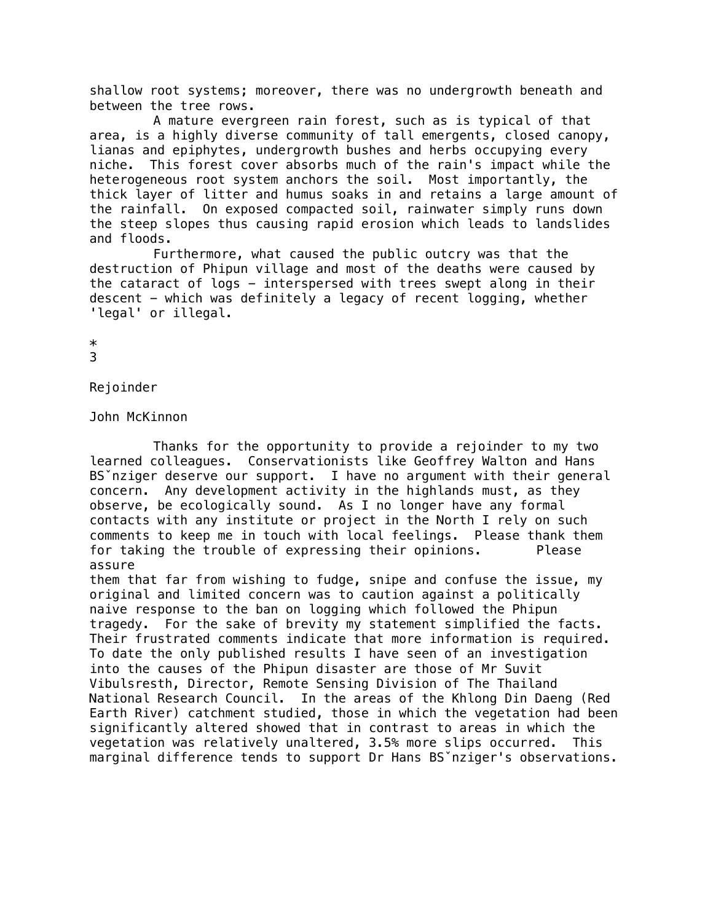shallow root systems; moreover, there was no undergrowth beneath and between the tree rows.

A mature evergreen rain forest, such as is typical of that area, is a highly diverse community of tall emergents, closed canopy, lianas and epiphytes, undergrowth bushes and herbs occupying every niche. This forest cover absorbs much of the rain's impact while the heterogeneous root system anchors the soil. Most importantly, the thick layer of litter and humus soaks in and retains a large amount of the rainfall. On exposed compacted soil, rainwater simply runs down the steep slopes thus causing rapid erosion which leads to landslides and floods.

Furthermore, what caused the public outcry was that the destruction of Phipun village and most of the deaths were caused by the cataract of logs – interspersed with trees swept along in their descent – which was definitely a legacy of recent logging, whether 'legal' or illegal.

*

3

## Rejoinder

John McKinnon

Thanks for the opportunity to provide a rejoinder to my two learned colleagues. Conservationists like Geoffrey Walton and Hans BSˇnziger deserve our support. I have no argument with their general concern. Any development activity in the highlands must, as they observe, be ecologically sound. As I no longer have any formal contacts with any institute or project in the North I rely on such comments to keep me in touch with local feelings. Please thank them for taking the trouble of expressing their opinions. Please assure them that far from wishing to fudge, snipe and confuse the issue, my original and limited concern was to caution against a politically naive response to the ban on logging which followed the Phipun tragedy. For the sake of brevity my statement simplified the facts. Their frustrated comments indicate that more information is required. To date the only published results I have seen of an investigation into the causes of the Phipun disaster are those of Mr Suvit Vibulsresth, Director, Remote Sensing Division of The Thailand National Research Council. In the areas of the Khlong Din Daeng (Red Earth River) catchment studied, those in which the vegetation had been significantly altered showed that in contrast to areas in which the vegetation was relatively unaltered, 3.5% more slips occurred. This marginal difference tends to support Dr Hans BSˇnziger's observations.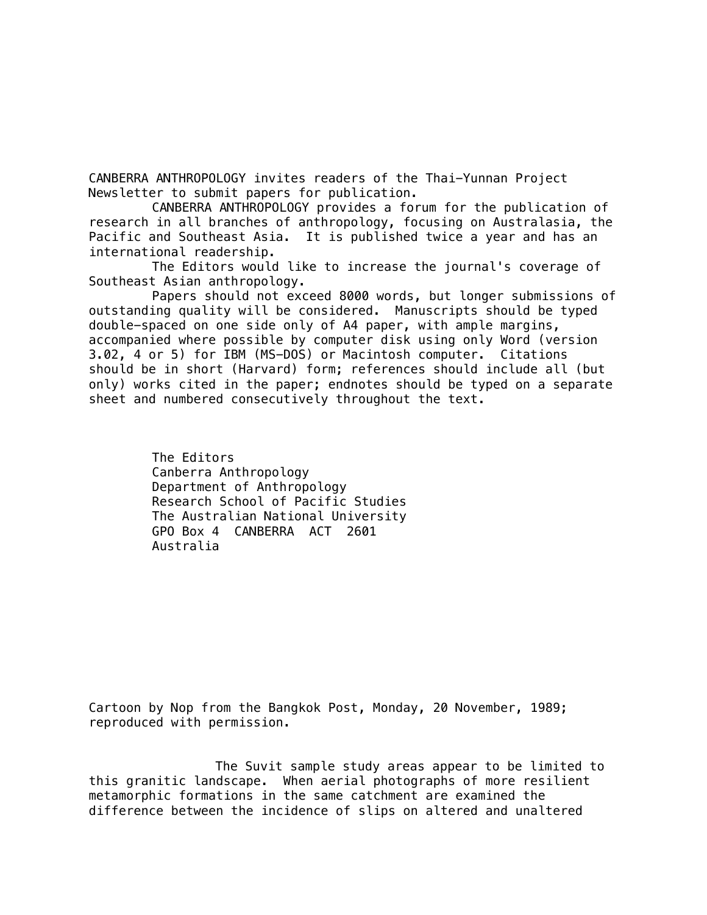CANBERRA ANTHROPOLOGY invites readers of the Thai-Yunnan Project Newsletter to submit papers for publication.

CANBERRA ANTHROPOLOGY provides a forum for the publication of research in all branches of anthropology, focusing on Australasia, the Pacific and Southeast Asia. It is published twice a year and has an international readership.

The Editors would like to increase the journal's coverage of Southeast Asian anthropology.

Papers should not exceed 8000 words, but longer submissions of outstanding quality will be considered. Manuscripts should be typed double-spaced on one side only of A4 paper, with ample margins, accompanied where possible by computer disk using only Word (version 3.02, 4 or 5) for IBM (MS-DOS) or Macintosh computer. Citations should be in short (Harvard) form; references should include all (but only) works cited in the paper; endnotes should be typed on a separate sheet and numbered consecutively throughout the text.

The Editors  
Canberra Anthropology  
Department of Anthropology  
Research School of Pacific Studies  
The Australian National University  
GPO Box 4 CANBERRA ACT 2601  
Australia

Cartoon by Nop from the Bangkok Post, Monday, 20 November, 1989; reproduced with permission.

The Suvit sample study areas appear to be limited to this granitic landscape. When aerial photographs of more resilient metamorphic formations in the same catchment are examined the difference between the incidence of slips on altered and unaltered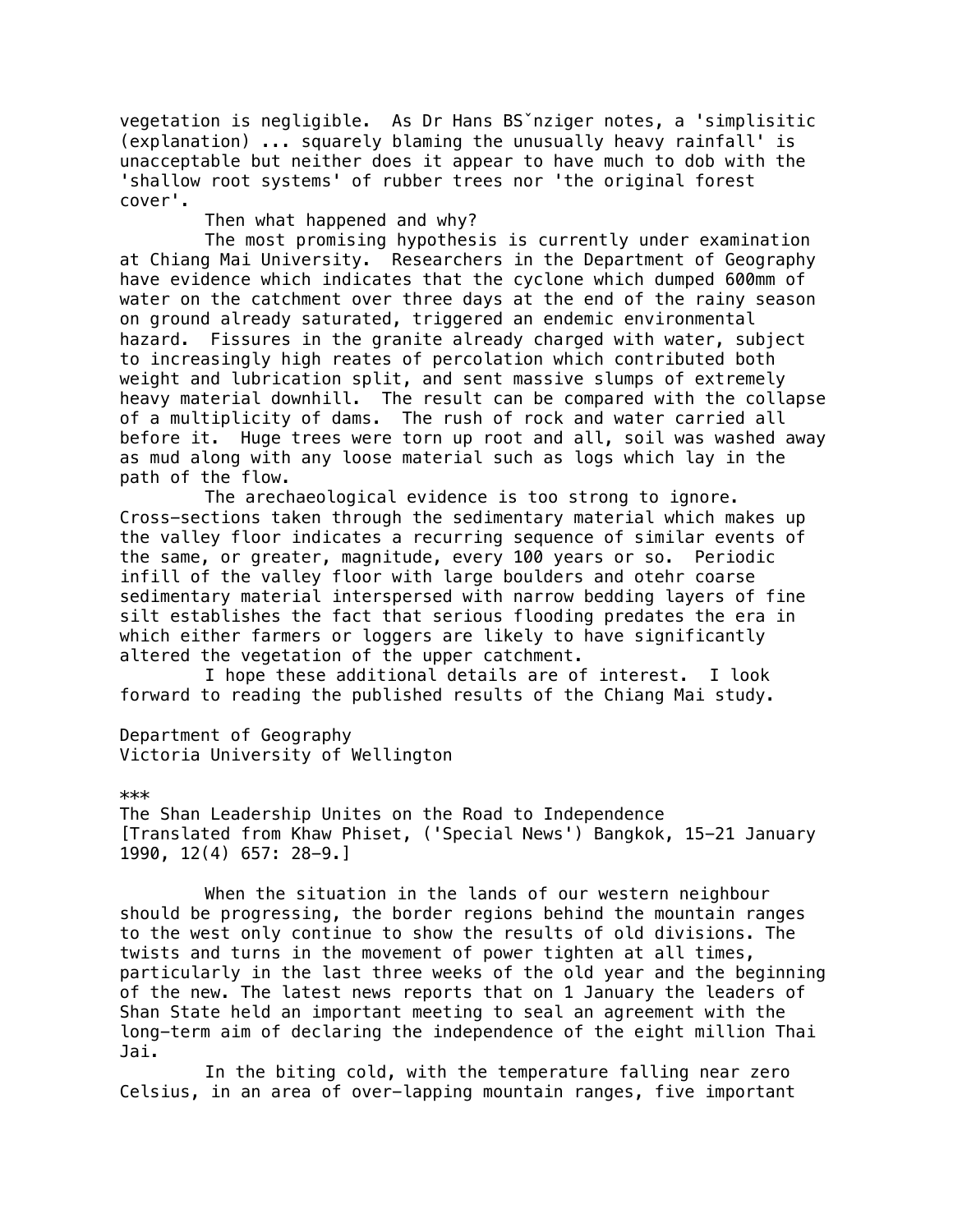vegetation is negligible. As Dr Hans BSˇnziger notes, a 'simplisitic (explanation) ... squarely blaming the unusually heavy rainfall' is unacceptable but neither does it appear to have much to dob with the 'shallow root systems' of rubber trees nor 'the original forest cover'.

Then what happened and why?

The most promising hypothesis is currently under examination at Chiang Mai University. Researchers in the Department of Geography have evidence which indicates that the cyclone which dumped 600mm of water on the catchment over three days at the end of the rainy season on ground already saturated, triggered an endemic environmental hazard. Fissures in the granite already charged with water, subject to increasingly high reates of percolation which contributed both weight and lubrication split, and sent massive slumps of extremely heavy material downhill. The result can be compared with the collapse of a multiplicity of dams. The rush of rock and water carried all before it. Huge trees were torn up root and all, soil was washed away as mud along with any loose material such as logs which lay in the path of the flow.

The arechaeological evidence is too strong to ignore. Cross-sections taken through the sedimentary material which makes up the valley floor indicates a recurring sequence of similar events of the same, or greater, magnitude, every 100 years or so. Periodic infill of the valley floor with large boulders and otehr coarse sedimentary material interspersed with narrow bedding layers of fine silt establishes the fact that serious flooding predates the era in which either farmers or loggers are likely to have significantly altered the vegetation of the upper catchment.

I hope these additional details are of interest. I look forward to reading the published results of the Chiang Mai study.

Department of Geography
Victoria University of Wellington

***

The Shan Leadership Unites on the Road to Independence
[Translated from Khaw Phiset, ('Special News') Bangkok, 15-21 January 1990, 12(4) 657: 28-9.]

When the situation in the lands of our western neighbour should be progressing, the border regions behind the mountain ranges to the west only continue to show the results of old divisions. The twists and turns in the movement of power tighten at all times, particularly in the last three weeks of the old year and the beginning of the new. The latest news reports that on 1 January the leaders of Shan State held an important meeting to seal an agreement with the long-term aim of declaring the independence of the eight million Thai Jai.

In the biting cold, with the temperature falling near zero Celsius, in an area of over-lapping mountain ranges, five important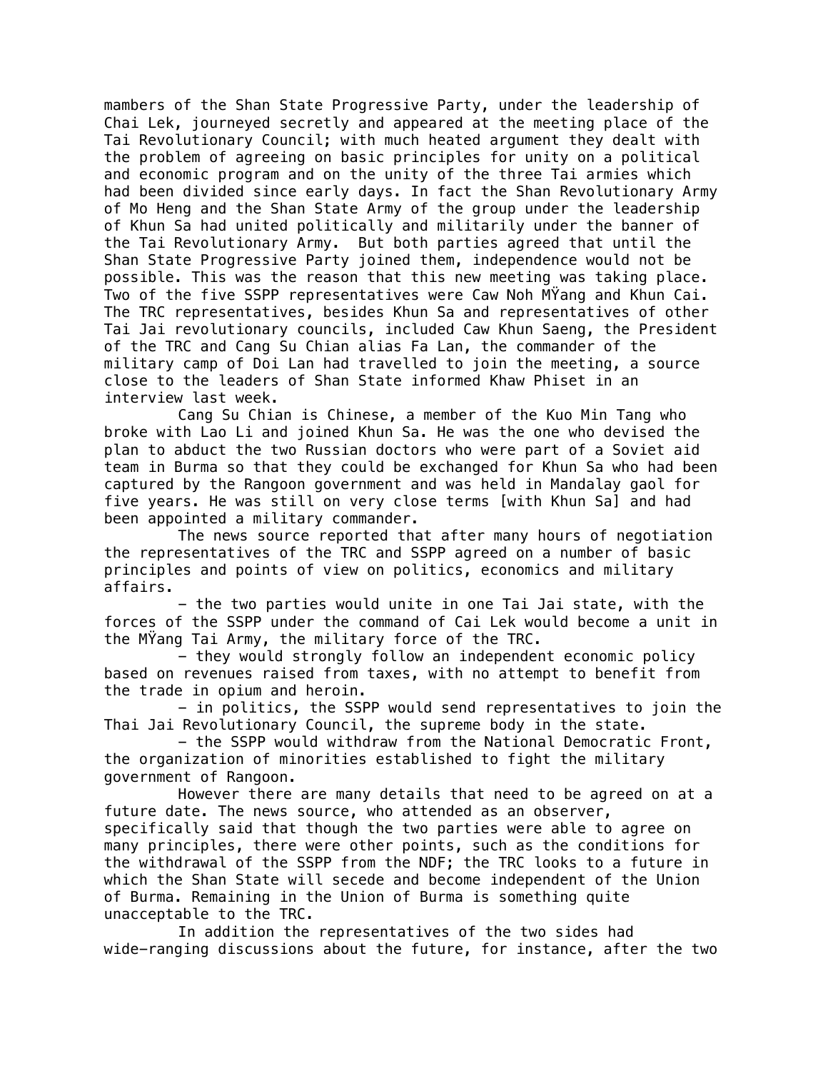mambers of the Shan State Progressive Party, under the leadership of Chai Lek, journeyed secretly and appeared at the meeting place of the Tai Revolutionary Council; with much heated argument they dealt with the problem of agreeing on basic principles for unity on a political and economic program and on the unity of the three Tai armies which had been divided since early days. In fact the Shan Revolutionary Army of Mo Heng and the Shan State Army of the group under the leadership of Khun Sa had united politically and militarily under the banner of the Tai Revolutionary Army. But both parties agreed that until the Shan State Progressive Party joined them, independence would not be possible. This was the reason that this new meeting was taking place. Two of the five SSPP representatives were Caw Noh MŸang and Khun Cai. The TRC representatives, besides Khun Sa and representatives of other Tai Jai revolutionary councils, included Caw Khun Saeng, the President of the TRC and Cang Su Chian alias Fa Lan, the commander of the military camp of Doi Lan had travelled to join the meeting, a source close to the leaders of Shan State informed Khaw Phiset in an interview last week.

Cang Su Chian is Chinese, a member of the Kuo Min Tang who broke with Lao Li and joined Khun Sa. He was the one who devised the plan to abduct the two Russian doctors who were part of a Soviet aid team in Burma so that they could be exchanged for Khun Sa who had been captured by the Rangoon government and was held in Mandalay gaol for five years. He was still on very close terms [with Khun Sa] and had been appointed a military commander.

The news source reported that after many hours of negotiation the representatives of the TRC and SSPP agreed on a number of basic principles and points of view on politics, economics and military affairs.

- the two parties would unite in one Tai Jai state, with the forces of the SSPP under the command of Cai Lek would become a unit in the MŸang Tai Army, the military force of the TRC.
- they would strongly follow an independent economic policy based on revenues raised from taxes, with no attempt to benefit from the trade in opium and heroin.
- in politics, the SSPP would send representatives to join the Thai Jai Revolutionary Council, the supreme body in the state.
- the SSPP would withdraw from the National Democratic Front, the organization of minorities established to fight the military government of Rangoon.

However there are many details that need to be agreed on at a future date. The news source, who attended as an observer, specifically said that though the two parties were able to agree on many principles, there were other points, such as the conditions for the withdrawal of the SSPP from the NDF; the TRC looks to a future in which the Shan State will secede and become independent of the Union of Burma. Remaining in the Union of Burma is something quite unacceptable to the TRC.

In addition the representatives of the two sides had wide-ranging discussions about the future, for instance, after the two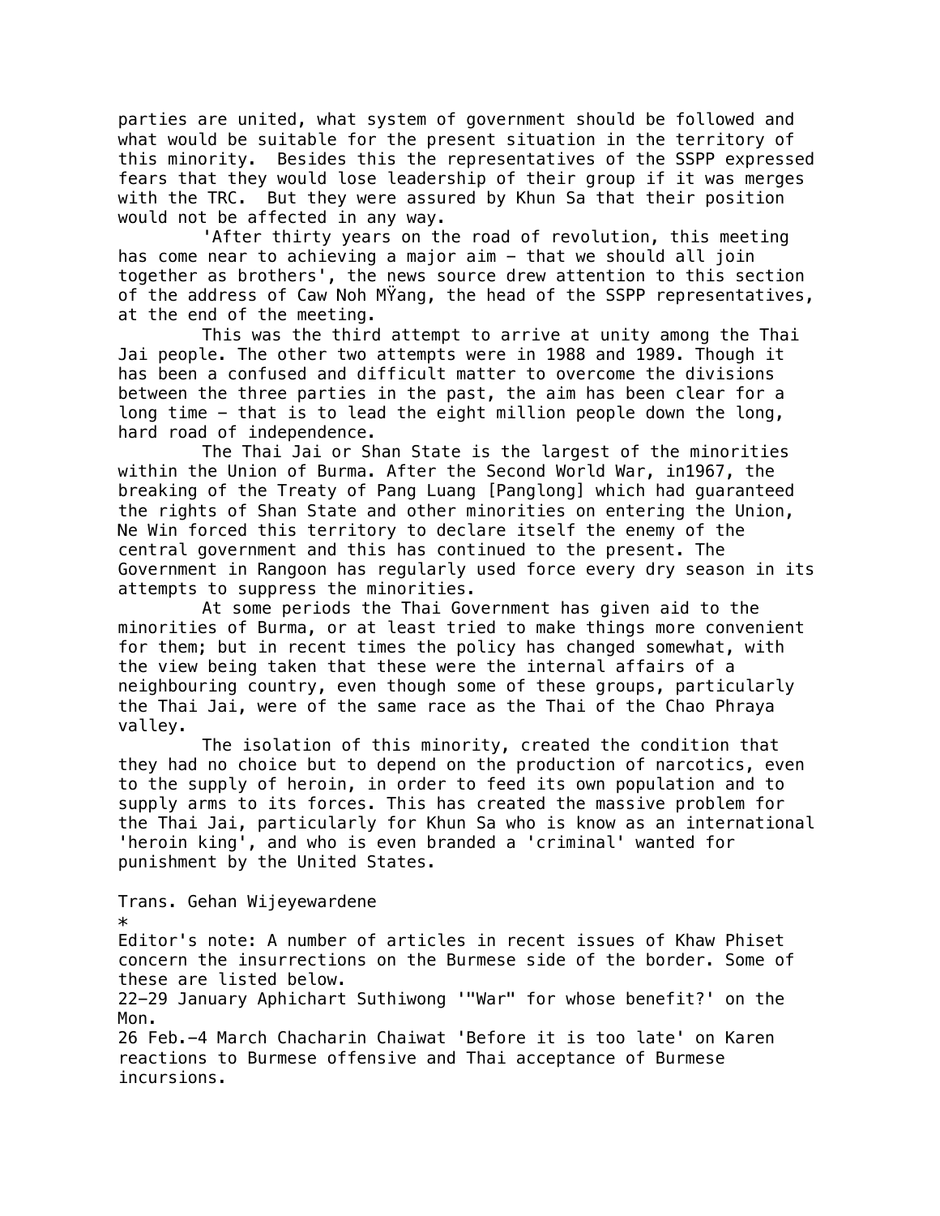parties are united, what system of government should be followed and what would be suitable for the present situation in the territory of this minority. Besides this the representatives of the SSPP expressed fears that they would lose leadership of their group if it was merges with the TRC. But they were assured by Khun Sa that their position would not be affected in any way.

'After thirty years on the road of revolution, this meeting has come near to achieving a major aim – that we should all join together as brothers', the news source drew attention to this section of the address of Caw Noh MŸang, the head of the SSPP representatives, at the end of the meeting.

This was the third attempt to arrive at unity among the Thai Jai people. The other two attempts were in 1988 and 1989. Though it has been a confused and difficult matter to overcome the divisions between the three parties in the past, the aim has been clear for a long time – that is to lead the eight million people down the long, hard road of independence.

The Thai Jai or Shan State is the largest of the minorities within the Union of Burma. After the Second World War, in1967, the breaking of the Treaty of Pang Luang [Panglong] which had guaranteed the rights of Shan State and other minorities on entering the Union, Ne Win forced this territory to declare itself the enemy of the central government and this has continued to the present. The Government in Rangoon has regularly used force every dry season in its attempts to suppress the minorities.

At some periods the Thai Government has given aid to the minorities of Burma, or at least tried to make things more convenient for them; but in recent times the policy has changed somewhat, with the view being taken that these were the internal affairs of a neighbouring country, even though some of these groups, particularly the Thai Jai, were of the same race as the Thai of the Chao Phraya valley.

The isolation of this minority, created the condition that they had no choice but to depend on the production of narcotics, even to the supply of heroin, in order to feed its own population and to supply arms to its forces. This has created the massive problem for the Thai Jai, particularly for Khun Sa who is know as an international 'heroin king', and who is even branded a 'criminal' wanted for punishment by the United States.

Trans. Gehan Wijeyewardene

*

Editor's note: A number of articles in recent issues of Khaw Phiset concern the insurrections on the Burmese side of the border. Some of these are listed below.

22–29 January Aphichart Suthiwong '"War" for whose benefit?' on the Mon.

26 Feb.–4 March Chacharin Chaiwat 'Before it is too late' on Karen reactions to Burmese offensive and Thai acceptance of Burmese incursions.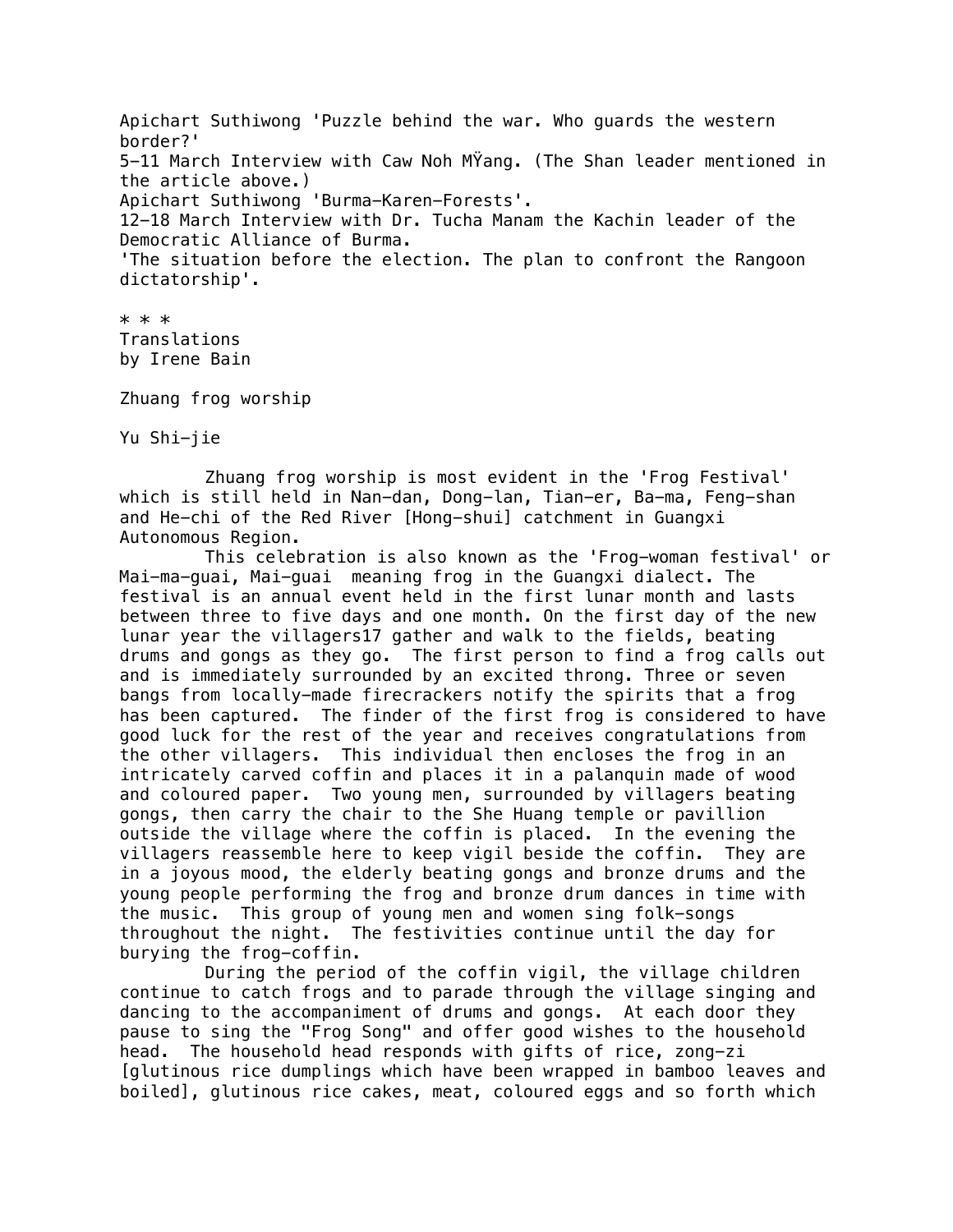Apichart Suthiwong 'Puzzle behind the war. Who guards the western border?'

5-11 March Interview with Caw Noh MŸang. (The Shan leader mentioned in the article above.)

Apichart Suthiwong 'Burma-Karen-Forests'.

12-18 March Interview with Dr. Tucha Manam the Kachin leader of the Democratic Alliance of Burma.

'The situation before the election. The plan to confront the Rangoon dictatorship'.

* * *

Translations
by Irene Bain

## Zhuang frog worship

Yu Shi-jie

Zhuang frog worship is most evident in the 'Frog Festival' which is still held in Nan-dan, Dong-lan, Tian-er, Ba-ma, Feng-shan and He-chi of the Red River [Hong-shui] catchment in Guangxi Autonomous Region.

This celebration is also known as the 'Frog-woman festival' or Mai-ma-guai, Mai-guai meaning frog in the Guangxi dialect. The festival is an annual event held in the first lunar month and lasts between three to five days and one month. On the first day of the new lunar year the villagers[17] gather and walk to the fields, beating drums and gongs as they go. The first person to find a frog calls out and is immediately surrounded by an excited throng. Three or seven bangs from locally-made firecrackers notify the spirits that a frog has been captured. The finder of the first frog is considered to have good luck for the rest of the year and receives congratulations from the other villagers. This individual then encloses the frog in an intricately carved coffin and places it in a palanquin made of wood and coloured paper. Two young men, surrounded by villagers beating gongs, then carry the chair to the She Huang temple or pavillion outside the village where the coffin is placed. In the evening the villagers reassemble here to keep vigil beside the coffin. They are in a joyous mood, the elderly beating gongs and bronze drums and the young people performing the frog and bronze drum dances in time with the music. This group of young men and women sing folk-songs throughout the night. The festivities continue until the day for burying the frog-coffin.

During the period of the coffin vigil, the village children continue to catch frogs and to parade through the village singing and dancing to the accompaniment of drums and gongs. At each door they pause to sing the "Frog Song" and offer good wishes to the household head. The household head responds with gifts of rice, zong-zi [glutinous rice dumplings which have been wrapped in bamboo leaves and boiled], glutinous rice cakes, meat, coloured eggs and so forth which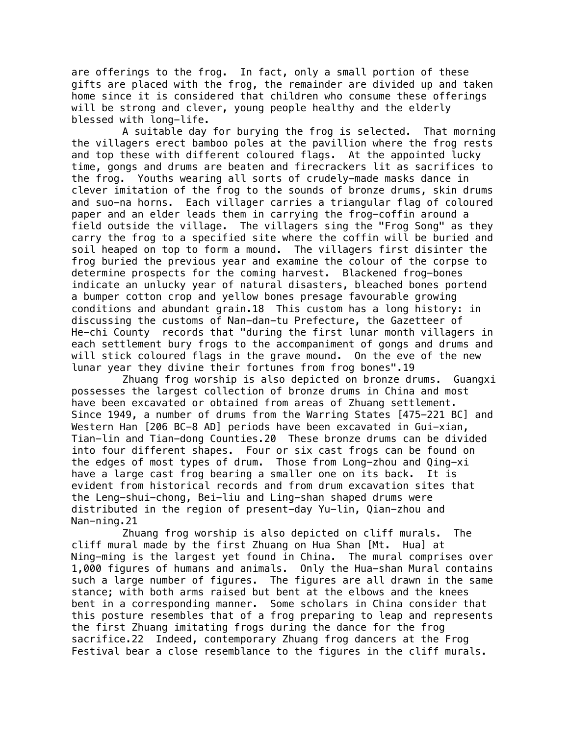are offerings to the frog. In fact, only a small portion of these gifts are placed with the frog, the remainder are divided up and taken home since it is considered that children who consume these offerings will be strong and clever, young people healthy and the elderly blessed with long-life.

A suitable day for burying the frog is selected. That morning the villagers erect bamboo poles at the pavillion where the frog rests and top these with different coloured flags. At the appointed lucky time, gongs and drums are beaten and firecrackers lit as sacrifices to the frog. Youths wearing all sorts of crudely-made masks dance in clever imitation of the frog to the sounds of bronze drums, skin drums and suo-na horns. Each villager carries a triangular flag of coloured paper and an elder leads them in carrying the frog-coffin around a field outside the village. The villagers sing the "Frog Song" as they carry the frog to a specified site where the coffin will be buried and soil heaped on top to form a mound. The villagers first disinter the frog buried the previous year and examine the colour of the corpse to determine prospects for the coming harvest. Blackened frog-bones indicate an unlucky year of natural disasters, bleached bones portend a bumper cotton crop and yellow bones presage favourable growing conditions and abundant grain.18 This custom has a long history: in discussing the customs of Nan-dan-tu Prefecture, the Gazetteer of He-chi County records that "during the first lunar month villagers in each settlement bury frogs to the accompaniment of gongs and drums and will stick coloured flags in the grave mound. On the eve of the new lunar year they divine their fortunes from frog bones".19

Zhuang frog worship is also depicted on bronze drums. Guangxi possesses the largest collection of bronze drums in China and most have been excavated or obtained from areas of Zhuang settlement. Since 1949, a number of drums from the Warring States [475-221 BC] and Western Han [206 BC-8 AD] periods have been excavated in Gui-xian, Tian-lin and Tian-dong Counties.20 These bronze drums can be divided into four different shapes. Four or six cast frogs can be found on the edges of most types of drum. Those from Long-zhou and Qing-xi have a large cast frog bearing a smaller one on its back. It is evident from historical records and from drum excavation sites that the Leng-shui-chong, Bei-liu and Ling-shan shaped drums were distributed in the region of present-day Yu-lin, Qian-zhou and Nan-ning.21

Zhuang frog worship is also depicted on cliff murals. The cliff mural made by the first Zhuang on Hua Shan [Mt. Hua] at Ning-ming is the largest yet found in China. The mural comprises over 1,000 figures of humans and animals. Only the Hua-shan Mural contains such a large number of figures. The figures are all drawn in the same stance; with both arms raised but bent at the elbows and the knees bent in a corresponding manner. Some scholars in China consider that this posture resembles that of a frog preparing to leap and represents the first Zhuang imitating frogs during the dance for the frog sacrifice.22 Indeed, contemporary Zhuang frog dancers at the Frog Festival bear a close resemblance to the figures in the cliff murals.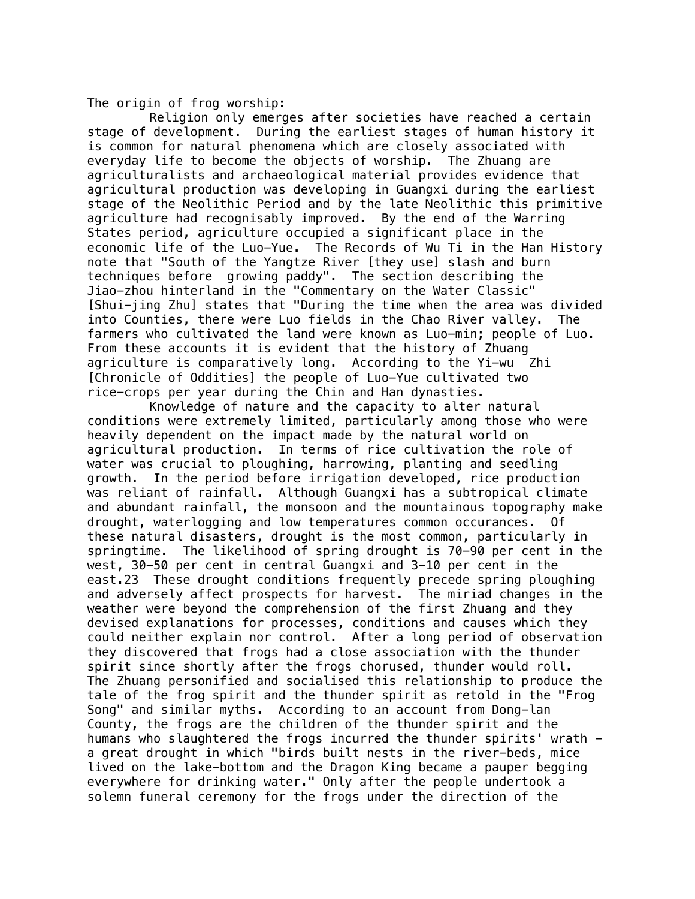The origin of frog worship:

Religion only emerges after societies have reached a certain stage of development. During the earliest stages of human history it is common for natural phenomena which are closely associated with everyday life to become the objects of worship. The Zhuang are agriculturalists and archaeological material provides evidence that agricultural production was developing in Guangxi during the earliest stage of the Neolithic Period and by the late Neolithic this primitive agriculture had recognisably improved. By the end of the Warring States period, agriculture occupied a significant place in the economic life of the Luo-Yue. The Records of Wu Ti in the Han History note that "South of the Yangtze River [they use] slash and burn techniques before growing paddy". The section describing the Jiao-zhou hinterland in the "Commentary on the Water Classic" [Shui-jing Zhu] states that "During the time when the area was divided into Counties, there were Luo fields in the Chao River valley. The farmers who cultivated the land were known as Luo-min; people of Luo. From these accounts it is evident that the history of Zhuang agriculture is comparatively long. According to the Yi-wu Zhi [Chronicle of Oddities] the people of Luo-Yue cultivated two rice-crops per year during the Chin and Han dynasties.

Knowledge of nature and the capacity to alter natural conditions were extremely limited, particularly among those who were heavily dependent on the impact made by the natural world on agricultural production. In terms of rice cultivation the role of water was crucial to ploughing, harrowing, planting and seedling growth. In the period before irrigation developed, rice production was reliant of rainfall. Although Guangxi has a subtropical climate and abundant rainfall, the monsoon and the mountainous topography make drought, waterlogging and low temperatures common occurances. Of these natural disasters, drought is the most common, particularly in springtime. The likelihood of spring drought is 70-90 per cent in the west, 30-50 per cent in central Guangxi and 3-10 per cent in the east.23 These drought conditions frequently precede spring ploughing and adversely affect prospects for harvest. The miriad changes in the weather were beyond the comprehension of the first Zhuang and they devised explanations for processes, conditions and causes which they could neither explain nor control. After a long period of observation they discovered that frogs had a close association with the thunder spirit since shortly after the frogs chorused, thunder would roll. The Zhuang personified and socialised this relationship to produce the tale of the frog spirit and the thunder spirit as retold in the "Frog Song" and similar myths. According to an account from Dong-lan County, the frogs are the children of the thunder spirit and the humans who slaughtered the frogs incurred the thunder spirits' wrath - a great drought in which "birds built nests in the river-beds, mice lived on the lake-bottom and the Dragon King became a pauper begging everywhere for drinking water." Only after the people undertook a solemn funeral ceremony for the frogs under the direction of the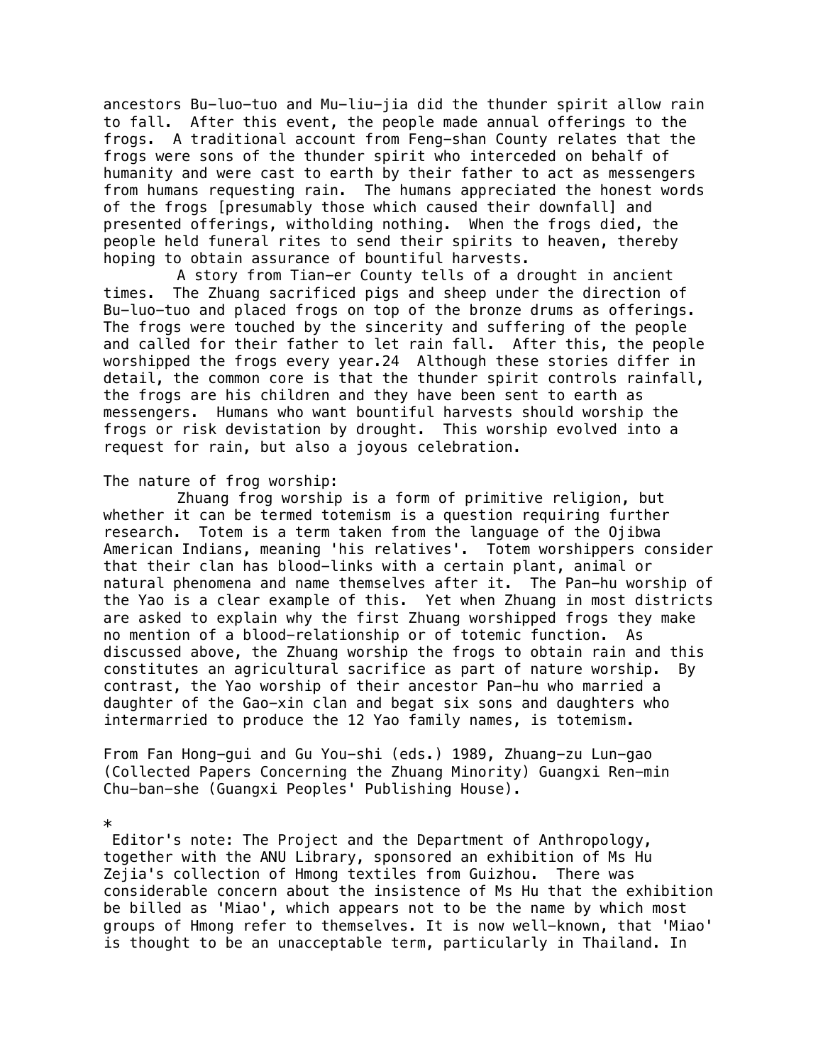ancestors Bu-luo-tuo and Mu-liu-jia did the thunder spirit allow rain to fall. After this event, the people made annual offerings to the frogs. A traditional account from Feng-shan County relates that the frogs were sons of the thunder spirit who interceded on behalf of humanity and were cast to earth by their father to act as messengers from humans requesting rain. The humans appreciated the honest words of the frogs [presumably those which caused their downfall] and presented offerings, witholding nothing. When the frogs died, the people held funeral rites to send their spirits to heaven, thereby hoping to obtain assurance of bountiful harvests.

A story from Tian-er County tells of a drought in ancient times. The Zhuang sacrificed pigs and sheep under the direction of Bu-luo-tuo and placed frogs on top of the bronze drums as offerings. The frogs were touched by the sincerity and suffering of the people and called for their father to let rain fall. After this, the people worshipped the frogs every year.24 Although these stories differ in detail, the common core is that the thunder spirit controls rainfall, the frogs are his children and they have been sent to earth as messengers. Humans who want bountiful harvests should worship the frogs or risk devistation by drought. This worship evolved into a request for rain, but also a joyous celebration.

The nature of frog worship:

Zhuang frog worship is a form of primitive religion, but whether it can be termed totemism is a question requiring further research. Totem is a term taken from the language of the Ojibwa American Indians, meaning 'his relatives'. Totem worshippers consider that their clan has blood-links with a certain plant, animal or natural phenomena and name themselves after it. The Pan-hu worship of the Yao is a clear example of this. Yet when Zhuang in most districts are asked to explain why the first Zhuang worshipped frogs they make no mention of a blood-relationship or of totemic function. As discussed above, the Zhuang worship the frogs to obtain rain and this constitutes an agricultural sacrifice as part of nature worship. By contrast, the Yao worship of their ancestor Pan-hu who married a daughter of the Gao-xin clan and begat six sons and daughters who intermarried to produce the 12 Yao family names, is totemism.

From Fan Hong-gui and Gu You-shi (eds.) 1989, Zhuang-zu Lun-gao (Collected Papers Concerning the Zhuang Minority) Guangxi Ren-min Chu-ban-she (Guangxi Peoples' Publishing House).

*

Editor's note: The Project and the Department of Anthropology, together with the ANU Library, sponsored an exhibition of Ms Hu Zejia's collection of Hmong textiles from Guizhou. There was considerable concern about the insistence of Ms Hu that the exhibition be billed as 'Miao', which appears not to be the name by which most groups of Hmong refer to themselves. It is now well-known, that 'Miao' is thought to be an unacceptable term, particularly in Thailand. In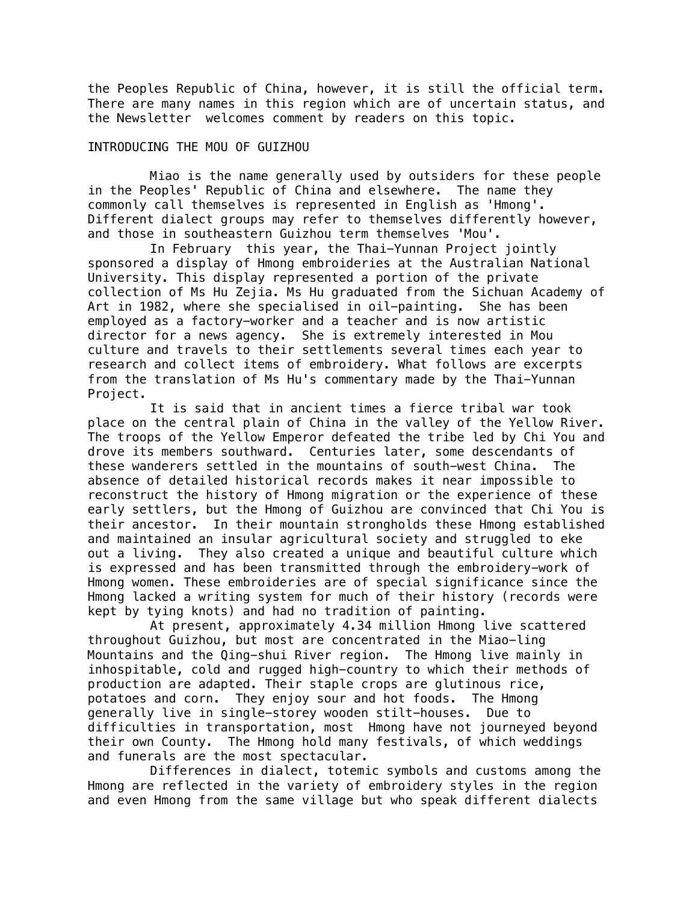the Peoples Republic of China, however, it is still the official term. There are many names in this region which are of uncertain status, and the Newsletter welcomes comment by readers on this topic.

## INTRODUCING THE MOU OF GUIZHOU

Miao is the name generally used by outsiders for these people in the Peoples' Republic of China and elsewhere. The name they commonly call themselves is represented in English as 'Hmong'. Different dialect groups may refer to themselves differently however, and those in southeastern Guizhou term themselves 'Mou'.

In February this year, the Thai-Yunnan Project jointly sponsored a display of Hmong embroideries at the Australian National University. This display represented a portion of the private collection of Ms Hu Zejia. Ms Hu graduated from the Sichuan Academy of Art in 1982, where she specialised in oil-painting. She has been employed as a factory-worker and a teacher and is now artistic director for a news agency. She is extremely interested in Mou culture and travels to their settlements several times each year to research and collect items of embroidery. What follows are excerpts from the translation of Ms Hu's commentary made by the Thai-Yunnan Project.

It is said that in ancient times a fierce tribal war took place on the central plain of China in the valley of the Yellow River. The troops of the Yellow Emperor defeated the tribe led by Chi You and drove its members southward. Centuries later, some descendants of these wanderers settled in the mountains of south-west China. The absence of detailed historical records makes it near impossible to reconstruct the history of Hmong migration or the experience of these early settlers, but the Hmong of Guizhou are convinced that Chi You is their ancestor. In their mountain strongholds these Hmong established and maintained an insular agricultural society and struggled to eke out a living. They also created a unique and beautiful culture which is expressed and has been transmitted through the embroidery-work of Hmong women. These embroideries are of special significance since the Hmong lacked a writing system for much of their history (records were kept by tying knots) and had no tradition of painting.

At present, approximately 4.34 million Hmong live scattered throughout Guizhou, but most are concentrated in the Miao-ling Mountains and the Qing-shui River region. The Hmong live mainly in inhospitable, cold and rugged high-country to which their methods of production are adapted. Their staple crops are glutinous rice, potatoes and corn. They enjoy sour and hot foods. The Hmong generally live in single-storey wooden stilt-houses. Due to difficulties in transportation, most Hmong have not journeyed beyond their own County. The Hmong hold many festivals, of which weddings and funerals are the most spectacular.

Differences in dialect, totemic symbols and customs among the Hmong are reflected in the variety of embroidery styles in the region and even Hmong from the same village but who speak different dialects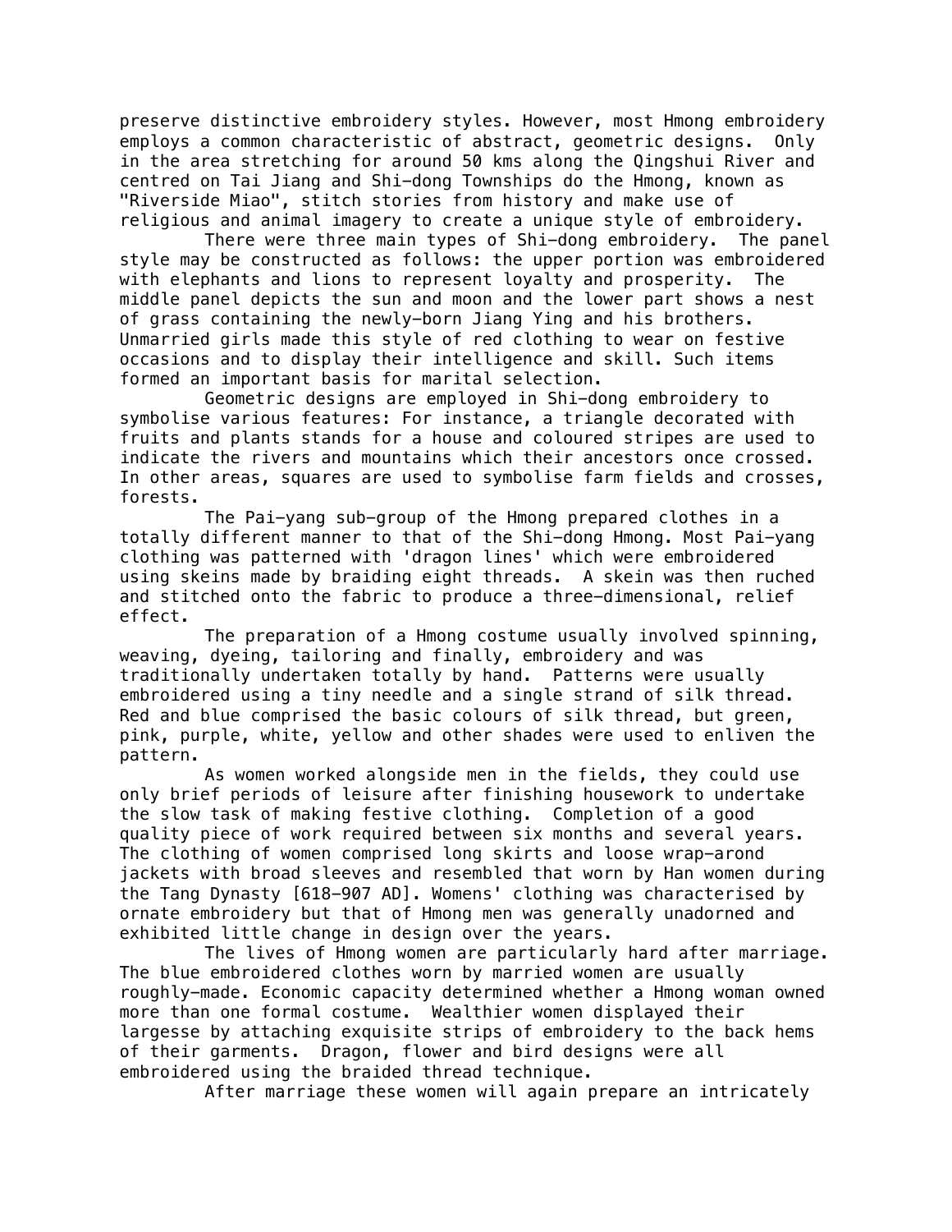preserve distinctive embroidery styles. However, most Hmong embroidery employs a common characteristic of abstract, geometric designs. Only in the area stretching for around 50 kms along the Qingshui River and centred on Tai Jiang and Shi-dong Townships do the Hmong, known as "Riverside Miao", stitch stories from history and make use of religious and animal imagery to create a unique style of embroidery.

There were three main types of Shi-dong embroidery. The panel style may be constructed as follows: the upper portion was embroidered with elephants and lions to represent loyalty and prosperity. The middle panel depicts the sun and moon and the lower part shows a nest of grass containing the newly-born Jiang Ying and his brothers. Unmarried girls made this style of red clothing to wear on festive occasions and to display their intelligence and skill. Such items formed an important basis for marital selection.

Geometric designs are employed in Shi-dong embroidery to symbolise various features: For instance, a triangle decorated with fruits and plants stands for a house and coloured stripes are used to indicate the rivers and mountains which their ancestors once crossed. In other areas, squares are used to symbolise farm fields and crosses, forests.

The Pai-yang sub-group of the Hmong prepared clothes in a totally different manner to that of the Shi-dong Hmong. Most Pai-yang clothing was patterned with 'dragon lines' which were embroidered using skeins made by braiding eight threads. A skein was then ruched and stitched onto the fabric to produce a three-dimensional, relief effect.

The preparation of a Hmong costume usually involved spinning, weaving, dyeing, tailoring and finally, embroidery and was traditionally undertaken totally by hand. Patterns were usually embroidered using a tiny needle and a single strand of silk thread. Red and blue comprised the basic colours of silk thread, but green, pink, purple, white, yellow and other shades were used to enliven the pattern.

As women worked alongside men in the fields, they could use only brief periods of leisure after finishing housework to undertake the slow task of making festive clothing. Completion of a good quality piece of work required between six months and several years. The clothing of women comprised long skirts and loose wrap-arond jackets with broad sleeves and resembled that worn by Han women during the Tang Dynasty [618-907 AD]. Womens' clothing was characterised by ornate embroidery but that of Hmong men was generally unadorned and exhibited little change in design over the years.

The lives of Hmong women are particularly hard after marriage. The blue embroidered clothes worn by married women are usually roughly-made. Economic capacity determined whether a Hmong woman owned more than one formal costume. Wealthier women displayed their largesse by attaching exquisite strips of embroidery to the back hems of their garments. Dragon, flower and bird designs were all embroidered using the braided thread technique.

After marriage these women will again prepare an intricately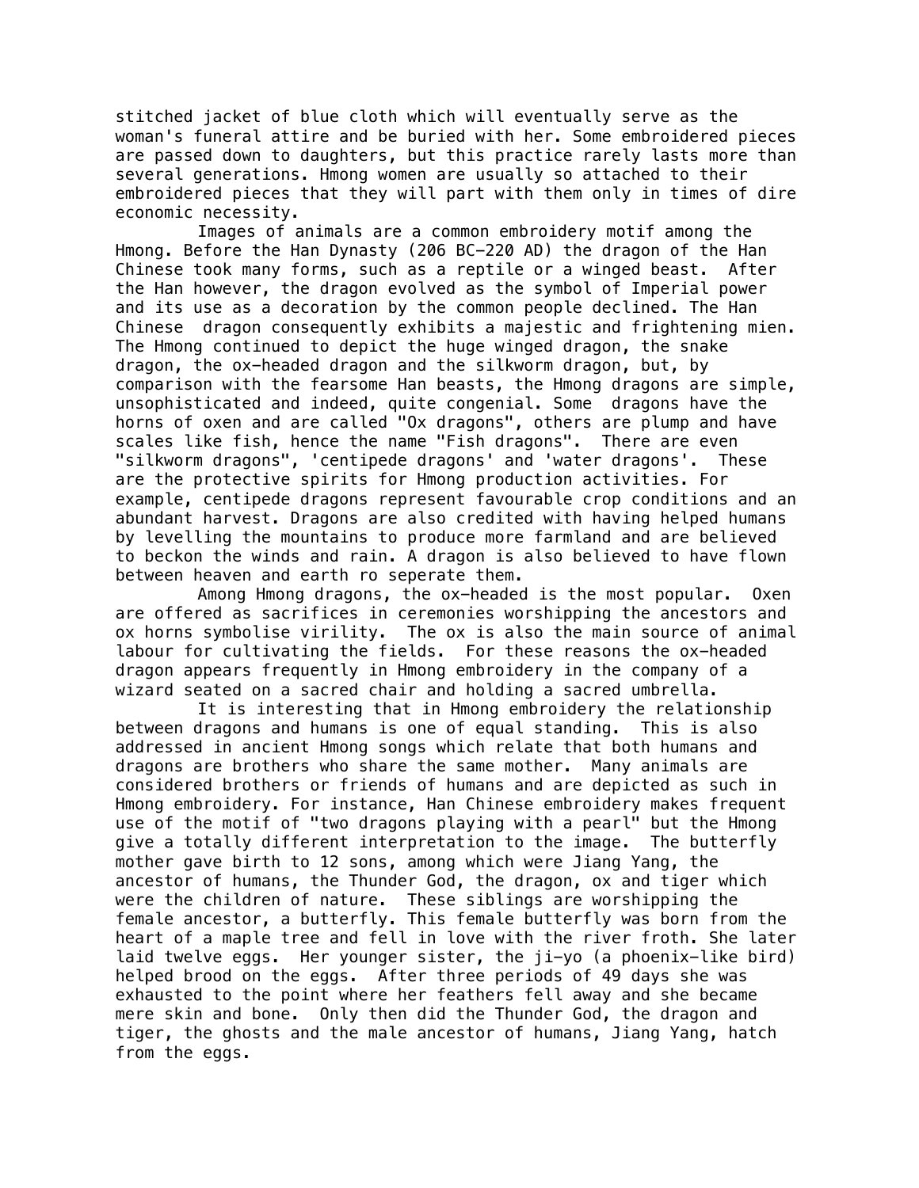stitched jacket of blue cloth which will eventually serve as the woman's funeral attire and be buried with her. Some embroidered pieces are passed down to daughters, but this practice rarely lasts more than several generations. Hmong women are usually so attached to their embroidered pieces that they will part with them only in times of dire economic necessity.

Images of animals are a common embroidery motif among the Hmong. Before the Han Dynasty (206 BC-220 AD) the dragon of the Han Chinese took many forms, such as a reptile or a winged beast. After the Han however, the dragon evolved as the symbol of Imperial power and its use as a decoration by the common people declined. The Han Chinese dragon consequently exhibits a majestic and frightening mien. The Hmong continued to depict the huge winged dragon, the snake dragon, the ox-headed dragon and the silkworm dragon, but, by comparison with the fearsome Han beasts, the Hmong dragons are simple, unsophisticated and indeed, quite congenial. Some dragons have the horns of oxen and are called "Ox dragons", others are plump and have scales like fish, hence the name "Fish dragons". There are even "silkworm dragons", 'centipede dragons' and 'water dragons'. These are the protective spirits for Hmong production activities. For example, centipede dragons represent favourable crop conditions and an abundant harvest. Dragons are also credited with having helped humans by levelling the mountains to produce more farmland and are believed to beckon the winds and rain. A dragon is also believed to have flown between heaven and earth ro seperate them.

Among Hmong dragons, the ox-headed is the most popular. Oxen are offered as sacrifices in ceremonies worshipping the ancestors and ox horns symbolise virility. The ox is also the main source of animal labour for cultivating the fields. For these reasons the ox-headed dragon appears frequently in Hmong embroidery in the company of a wizard seated on a sacred chair and holding a sacred umbrella.

It is interesting that in Hmong embroidery the relationship between dragons and humans is one of equal standing. This is also addressed in ancient Hmong songs which relate that both humans and dragons are brothers who share the same mother. Many animals are considered brothers or friends of humans and are depicted as such in Hmong embroidery. For instance, Han Chinese embroidery makes frequent use of the motif of "two dragons playing with a pearl" but the Hmong give a totally different interpretation to the image. The butterfly mother gave birth to 12 sons, among which were Jiang Yang, the ancestor of humans, the Thunder God, the dragon, ox and tiger which were the children of nature. These siblings are worshipping the female ancestor, a butterfly. This female butterfly was born from the heart of a maple tree and fell in love with the river froth. She later laid twelve eggs. Her younger sister, the ji-yo (a phoenix-like bird) helped brood on the eggs. After three periods of 49 days she was exhausted to the point where her feathers fell away and she became mere skin and bone. Only then did the Thunder God, the dragon and tiger, the ghosts and the male ancestor of humans, Jiang Yang, hatch from the eggs.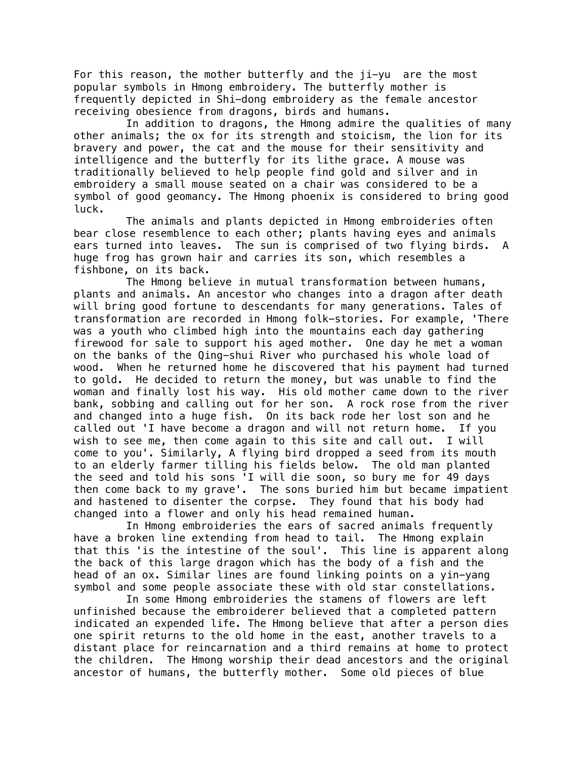For this reason, the mother butterfly and the ji-yu  are the most popular symbols in Hmong embroidery. The butterfly mother is frequently depicted in Shi-dong embroidery as the female ancestor receiving obesience from dragons, birds and humans.

In addition to dragons, the Hmong admire the qualities of many other animals; the ox for its strength and stoicism, the lion for its bravery and power, the cat and the mouse for their sensitivity and intelligence and the butterfly for its lithe grace. A mouse was traditionally believed to help people find gold and silver and in embroidery a small mouse seated on a chair was considered to be a symbol of good geomancy. The Hmong phoenix is considered to bring good luck.

The animals and plants depicted in Hmong embroideries often bear close resemblence to each other; plants having eyes and animals ears turned into leaves.  The sun is comprised of two flying birds.  A huge frog has grown hair and carries its son, which resembles a fishbone, on its back.

The Hmong believe in mutual transformation between humans, plants and animals. An ancestor who changes into a dragon after death will bring good fortune to descendants for many generations. Tales of transformation are recorded in Hmong folk-stories. For example, 'There was a youth who climbed high into the mountains each day gathering firewood for sale to support his aged mother.  One day he met a woman on the banks of the Qing-shui River who purchased his whole load of wood.  When he returned home he discovered that his payment had turned to gold.  He decided to return the money, but was unable to find the woman and finally lost his way.  His old mother came down to the river bank, sobbing and calling out for her son.  A rock rose from the river and changed into a huge fish.  On its back rode her lost son and he called out 'I have become a dragon and will not return home.  If you wish to see me, then come again to this site and call out.  I will come to you'. Similarly, A flying bird dropped a seed from its mouth to an elderly farmer tilling his fields below.  The old man planted the seed and told his sons 'I will die soon, so bury me for 49 days then come back to my grave'.  The sons buried him but became impatient and hastened to disenter the corpse.  They found that his body had changed into a flower and only his head remained human.

In Hmong embroideries the ears of sacred animals frequently have a broken line extending from head to tail.  The Hmong explain that this 'is the intestine of the soul'.  This line is apparent along the back of this large dragon which has the body of a fish and the head of an ox. Similar lines are found linking points on a yin-yang symbol and some people associate these with old star constellations.

In some Hmong embroideries the stamens of flowers are left unfinished because the embroiderer believed that a completed pattern indicated an expended life. The Hmong believe that after a person dies one spirit returns to the old home in the east, another travels to a distant place for reincarnation and a third remains at home to protect the children.  The Hmong worship their dead ancestors and the original ancestor of humans, the butterfly mother.  Some old pieces of blue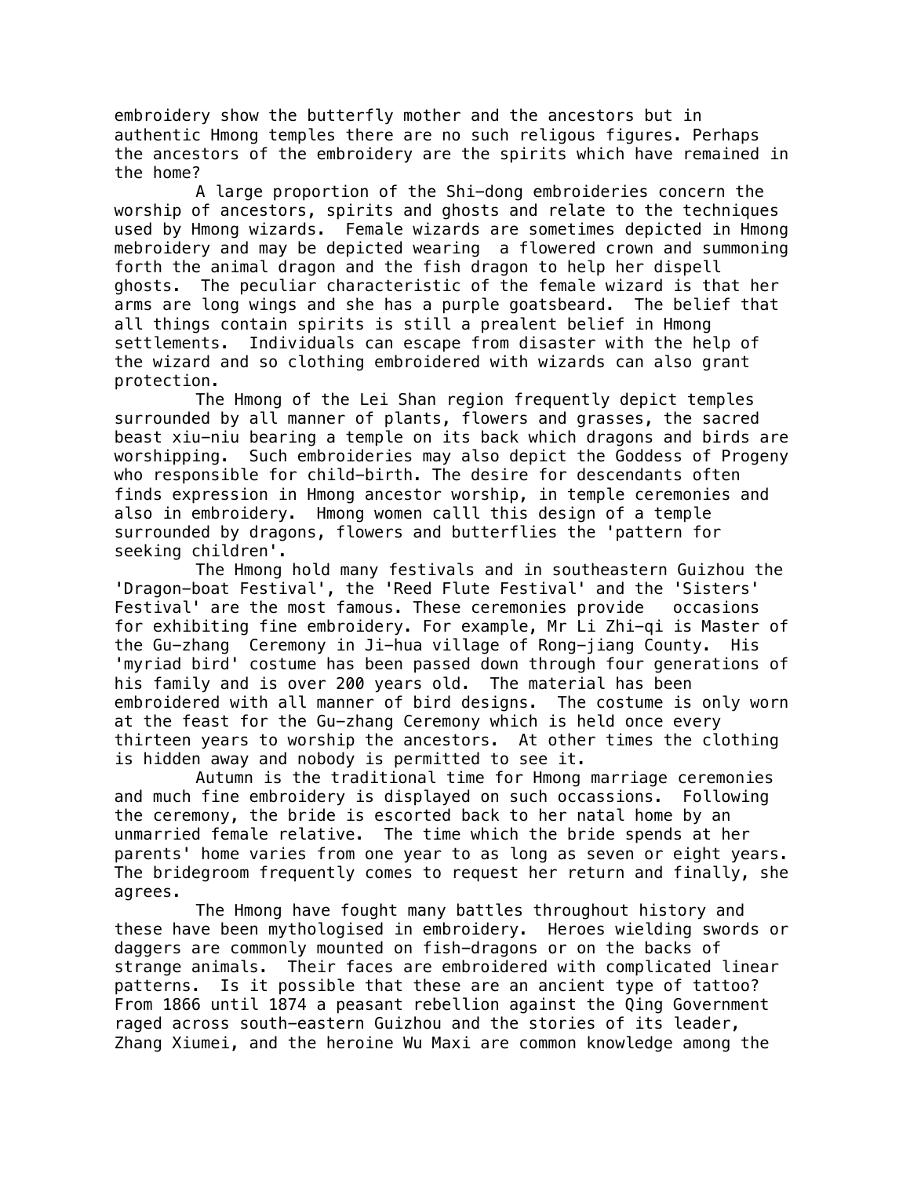embroidery show the butterfly mother and the ancestors but in authentic Hmong temples there are no such religous figures. Perhaps the ancestors of the embroidery are the spirits which have remained in the home?

A large proportion of the Shi-dong embroideries concern the worship of ancestors, spirits and ghosts and relate to the techniques used by Hmong wizards. Female wizards are sometimes depicted in Hmong mebroidery and may be depicted wearing a flowered crown and summoning forth the animal dragon and the fish dragon to help her dispell ghosts. The peculiar characteristic of the female wizard is that her arms are long wings and she has a purple goatsbeard. The belief that all things contain spirits is still a prealent belief in Hmong settlements. Individuals can escape from disaster with the help of the wizard and so clothing embroidered with wizards can also grant protection.

The Hmong of the Lei Shan region frequently depict temples surrounded by all manner of plants, flowers and grasses, the sacred beast xiu-niu bearing a temple on its back which dragons and birds are worshipping. Such embroideries may also depict the Goddess of Progeny who responsible for child-birth. The desire for descendants often finds expression in Hmong ancestor worship, in temple ceremonies and also in embroidery. Hmong women calll this design of a temple surrounded by dragons, flowers and butterflies the 'pattern for seeking children'.

The Hmong hold many festivals and in southeastern Guizhou the 'Dragon-boat Festival', the 'Reed Flute Festival' and the 'Sisters' Festival' are the most famous. These ceremonies provide occasions for exhibiting fine embroidery. For example, Mr Li Zhi-qi is Master of the Gu-zhang Ceremony in Ji-hua village of Rong-jiang County. His 'myriad bird' costume has been passed down through four generations of his family and is over 200 years old. The material has been embroidered with all manner of bird designs. The costume is only worn at the feast for the Gu-zhang Ceremony which is held once every thirteen years to worship the ancestors. At other times the clothing is hidden away and nobody is permitted to see it.

Autumn is the traditional time for Hmong marriage ceremonies and much fine embroidery is displayed on such occassions. Following the ceremony, the bride is escorted back to her natal home by an unmarried female relative. The time which the bride spends at her parents' home varies from one year to as long as seven or eight years. The bridegroom frequently comes to request her return and finally, she agrees.

The Hmong have fought many battles throughout history and these have been mythologised in embroidery. Heroes wielding swords or daggers are commonly mounted on fish-dragons or on the backs of strange animals. Their faces are embroidered with complicated linear patterns. Is it possible that these are an ancient type of tattoo? From 1866 until 1874 a peasant rebellion against the Qing Government raged across south-eastern Guizhou and the stories of its leader, Zhang Xiumei, and the heroine Wu Maxi are common knowledge among the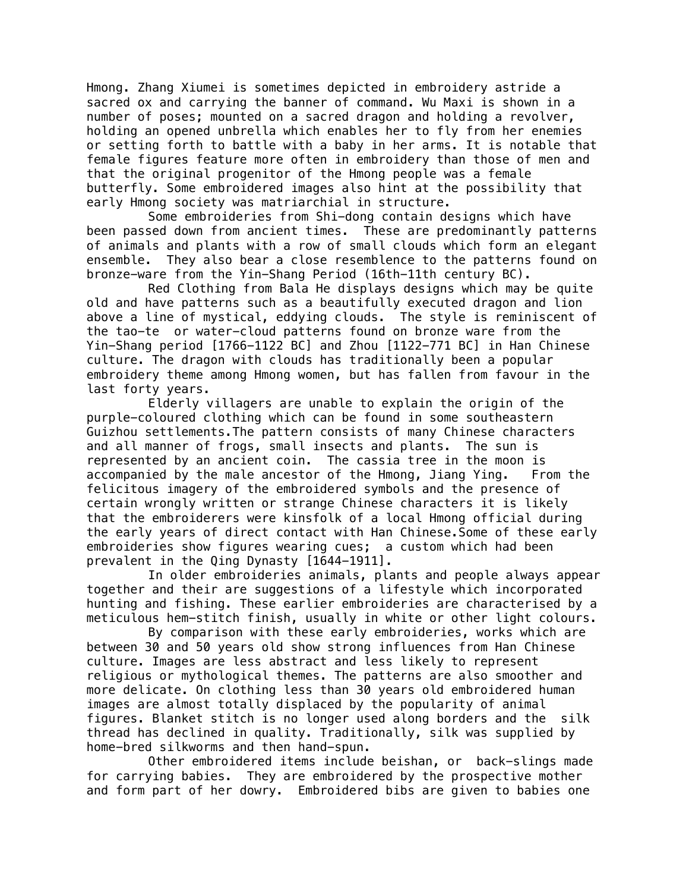Hmong. Zhang Xiumei is sometimes depicted in embroidery astride a sacred ox and carrying the banner of command. Wu Maxi is shown in a number of poses; mounted on a sacred dragon and holding a revolver, holding an opened unbrella which enables her to fly from her enemies or setting forth to battle with a baby in her arms. It is notable that female figures feature more often in embroidery than those of men and that the original progenitor of the Hmong people was a female butterfly. Some embroidered images also hint at the possibility that early Hmong society was matriarchial in structure.

Some embroideries from Shi-dong contain designs which have been passed down from ancient times. These are predominantly patterns of animals and plants with a row of small clouds which form an elegant ensemble. They also bear a close resemblence to the patterns found on bronze-ware from the Yin-Shang Period (16th-11th century BC).

Red Clothing from Bala He displays designs which may be quite old and have patterns such as a beautifully executed dragon and lion above a line of mystical, eddying clouds. The style is reminiscent of the tao-te or water-cloud patterns found on bronze ware from the Yin-Shang period [1766-1122 BC] and Zhou [1122-771 BC] in Han Chinese culture. The dragon with clouds has traditionally been a popular embroidery theme among Hmong women, but has fallen from favour in the last forty years.

Elderly villagers are unable to explain the origin of the purple-coloured clothing which can be found in some southeastern Guizhou settlements.The pattern consists of many Chinese characters and all manner of frogs, small insects and plants. The sun is represented by an ancient coin. The cassia tree in the moon is accompanied by the male ancestor of the Hmong, Jiang Ying. From the felicitous imagery of the embroidered symbols and the presence of certain wrongly written or strange Chinese characters it is likely that the embroiderers were kinsfolk of a local Hmong official during the early years of direct contact with Han Chinese.Some of these early embroideries show figures wearing cues; a custom which had been prevalent in the Qing Dynasty [1644-1911].

In older embroideries animals, plants and people always appear together and their are suggestions of a lifestyle which incorporated hunting and fishing. These earlier embroideries are characterised by a meticulous hem-stitch finish, usually in white or other light colours.

By comparison with these early embroideries, works which are between 30 and 50 years old show strong influences from Han Chinese culture. Images are less abstract and less likely to represent religious or mythological themes. The patterns are also smoother and more delicate. On clothing less than 30 years old embroidered human images are almost totally displaced by the popularity of animal figures. Blanket stitch is no longer used along borders and the silk thread has declined in quality. Traditionally, silk was supplied by home-bred silkworms and then hand-spun.

Other embroidered items include beishan, or back-slings made for carrying babies. They are embroidered by the prospective mother and form part of her dowry. Embroidered bibs are given to babies one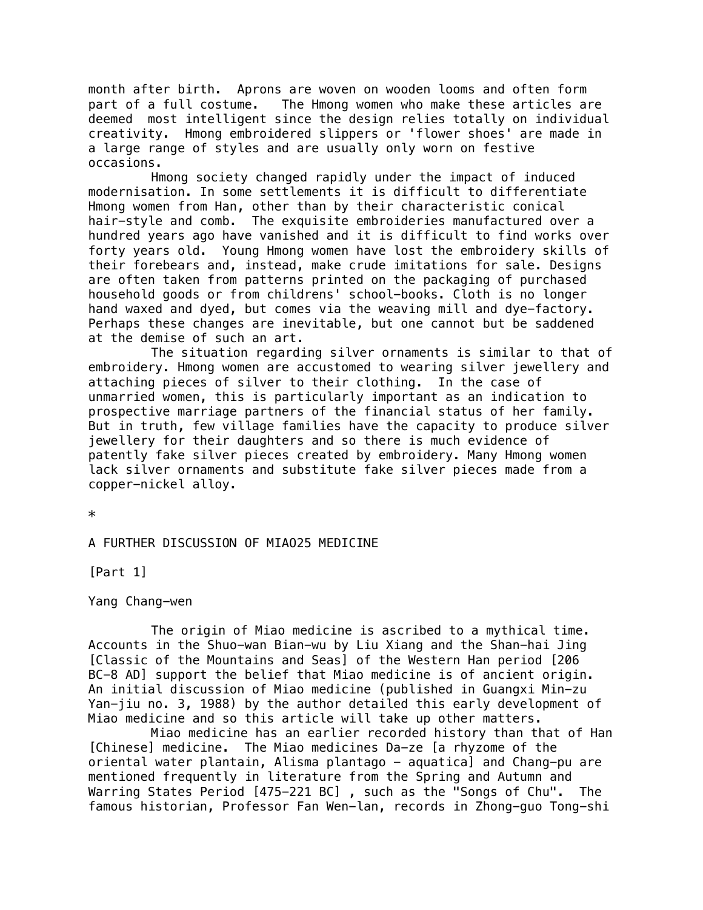month after birth. Aprons are woven on wooden looms and often form part of a full costume. The Hmong women who make these articles are deemed most intelligent since the design relies totally on individual creativity. Hmong embroidered slippers or 'flower shoes' are made in a large range of styles and are usually only worn on festive occasions.

Hmong society changed rapidly under the impact of induced modernisation. In some settlements it is difficult to differentiate Hmong women from Han, other than by their characteristic conical hair-style and comb. The exquisite embroideries manufactured over a hundred years ago have vanished and it is difficult to find works over forty years old. Young Hmong women have lost the embroidery skills of their forebears and, instead, make crude imitations for sale. Designs are often taken from patterns printed on the packaging of purchased household goods or from childrens' school-books. Cloth is no longer hand waxed and dyed, but comes via the weaving mill and dye-factory. Perhaps these changes are inevitable, but one cannot but be saddened at the demise of such an art.

The situation regarding silver ornaments is similar to that of embroidery. Hmong women are accustomed to wearing silver jewellery and attaching pieces of silver to their clothing. In the case of unmarried women, this is particularly important as an indication to prospective marriage partners of the financial status of her family. But in truth, few village families have the capacity to produce silver jewellery for their daughters and so there is much evidence of patently fake silver pieces created by embroidery. Many Hmong women lack silver ornaments and substitute fake silver pieces made from a copper-nickel alloy.

*

## A FURTHER DISCUSSION OF MIAO25 MEDICINE

[Part 1]

Yang Chang-wen

The origin of Miao medicine is ascribed to a mythical time. Accounts in the Shuo-wan Bian-wu by Liu Xiang and the Shan-hai Jing [Classic of the Mountains and Seas] of the Western Han period [206 BC-8 AD] support the belief that Miao medicine is of ancient origin. An initial discussion of Miao medicine (published in Guangxi Min-zu Yan-jiu no. 3, 1988) by the author detailed this early development of Miao medicine and so this article will take up other matters.

Miao medicine has an earlier recorded history than that of Han [Chinese] medicine. The Miao medicines Da-ze [a rhyzome of the oriental water plantain, Alisma plantago - aquatica] and Chang-pu are mentioned frequently in literature from the Spring and Autumn and Warring States Period [475-221 BC] , such as the "Songs of Chu". The famous historian, Professor Fan Wen-lan, records in Zhong-guo Tong-shi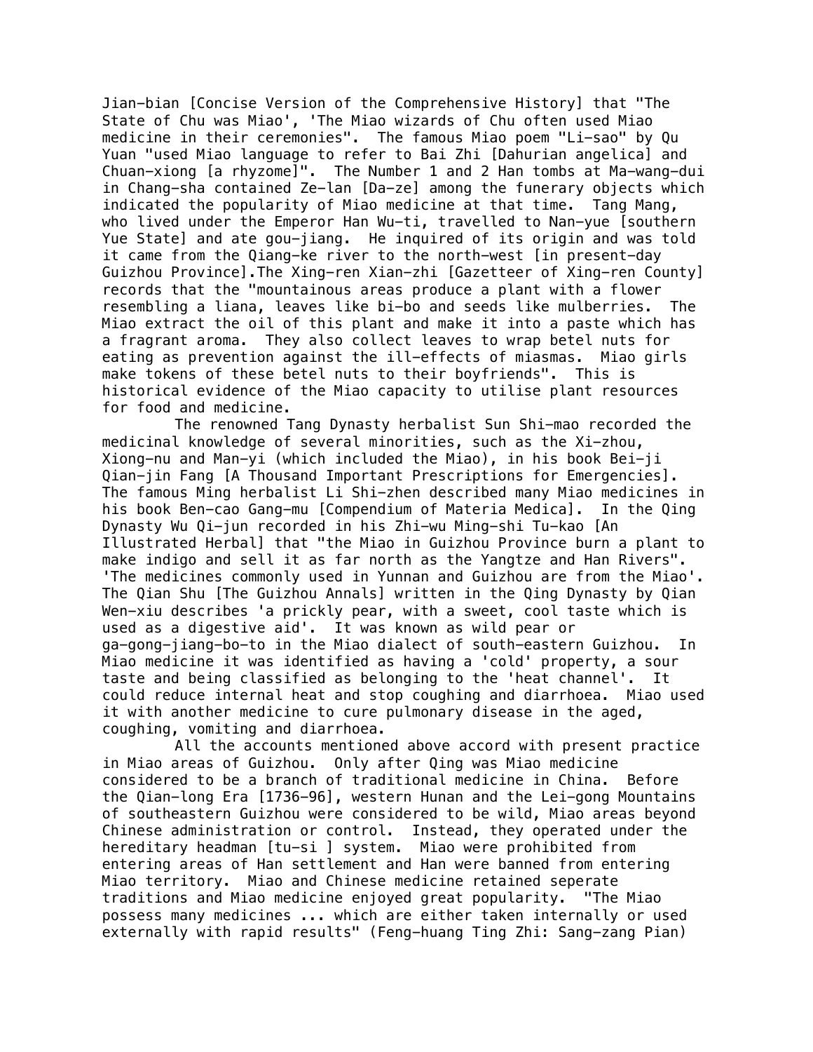Jian-bian [Concise Version of the Comprehensive History] that "The State of Chu was Miao', 'The Miao wizards of Chu often used Miao medicine in their ceremonies". The famous Miao poem "Li-sao" by Qu Yuan "used Miao language to refer to Bai Zhi [Dahurian angelica] and Chuan-xiong [a rhyzome]". The Number 1 and 2 Han tombs at Ma-wang-dui in Chang-sha contained Ze-lan [Da-ze] among the funerary objects which indicated the popularity of Miao medicine at that time. Tang Mang, who lived under the Emperor Han Wu-ti, travelled to Nan-yue [southern Yue State] and ate gou-jiang. He inquired of its origin and was told it came from the Qiang-ke river to the north-west [in present-day Guizhou Province].The Xing-ren Xian-zhi [Gazetteer of Xing-ren County] records that the "mountainous areas produce a plant with a flower resembling a liana, leaves like bi-bo and seeds like mulberries. The Miao extract the oil of this plant and make it into a paste which has a fragrant aroma. They also collect leaves to wrap betel nuts for eating as prevention against the ill-effects of miasmas. Miao girls make tokens of these betel nuts to their boyfriends". This is historical evidence of the Miao capacity to utilise plant resources for food and medicine.

The renowned Tang Dynasty herbalist Sun Shi-mao recorded the medicinal knowledge of several minorities, such as the Xi-zhou, Xiong-nu and Man-yi (which included the Miao), in his book Bei-ji Qian-jin Fang [A Thousand Important Prescriptions for Emergencies]. The famous Ming herbalist Li Shi-zhen described many Miao medicines in his book Ben-cao Gang-mu [Compendium of Materia Medica]. In the Qing Dynasty Wu Qi-jun recorded in his Zhi-wu Ming-shi Tu-kao [An Illustrated Herbal] that "the Miao in Guizhou Province burn a plant to make indigo and sell it as far north as the Yangtze and Han Rivers". 'The medicines commonly used in Yunnan and Guizhou are from the Miao'. The Qian Shu [The Guizhou Annals] written in the Qing Dynasty by Qian Wen-xiu describes 'a prickly pear, with a sweet, cool taste which is used as a digestive aid'. It was known as wild pear or ga-gong-jiang-bo-to in the Miao dialect of south-eastern Guizhou. In Miao medicine it was identified as having a 'cold' property, a sour taste and being classified as belonging to the 'heat channel'. It could reduce internal heat and stop coughing and diarrhoea. Miao used it with another medicine to cure pulmonary disease in the aged, coughing, vomiting and diarrhoea.

All the accounts mentioned above accord with present practice in Miao areas of Guizhou. Only after Qing was Miao medicine considered to be a branch of traditional medicine in China. Before the Qian-long Era [1736-96], western Hunan and the Lei-gong Mountains of southeastern Guizhou were considered to be wild, Miao areas beyond Chinese administration or control. Instead, they operated under the hereditary headman [tu-si ] system. Miao were prohibited from entering areas of Han settlement and Han were banned from entering Miao territory. Miao and Chinese medicine retained seperate traditions and Miao medicine enjoyed great popularity. "The Miao possess many medicines ... which are either taken internally or used externally with rapid results" (Feng-huang Ting Zhi: Sang-zang Pian)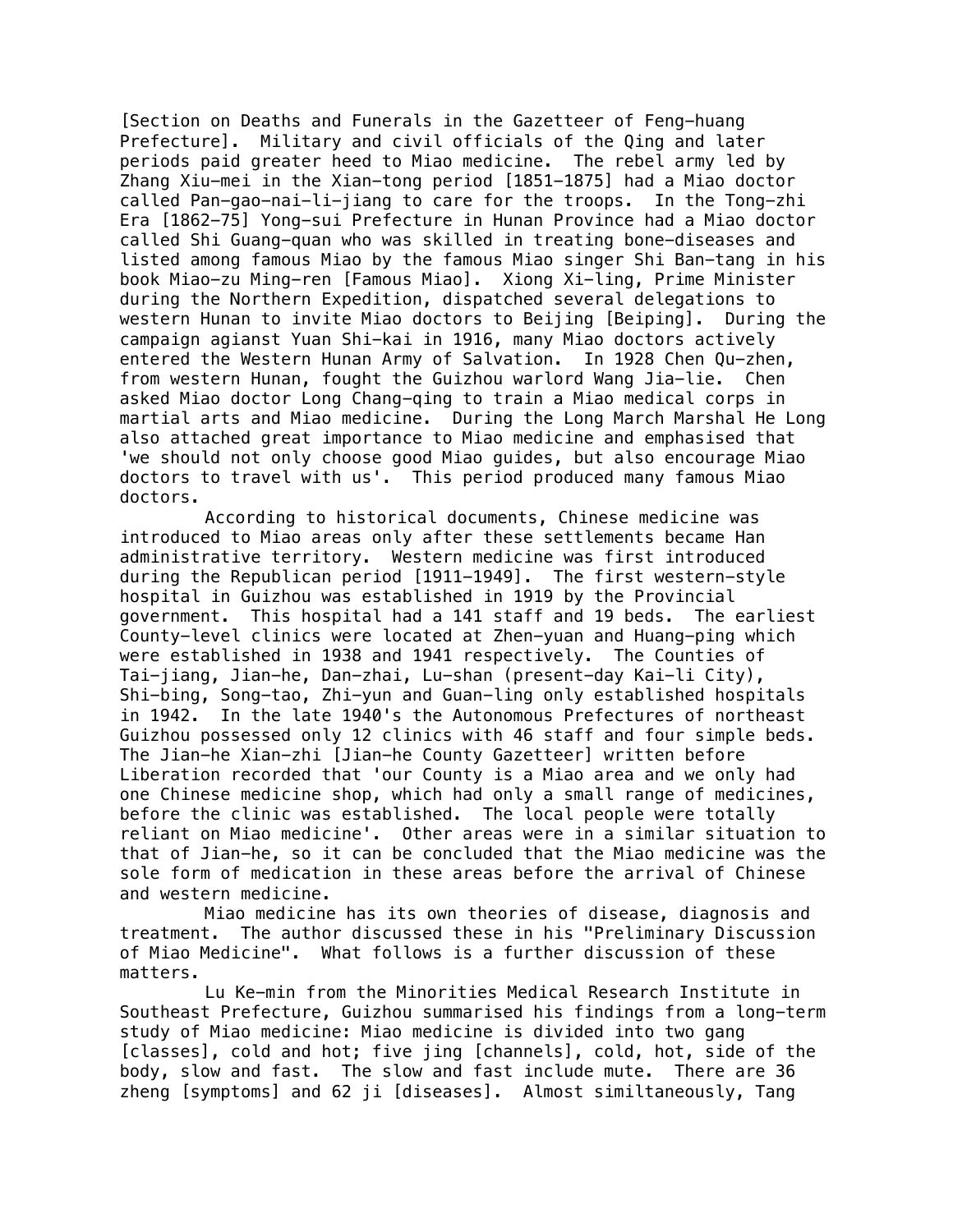[Section on Deaths and Funerals in the Gazetteer of Feng-huang Prefecture]. Military and civil officials of the Qing and later periods paid greater heed to Miao medicine. The rebel army led by Zhang Xiu-mei in the Xian-tong period [1851-1875] had a Miao doctor called Pan-gao-nai-li-jiang to care for the troops. In the Tong-zhi Era [1862-75] Yong-sui Prefecture in Hunan Province had a Miao doctor called Shi Guang-quan who was skilled in treating bone-diseases and listed among famous Miao by the famous Miao singer Shi Ban-tang in his book Miao-zu Ming-ren [Famous Miao]. Xiong Xi-ling, Prime Minister during the Northern Expedition, dispatched several delegations to western Hunan to invite Miao doctors to Beijing [Beiping]. During the campaign agianst Yuan Shi-kai in 1916, many Miao doctors actively entered the Western Hunan Army of Salvation. In 1928 Chen Qu-zhen, from western Hunan, fought the Guizhou warlord Wang Jia-lie. Chen asked Miao doctor Long Chang-qing to train a Miao medical corps in martial arts and Miao medicine. During the Long March Marshal He Long also attached great importance to Miao medicine and emphasised that 'we should not only choose good Miao guides, but also encourage Miao doctors to travel with us'. This period produced many famous Miao doctors.

According to historical documents, Chinese medicine was introduced to Miao areas only after these settlements became Han administrative territory. Western medicine was first introduced during the Republican period [1911-1949]. The first western-style hospital in Guizhou was established in 1919 by the Provincial government. This hospital had a 141 staff and 19 beds. The earliest County-level clinics were located at Zhen-yuan and Huang-ping which were established in 1938 and 1941 respectively. The Counties of Tai-jiang, Jian-he, Dan-zhai, Lu-shan (present-day Kai-li City), Shi-bing, Song-tao, Zhi-yun and Guan-ling only established hospitals in 1942. In the late 1940's the Autonomous Prefectures of northeast Guizhou possessed only 12 clinics with 46 staff and four simple beds. The Jian-he Xian-zhi [Jian-he County Gazetteer] written before Liberation recorded that 'our County is a Miao area and we only had one Chinese medicine shop, which had only a small range of medicines, before the clinic was established. The local people were totally reliant on Miao medicine'. Other areas were in a similar situation to that of Jian-he, so it can be concluded that the Miao medicine was the sole form of medication in these areas before the arrival of Chinese and western medicine.

Miao medicine has its own theories of disease, diagnosis and treatment. The author discussed these in his "Preliminary Discussion of Miao Medicine". What follows is a further discussion of these matters.

Lu Ke-min from the Minorities Medical Research Institute in Southeast Prefecture, Guizhou summarised his findings from a long-term study of Miao medicine: Miao medicine is divided into two gang [classes], cold and hot; five jing [channels], cold, hot, side of the body, slow and fast. The slow and fast include mute. There are 36 zheng [symptoms] and 62 ji [diseases]. Almost similtaneously, Tang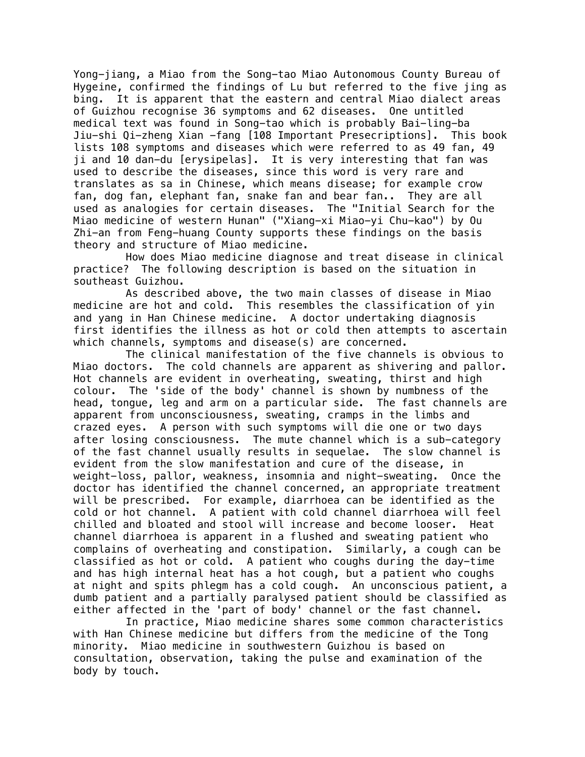Yong-jiang, a Miao from the Song-tao Miao Autonomous County Bureau of Hygeine, confirmed the findings of Lu but referred to the five jing as bing. It is apparent that the eastern and central Miao dialect areas of Guizhou recognise 36 symptoms and 62 diseases. One untitled medical text was found in Song-tao which is probably Bai-ling-ba Jiu-shi Qi-zheng Xian -fang [108 Important Presecriptions]. This book lists 108 symptoms and diseases which were referred to as 49 fan, 49 ji and 10 dan-du [erysipelas]. It is very interesting that fan was used to describe the diseases, since this word is very rare and translates as sa in Chinese, which means disease; for example crow fan, dog fan, elephant fan, snake fan and bear fan.. They are all used as analogies for certain diseases. The "Initial Search for the Miao medicine of western Hunan" ("Xiang-xi Miao-yi Chu-kao") by Ou Zhi-an from Feng-huang County supports these findings on the basis theory and structure of Miao medicine.

How does Miao medicine diagnose and treat disease in clinical practice? The following description is based on the situation in southeast Guizhou.

As described above, the two main classes of disease in Miao medicine are hot and cold. This resembles the classification of yin and yang in Han Chinese medicine. A doctor undertaking diagnosis first identifies the illness as hot or cold then attempts to ascertain which channels, symptoms and disease(s) are concerned.

The clinical manifestation of the five channels is obvious to Miao doctors. The cold channels are apparent as shivering and pallor. Hot channels are evident in overheating, sweating, thirst and high colour. The 'side of the body' channel is shown by numbness of the head, tongue, leg and arm on a particular side. The fast channels are apparent from unconsciousness, sweating, cramps in the limbs and crazed eyes. A person with such symptoms will die one or two days after losing consciousness. The mute channel which is a sub-category of the fast channel usually results in sequelae. The slow channel is evident from the slow manifestation and cure of the disease, in weight-loss, pallor, weakness, insomnia and night-sweating. Once the doctor has identified the channel concerned, an appropriate treatment will be prescribed. For example, diarrhoea can be identified as the cold or hot channel. A patient with cold channel diarrhoea will feel chilled and bloated and stool will increase and become looser. Heat channel diarrhoea is apparent in a flushed and sweating patient who complains of overheating and constipation. Similarly, a cough can be classified as hot or cold. A patient who coughs during the day-time and has high internal heat has a hot cough, but a patient who coughs at night and spits phlegm has a cold cough. An unconscious patient, a dumb patient and a partially paralysed patient should be classified as either affected in the 'part of body' channel or the fast channel.

In practice, Miao medicine shares some common characteristics with Han Chinese medicine but differs from the medicine of the Tong minority. Miao medicine in southwestern Guizhou is based on consultation, observation, taking the pulse and examination of the body by touch.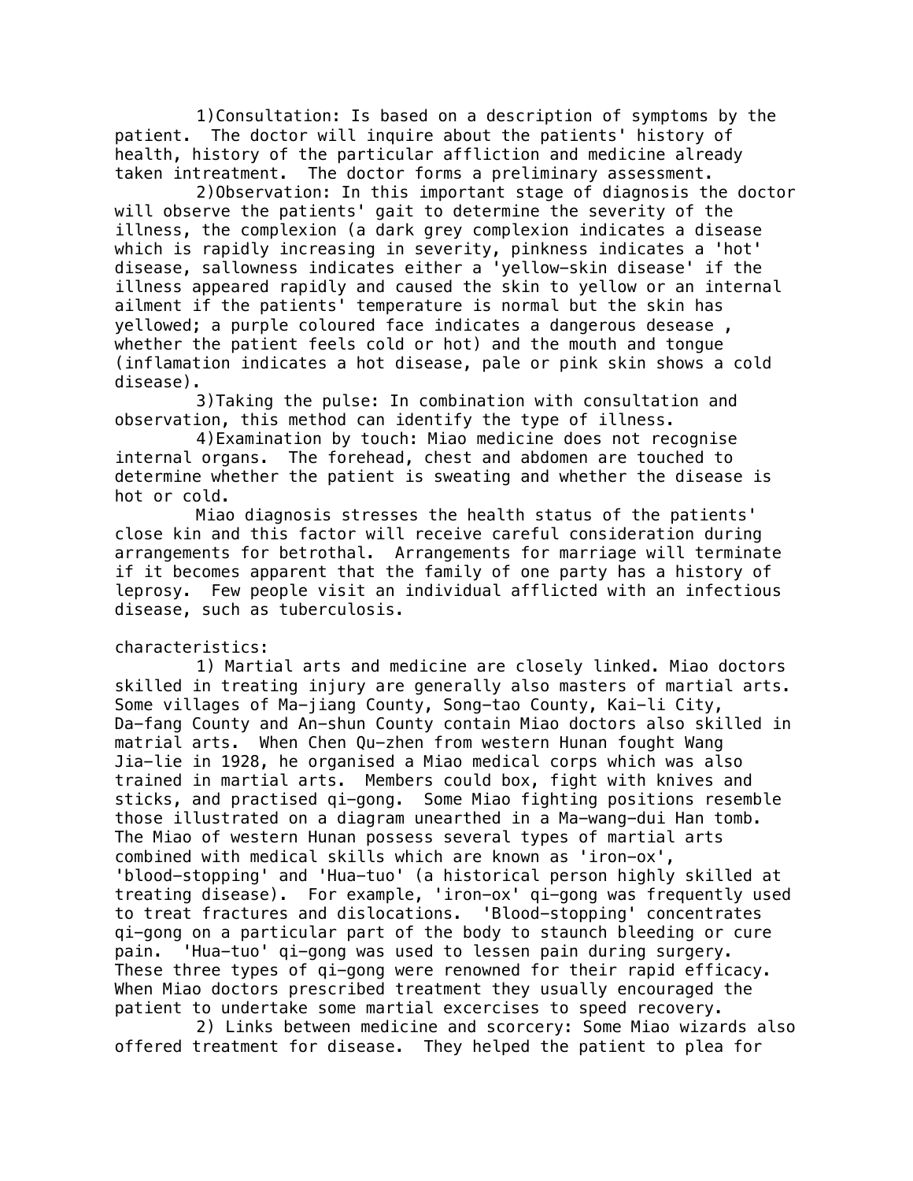1)Consultation: Is based on a description of symptoms by the patient. The doctor will inquire about the patients' history of health, history of the particular affliction and medicine already taken intreatment. The doctor forms a preliminary assessment.

2)Observation: In this important stage of diagnosis the doctor will observe the patients' gait to determine the severity of the illness, the complexion (a dark grey complexion indicates a disease which is rapidly increasing in severity, pinkness indicates a 'hot' disease, sallowness indicates either a 'yellow-skin disease' if the illness appeared rapidly and caused the skin to yellow or an internal ailment if the patients' temperature is normal but the skin has yellowed; a purple coloured face indicates a dangerous desease , whether the patient feels cold or hot) and the mouth and tongue (inflamation indicates a hot disease, pale or pink skin shows a cold disease).

3)Taking the pulse: In combination with consultation and observation, this method can identify the type of illness.

4)Examination by touch: Miao medicine does not recognise internal organs. The forehead, chest and abdomen are touched to determine whether the patient is sweating and whether the disease is hot or cold.

Miao diagnosis stresses the health status of the patients' close kin and this factor will receive careful consideration during arrangements for betrothal. Arrangements for marriage will terminate if it becomes apparent that the family of one party has a history of leprosy. Few people visit an individual afflicted with an infectious disease, such as tuberculosis.

characteristics:

1) Martial arts and medicine are closely linked. Miao doctors skilled in treating injury are generally also masters of martial arts. Some villages of Ma-jiang County, Song-tao County, Kai-li City, Da-fang County and An-shun County contain Miao doctors also skilled in matrial arts. When Chen Qu-zhen from western Hunan fought Wang Jia-lie in 1928, he organised a Miao medical corps which was also trained in martial arts. Members could box, fight with knives and sticks, and practised qi-gong. Some Miao fighting positions resemble those illustrated on a diagram unearthed in a Ma-wang-dui Han tomb. The Miao of western Hunan possess several types of martial arts combined with medical skills which are known as 'iron-ox', 'blood-stopping' and 'Hua-tuo' (a historical person highly skilled at treating disease). For example, 'iron-ox' qi-gong was frequently used to treat fractures and dislocations. 'Blood-stopping' concentrates qi-gong on a particular part of the body to staunch bleeding or cure pain. 'Hua-tuo' qi-gong was used to lessen pain during surgery. These three types of qi-gong were renowned for their rapid efficacy. When Miao doctors prescribed treatment they usually encouraged the patient to undertake some martial excercises to speed recovery.

2) Links between medicine and scorcery: Some Miao wizards also offered treatment for disease. They helped the patient to plea for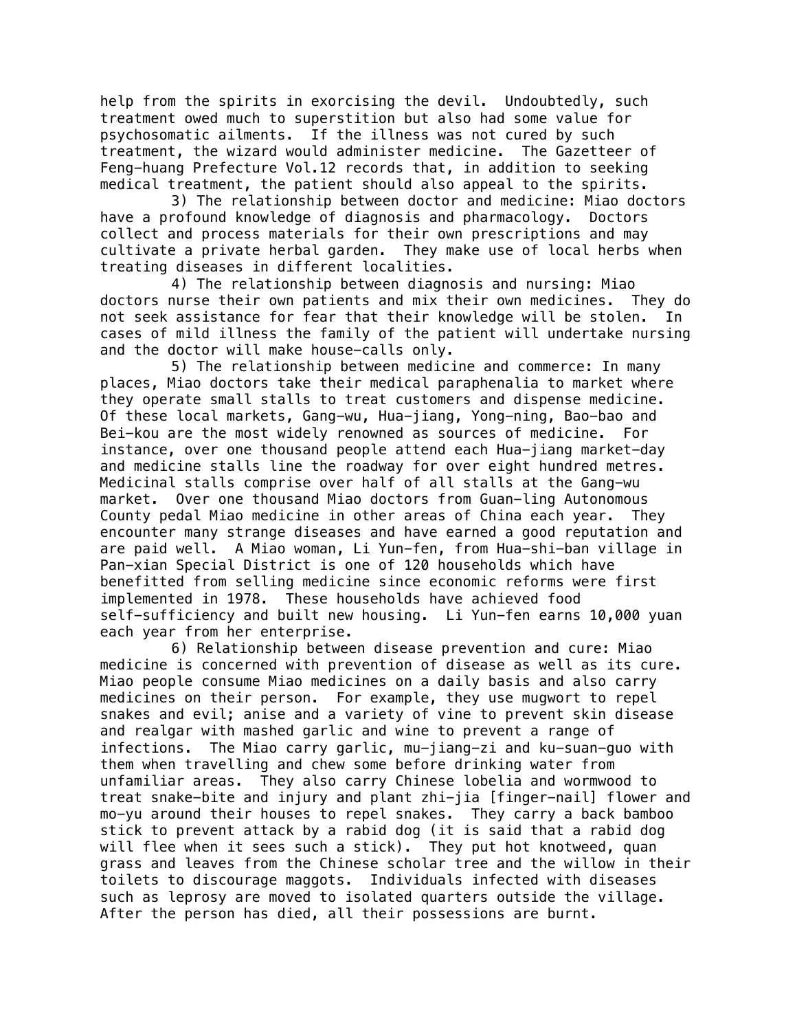help from the spirits in exorcising the devil. Undoubtedly, such treatment owed much to superstition but also had some value for psychosomatic ailments. If the illness was not cured by such treatment, the wizard would administer medicine. The Gazetteer of Feng-huang Prefecture Vol.12 records that, in addition to seeking medical treatment, the patient should also appeal to the spirits.

3) The relationship between doctor and medicine: Miao doctors have a profound knowledge of diagnosis and pharmacology. Doctors collect and process materials for their own prescriptions and may cultivate a private herbal garden. They make use of local herbs when treating diseases in different localities.

4) The relationship between diagnosis and nursing: Miao doctors nurse their own patients and mix their own medicines. They do not seek assistance for fear that their knowledge will be stolen. In cases of mild illness the family of the patient will undertake nursing and the doctor will make house-calls only.

5) The relationship between medicine and commerce: In many places, Miao doctors take their medical paraphenalia to market where they operate small stalls to treat customers and dispense medicine. Of these local markets, Gang-wu, Hua-jiang, Yong-ning, Bao-bao and Bei-kou are the most widely renowned as sources of medicine. For instance, over one thousand people attend each Hua-jiang market-day and medicine stalls line the roadway for over eight hundred metres. Medicinal stalls comprise over half of all stalls at the Gang-wu market. Over one thousand Miao doctors from Guan-ling Autonomous County pedal Miao medicine in other areas of China each year. They encounter many strange diseases and have earned a good reputation and are paid well. A Miao woman, Li Yun-fen, from Hua-shi-ban village in Pan-xian Special District is one of 120 households which have benefitted from selling medicine since economic reforms were first implemented in 1978. These households have achieved food self-sufficiency and built new housing. Li Yun-fen earns 10,000 yuan each year from her enterprise.

6) Relationship between disease prevention and cure: Miao medicine is concerned with prevention of disease as well as its cure. Miao people consume Miao medicines on a daily basis and also carry medicines on their person. For example, they use mugwort to repel snakes and evil; anise and a variety of vine to prevent skin disease and realgar with mashed garlic and wine to prevent a range of infections. The Miao carry garlic, mu-jiang-zi and ku-suan-guo with them when travelling and chew some before drinking water from unfamiliar areas. They also carry Chinese lobelia and wormwood to treat snake-bite and injury and plant zhi-jia [finger-nail] flower and mo-yu around their houses to repel snakes. They carry a back bamboo stick to prevent attack by a rabid dog (it is said that a rabid dog will flee when it sees such a stick). They put hot knotweed, quan grass and leaves from the Chinese scholar tree and the willow in their toilets to discourage maggots. Individuals infected with diseases such as leprosy are moved to isolated quarters outside the village. After the person has died, all their possessions are burnt.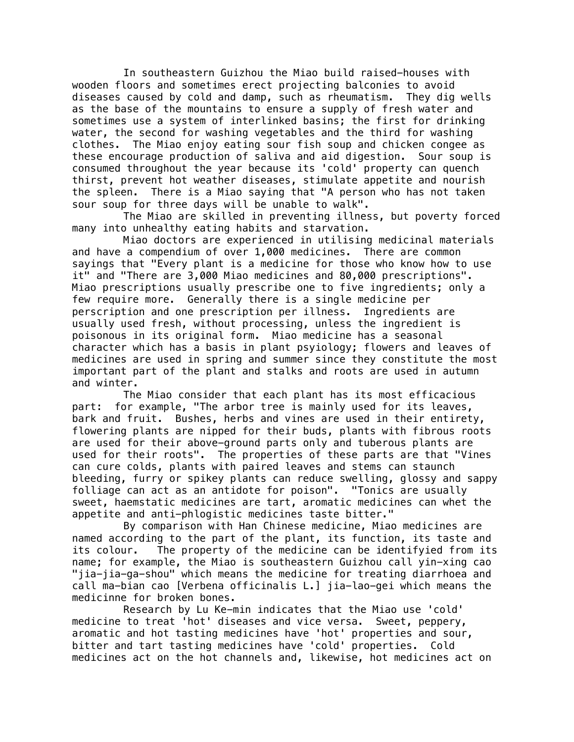In southeastern Guizhou the Miao build raised-houses with wooden floors and sometimes erect projecting balconies to avoid diseases caused by cold and damp, such as rheumatism. They dig wells as the base of the mountains to ensure a supply of fresh water and sometimes use a system of interlinked basins; the first for drinking water, the second for washing vegetables and the third for washing clothes. The Miao enjoy eating sour fish soup and chicken congee as these encourage production of saliva and aid digestion. Sour soup is consumed throughout the year because its 'cold' property can quench thirst, prevent hot weather diseases, stimulate appetite and nourish the spleen. There is a Miao saying that "A person who has not taken sour soup for three days will be unable to walk".

The Miao are skilled in preventing illness, but poverty forced many into unhealthy eating habits and starvation.

Miao doctors are experienced in utilising medicinal materials and have a compendium of over 1,000 medicines. There are common sayings that "Every plant is a medicine for those who know how to use it" and "There are 3,000 Miao medicines and 80,000 prescriptions". Miao prescriptions usually prescribe one to five ingredients; only a few require more. Generally there is a single medicine per perscription and one prescription per illness. Ingredients are usually used fresh, without processing, unless the ingredient is poisonous in its original form. Miao medicine has a seasonal character which has a basis in plant psyiology; flowers and leaves of medicines are used in spring and summer since they constitute the most important part of the plant and stalks and roots are used in autumn and winter.

The Miao consider that each plant has its most efficacious part: for example, "The arbor tree is mainly used for its leaves, bark and fruit. Bushes, herbs and vines are used in their entirety, flowering plants are nipped for their buds, plants with fibrous roots are used for their above-ground parts only and tuberous plants are used for their roots". The properties of these parts are that "Vines can cure colds, plants with paired leaves and stems can staunch bleeding, furry or spikey plants can reduce swelling, glossy and sappy folliage can act as an antidote for poison". "Tonics are usually sweet, haemstatic medicines are tart, aromatic medicines can whet the appetite and anti-phlogistic medicines taste bitter."

By comparison with Han Chinese medicine, Miao medicines are named according to the part of the plant, its function, its taste and its colour. The property of the medicine can be identifyied from its name; for example, the Miao is southeastern Guizhou call yin-xing cao "jia-jia-ga-shou" which means the medicine for treating diarrhoea and call ma-bian cao [Verbena officinalis L.] jia-lao-gei which means the medicinne for broken bones.

Research by Lu Ke-min indicates that the Miao use 'cold' medicine to treat 'hot' diseases and vice versa. Sweet, peppery, aromatic and hot tasting medicines have 'hot' properties and sour, bitter and tart tasting medicines have 'cold' properties. Cold medicines act on the hot channels and, likewise, hot medicines act on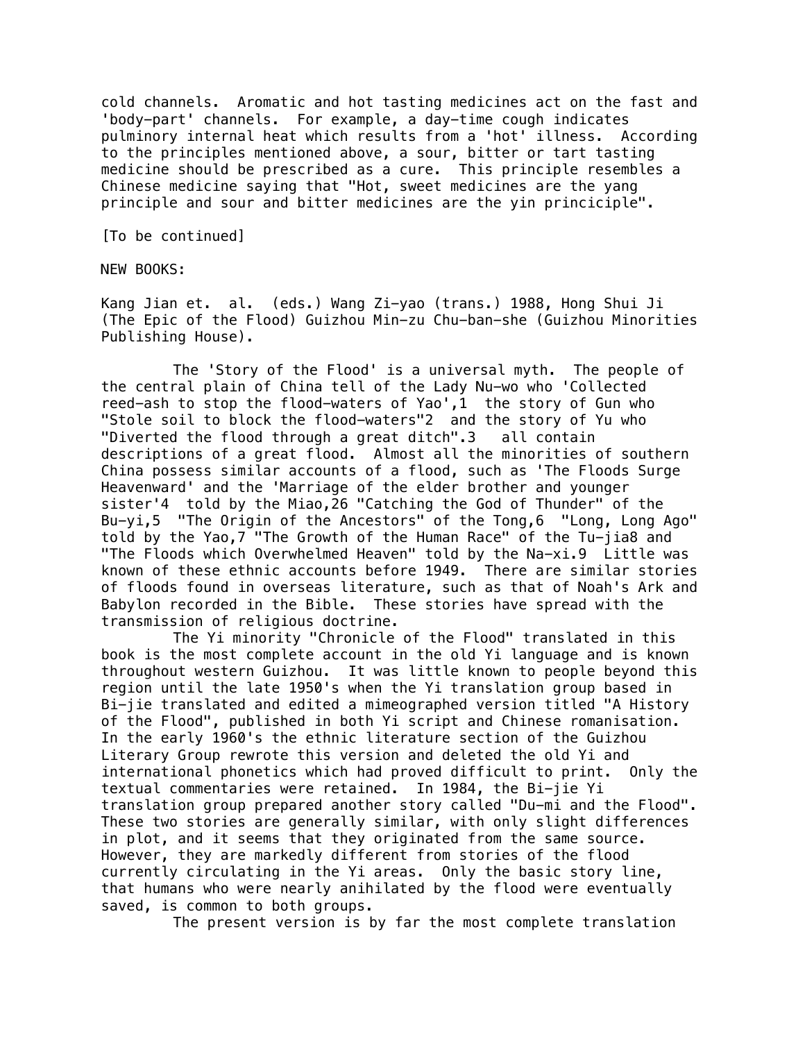cold channels. Aromatic and hot tasting medicines act on the fast and 'body-part' channels. For example, a day-time cough indicates pulminory internal heat which results from a 'hot' illness. According to the principles mentioned above, a sour, bitter or tart tasting medicine should be prescribed as a cure. This principle resembles a Chinese medicine saying that "Hot, sweet medicines are the yang principle and sour and bitter medicines are the yin princiciple".

[To be continued]

NEW BOOKS:

Kang Jian et. al. (eds.) Wang Zi-yao (trans.) 1988, Hong Shui Ji (The Epic of the Flood) Guizhou Min-zu Chu-ban-she (Guizhou Minorities Publishing House).

The 'Story of the Flood' is a universal myth. The people of the central plain of China tell of the Lady Nu-wo who 'Collected reed-ash to stop the flood-waters of Yao',1 the story of Gun who "Stole soil to block the flood-waters"2 and the story of Yu who "Diverted the flood through a great ditch".3 all contain descriptions of a great flood. Almost all the minorities of southern China possess similar accounts of a flood, such as 'The Floods Surge Heavenward' and the 'Marriage of the elder brother and younger sister'4 told by the Miao,26 "Catching the God of Thunder" of the Bu-yi,5 "The Origin of the Ancestors" of the Tong,6 "Long, Long Ago" told by the Yao,7 "The Growth of the Human Race" of the Tu-jia8 and "The Floods which Overwhelmed Heaven" told by the Na-xi.9 Little was known of these ethnic accounts before 1949. There are similar stories of floods found in overseas literature, such as that of Noah's Ark and Babylon recorded in the Bible. These stories have spread with the transmission of religious doctrine.

The Yi minority "Chronicle of the Flood" translated in this book is the most complete account in the old Yi language and is known throughout western Guizhou. It was little known to people beyond this region until the late 1950's when the Yi translation group based in Bi-jie translated and edited a mimeographed version titled "A History of the Flood", published in both Yi script and Chinese romanisation. In the early 1960's the ethnic literature section of the Guizhou Literary Group rewrote this version and deleted the old Yi and international phonetics which had proved difficult to print. Only the textual commentaries were retained. In 1984, the Bi-jie Yi translation group prepared another story called "Du-mi and the Flood". These two stories are generally similar, with only slight differences in plot, and it seems that they originated from the same source. However, they are markedly different from stories of the flood currently circulating in the Yi areas. Only the basic story line, that humans who were nearly anihilated by the flood were eventually saved, is common to both groups.

The present version is by far the most complete translation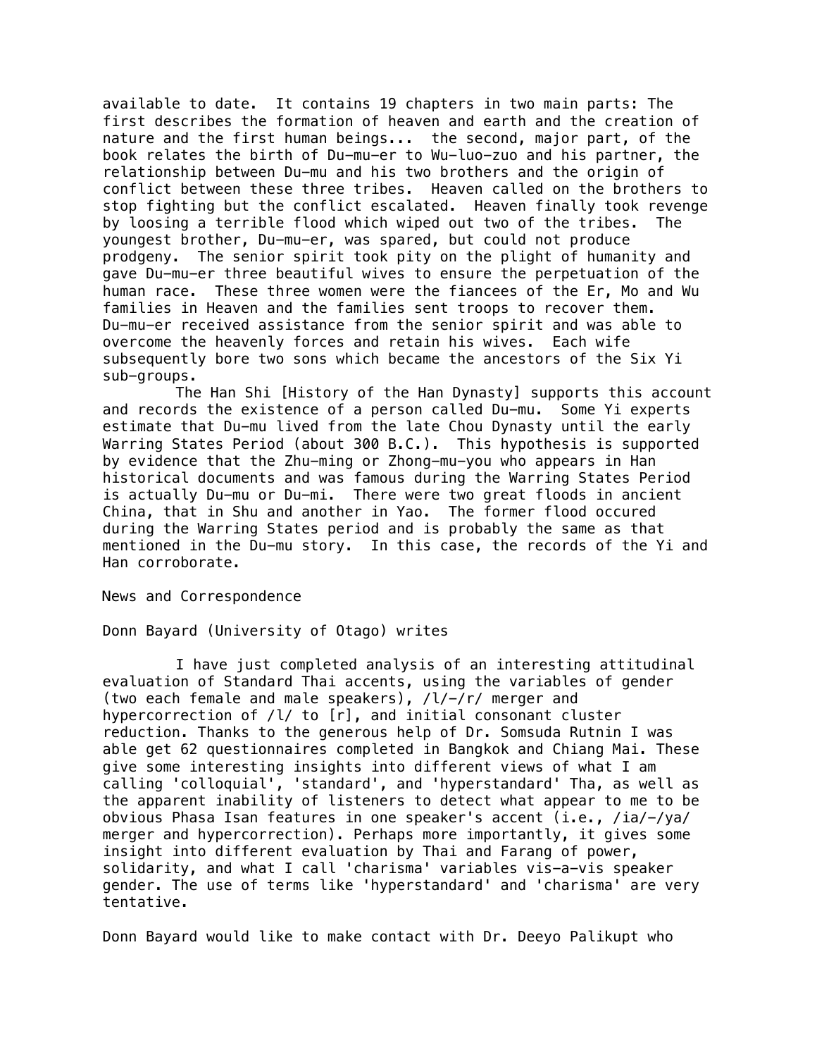available to date. It contains 19 chapters in two main parts: The first describes the formation of heaven and earth and the creation of nature and the first human beings... the second, major part, of the book relates the birth of Du-mu-er to Wu-luo-zuo and his partner, the relationship between Du-mu and his two brothers and the origin of conflict between these three tribes. Heaven called on the brothers to stop fighting but the conflict escalated. Heaven finally took revenge by loosing a terrible flood which wiped out two of the tribes. The youngest brother, Du-mu-er, was spared, but could not produce prodgeny. The senior spirit took pity on the plight of humanity and gave Du-mu-er three beautiful wives to ensure the perpetuation of the human race. These three women were the fiancees of the Er, Mo and Wu families in Heaven and the families sent troops to recover them. Du-mu-er received assistance from the senior spirit and was able to overcome the heavenly forces and retain his wives. Each wife subsequently bore two sons which became the ancestors of the Six Yi sub-groups.

The Han Shi [History of the Han Dynasty] supports this account and records the existence of a person called Du-mu. Some Yi experts estimate that Du-mu lived from the late Chou Dynasty until the early Warring States Period (about 300 B.C.). This hypothesis is supported by evidence that the Zhu-ming or Zhong-mu-you who appears in Han historical documents and was famous during the Warring States Period is actually Du-mu or Du-mi. There were two great floods in ancient China, that in Shu and another in Yao. The former flood occured during the Warring States period and is probably the same as that mentioned in the Du-mu story. In this case, the records of the Yi and Han corroborate.

News and Correspondence

Donn Bayard (University of Otago) writes

I have just completed analysis of an interesting attitudinal evaluation of Standard Thai accents, using the variables of gender (two each female and male speakers), /l/-/r/ merger and hypercorrection of /l/ to [r], and initial consonant cluster reduction. Thanks to the generous help of Dr. Somsuda Rutnin I was able get 62 questionnaires completed in Bangkok and Chiang Mai. These give some interesting insights into different views of what I am calling 'colloquial', 'standard', and 'hyperstandard' Tha, as well as the apparent inability of listeners to detect what appear to me to be obvious Phasa Isan features in one speaker's accent (i.e., /ia/-/ya/ merger and hypercorrection). Perhaps more importantly, it gives some insight into different evaluation by Thai and Farang of power, solidarity, and what I call 'charisma' variables vis-a-vis speaker gender. The use of terms like 'hyperstandard' and 'charisma' are very tentative.

Donn Bayard would like to make contact with Dr. Deeyo Palikupt who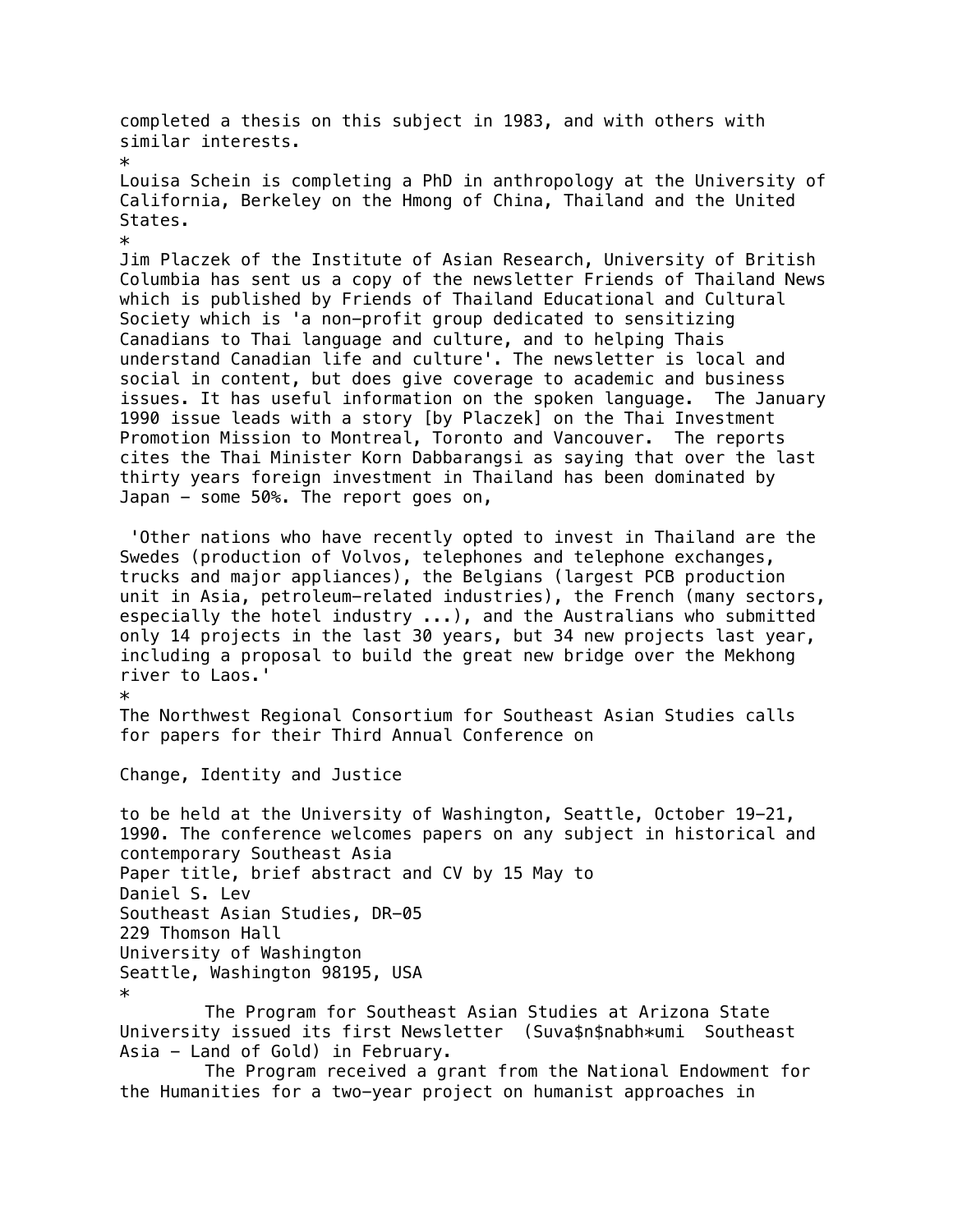completed a thesis on this subject in 1983, and with others with similar interests.

*

Louisa Schein is completing a PhD in anthropology at the University of California, Berkeley on the Hmong of China, Thailand and the United States.

*

Jim Placzek of the Institute of Asian Research, University of British Columbia has sent us a copy of the newsletter Friends of Thailand News which is published by Friends of Thailand Educational and Cultural Society which is 'a non-profit group dedicated to sensitizing Canadians to Thai language and culture, and to helping Thais understand Canadian life and culture'. The newsletter is local and social in content, but does give coverage to academic and business issues. It has useful information on the spoken language. The January 1990 issue leads with a story [by Placzek] on the Thai Investment Promotion Mission to Montreal, Toronto and Vancouver. The reports cites the Thai Minister Korn Dabbarangsi as saying that over the last thirty years foreign investment in Thailand has been dominated by Japan - some 50%. The report goes on,

'Other nations who have recently opted to invest in Thailand are the Swedes (production of Volvos, telephones and telephone exchanges, trucks and major appliances), the Belgians (largest PCB production unit in Asia, petroleum-related industries), the French (many sectors, especially the hotel industry ...), and the Australians who submitted only 14 projects in the last 30 years, but 34 new projects last year, including a proposal to build the great new bridge over the Mekhong river to Laos.'

*

The Northwest Regional Consortium for Southeast Asian Studies calls for papers for their Third Annual Conference on

Change, Identity and Justice

to be held at the University of Washington, Seattle, October 19-21, 1990. The conference welcomes papers on any subject in historical and contemporary Southeast Asia
Paper title, brief abstract and CV by 15 May to
Daniel S. Lev
Southeast Asian Studies, DR-05
229 Thomson Hall
University of Washington
Seattle, Washington 98195, USA

*

The Program for Southeast Asian Studies at Arizona State University issued its first Newsletter (Suva$n$nabh*umi Southeast Asia - Land of Gold) in February.

The Program received a grant from the National Endowment for the Humanities for a two-year project on humanist approaches in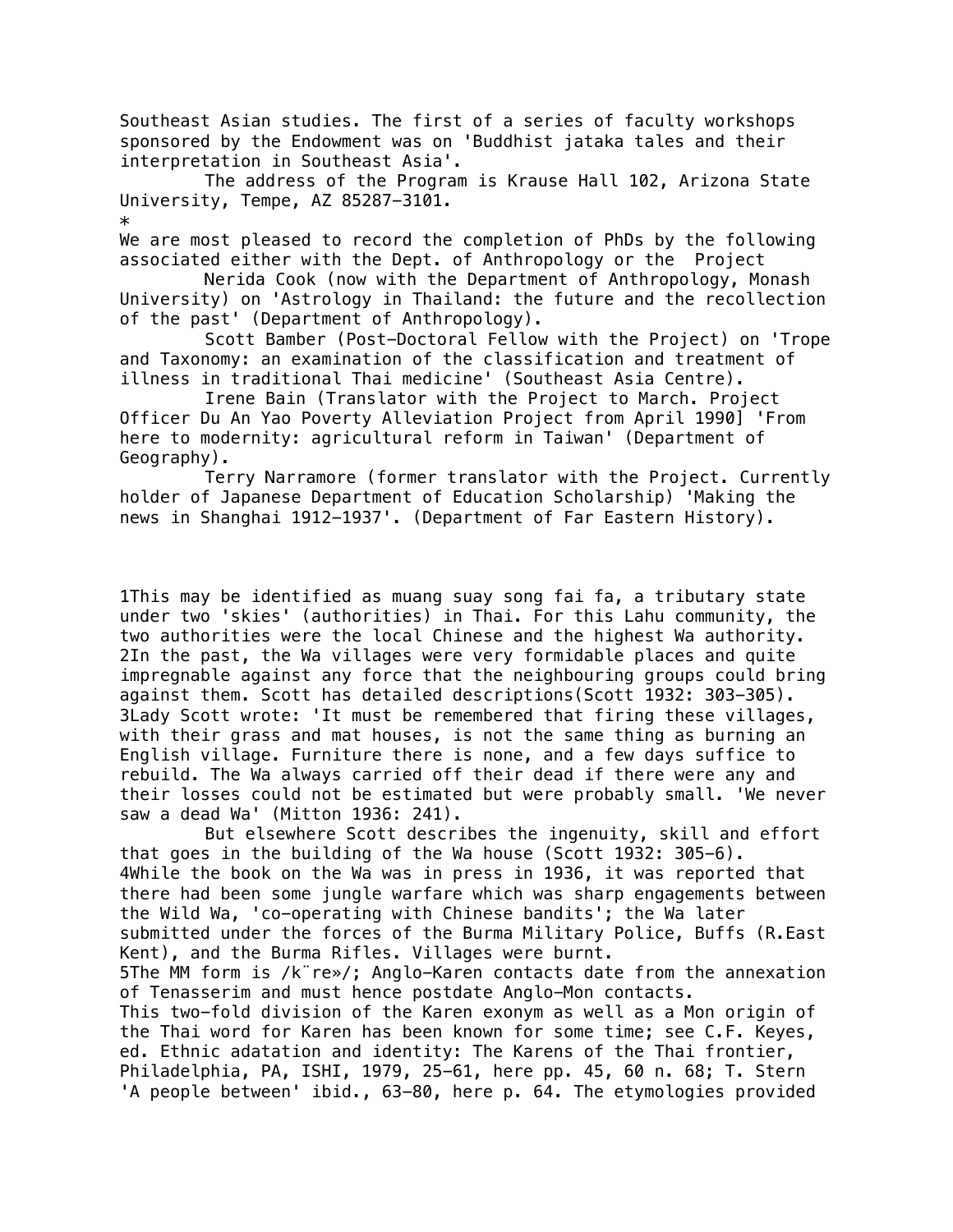Southeast Asian studies. The first of a series of faculty workshops sponsored by the Endowment was on 'Buddhist jataka tales and their interpretation in Southeast Asia'.

The address of the Program is Krause Hall 102, Arizona State University, Tempe, AZ 85287-3101.

*

We are most pleased to record the completion of PhDs by the following associated either with the Dept. of Anthropology or the Project

Nerida Cook (now with the Department of Anthropology, Monash University) on 'Astrology in Thailand: the future and the recollection of the past' (Department of Anthropology).

Scott Bamber (Post-Doctoral Fellow with the Project) on 'Trope and Taxonomy: an examination of the classification and treatment of illness in traditional Thai medicine' (Southeast Asia Centre).

Irene Bain (Translator with the Project to March. Project Officer Du An Yao Poverty Alleviation Project from April 1990] 'From here to modernity: agricultural reform in Taiwan' (Department of Geography).

Terry Narramore (former translator with the Project. Currently holder of Japanese Department of Education Scholarship) 'Making the news in Shanghai 1912-1937'. (Department of Far Eastern History).

1This may be identified as muang suay song fai fa, a tributary state under two 'skies' (authorities) in Thai. For this Lahu community, the two authorities were the local Chinese and the highest Wa authority.

2In the past, the Wa villages were very formidable places and quite impregnable against any force that the neighbouring groups could bring against them. Scott has detailed descriptions(Scott 1932: 303-305).

3Lady Scott wrote: 'It must be remembered that firing these villages, with their grass and mat houses, is not the same thing as burning an English village. Furniture there is none, and a few days suffice to rebuild. The Wa always carried off their dead if there were any and their losses could not be estimated but were probably small. 'We never saw a dead Wa' (Mitton 1936: 241).

But elsewhere Scott describes the ingenuity, skill and effort that goes in the building of the Wa house (Scott 1932: 305-6).

4While the book on the Wa was in press in 1936, it was reported that there had been some jungle warfare which was sharp engagements between the Wild Wa, 'co-operating with Chinese bandits'; the Wa later submitted under the forces of the Burma Military Police, Buffs (R.East Kent), and the Burma Rifles. Villages were burnt.

5The MM form is /k¨re»/; Anglo-Karen contacts date from the annexation of Tenasserim and must hence postdate Anglo-Mon contacts.

This two-fold division of the Karen exonym as well as a Mon origin of the Thai word for Karen has been known for some time; see C.F. Keyes, ed. Ethnic adatation and identity: The Karens of the Thai frontier, Philadelphia, PA, ISHI, 1979, 25-61, here pp. 45, 60 n. 68; T. Stern 'A people between' ibid., 63-80, here p. 64. The etymologies provided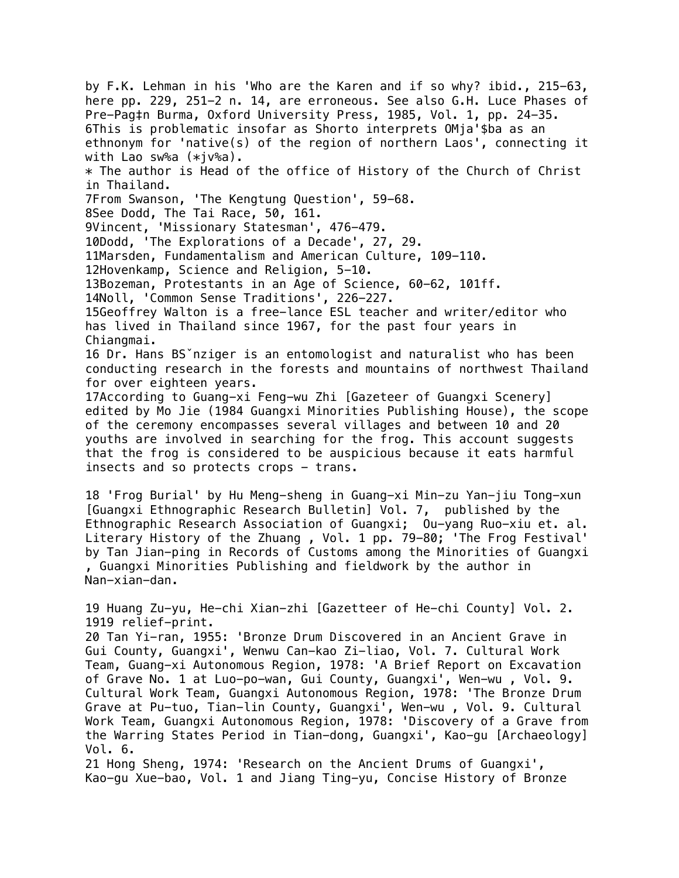by F.K. Lehman in his 'Who are the Karen and if so why? ibid., 215-63, here pp. 229, 251-2 n. 14, are erroneous. See also G.H. Luce Phases of Pre-Pag‡n Burma, Oxford University Press, 1985, Vol. 1, pp. 24-35.

6This is problematic insofar as Shorto interprets OMja'$ba as an ethnonym for 'native(s) of the region of northern Laos', connecting it with Lao sw%a (*jv%a).

* The author is Head of the office of History of the Church of Christ in Thailand.

7From Swanson, 'The Kengtung Question', 59-68.

8See Dodd, The Tai Race, 50, 161.

9Vincent, 'Missionary Statesman', 476-479.

10Dodd, 'The Explorations of a Decade', 27, 29.

11Marsden, Fundamentalism and American Culture, 109-110.

12Hovenkamp, Science and Religion, 5-10.

13Bozeman, Protestants in an Age of Science, 60-62, 101ff.

14Noll, 'Common Sense Traditions', 226-227.

15Geoffrey Walton is a free-lance ESL teacher and writer/editor who has lived in Thailand since 1967, for the past four years in Chiangmai.

16 Dr. Hans BSˇnziger is an entomologist and naturalist who has been conducting research in the forests and mountains of northwest Thailand for over eighteen years.

17According to Guang-xi Feng-wu Zhi [Gazeteer of Guangxi Scenery] edited by Mo Jie (1984 Guangxi Minorities Publishing House), the scope of the ceremony encompasses several villages and between 10 and 20 youths are involved in searching for the frog. This account suggests that the frog is considered to be auspicious because it eats harmful insects and so protects crops - trans.

18 'Frog Burial' by Hu Meng-sheng in Guang-xi Min-zu Yan-jiu Tong-xun [Guangxi Ethnographic Research Bulletin] Vol. 7, published by the Ethnographic Research Association of Guangxi; Ou-yang Ruo-xiu et. al. Literary History of the Zhuang , Vol. 1 pp. 79-80; 'The Frog Festival' by Tan Jian-ping in Records of Customs among the Minorities of Guangxi , Guangxi Minorities Publishing and fieldwork by the author in Nan-xian-dan.

19 Huang Zu-yu, He-chi Xian-zhi [Gazetteer of He-chi County] Vol. 2. 1919 relief-print.

20 Tan Yi-ran, 1955: 'Bronze Drum Discovered in an Ancient Grave in Gui County, Guangxi', Wenwu Can-kao Zi-liao, Vol. 7. Cultural Work Team, Guang-xi Autonomous Region, 1978: 'A Brief Report on Excavation of Grave No. 1 at Luo-po-wan, Gui County, Guangxi', Wen-wu , Vol. 9. Cultural Work Team, Guangxi Autonomous Region, 1978: 'The Bronze Drum Grave at Pu-tuo, Tian-lin County, Guangxi', Wen-wu , Vol. 9. Cultural Work Team, Guangxi Autonomous Region, 1978: 'Discovery of a Grave from the Warring States Period in Tian-dong, Guangxi', Kao-gu [Archaeology] Vol. 6.

21 Hong Sheng, 1974: 'Research on the Ancient Drums of Guangxi', Kao-gu Xue-bao, Vol. 1 and Jiang Ting-yu, Concise History of Bronze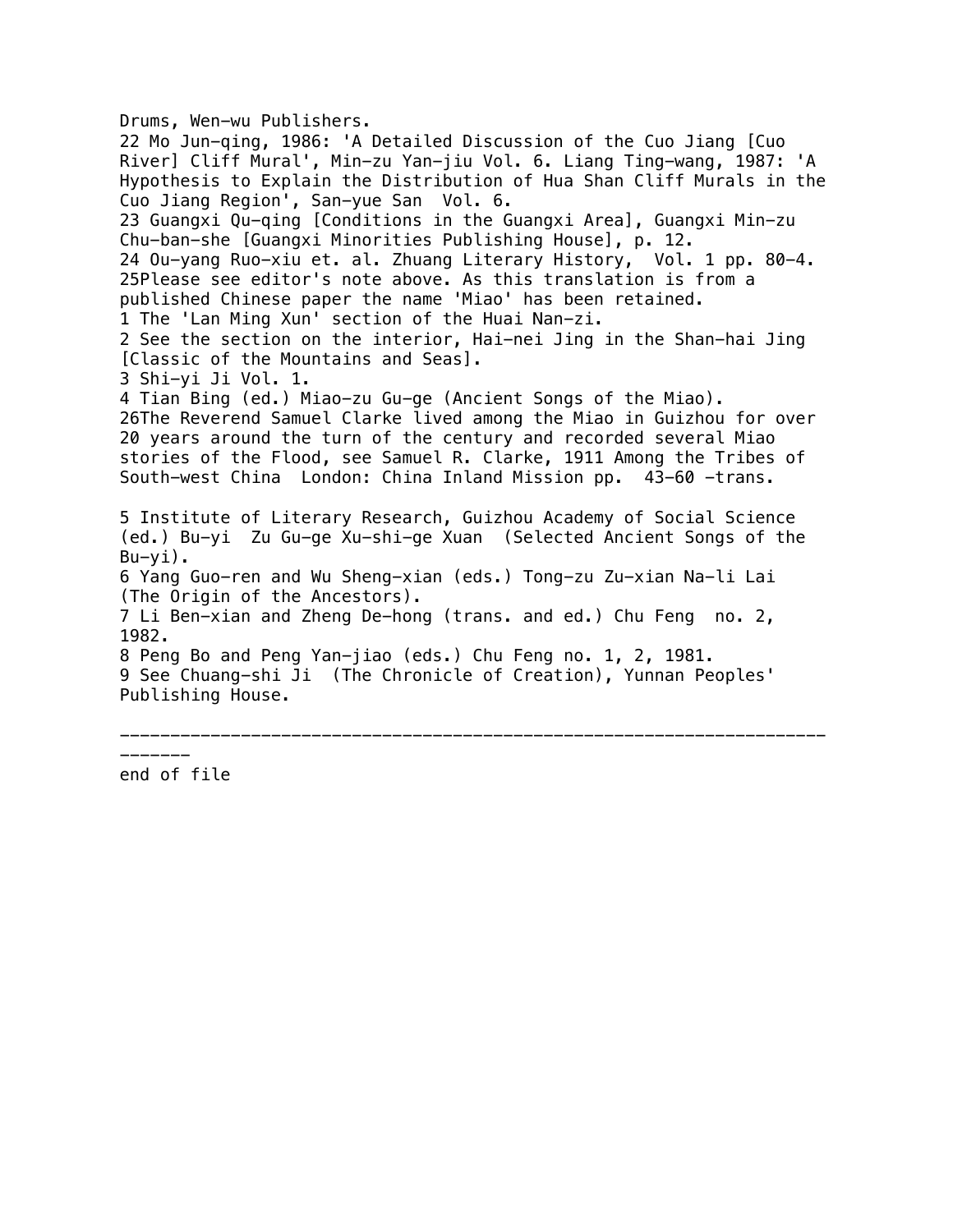Drums, Wen-wu Publishers.

22 Mo Jun-qing, 1986: 'A Detailed Discussion of the Cuo Jiang [Cuo River] Cliff Mural', Min-zu Yan-jiu Vol. 6. Liang Ting-wang, 1987: 'A Hypothesis to Explain the Distribution of Hua Shan Cliff Murals in the Cuo Jiang Region', San-yue San Vol. 6.

23 Guangxi Qu-qing [Conditions in the Guangxi Area], Guangxi Min-zu Chu-ban-she [Guangxi Minorities Publishing House], p. 12.

24 Ou-yang Ruo-xiu et. al. Zhuang Literary History, Vol. 1 pp. 80-4.

25Please see editor's note above. As this translation is from a published Chinese paper the name 'Miao' has been retained.

1 The 'Lan Ming Xun' section of the Huai Nan-zi.

2 See the section on the interior, Hai-nei Jing in the Shan-hai Jing [Classic of the Mountains and Seas].

3 Shi-yi Ji Vol. 1.

4 Tian Bing (ed.) Miao-zu Gu-ge (Ancient Songs of the Miao).

26The Reverend Samuel Clarke lived among the Miao in Guizhou for over 20 years around the turn of the century and recorded several Miao stories of the Flood, see Samuel R. Clarke, 1911 Among the Tribes of South-west China London: China Inland Mission pp. 43-60 -trans.

5 Institute of Literary Research, Guizhou Academy of Social Science (ed.) Bu-yi Zu Gu-ge Xu-shi-ge Xuan (Selected Ancient Songs of the Bu-yi).

6 Yang Guo-ren and Wu Sheng-xian (eds.) Tong-zu Zu-xian Na-li Lai (The Origin of the Ancestors).

7 Li Ben-xian and Zheng De-hong (trans. and ed.) Chu Feng no. 2, 1982.

8 Peng Bo and Peng Yan-jiao (eds.) Chu Feng no. 1, 2, 1981.

9 See Chuang-shi Ji (The Chronicle of Creation), Yunnan Peoples' Publishing House.

---

end of file